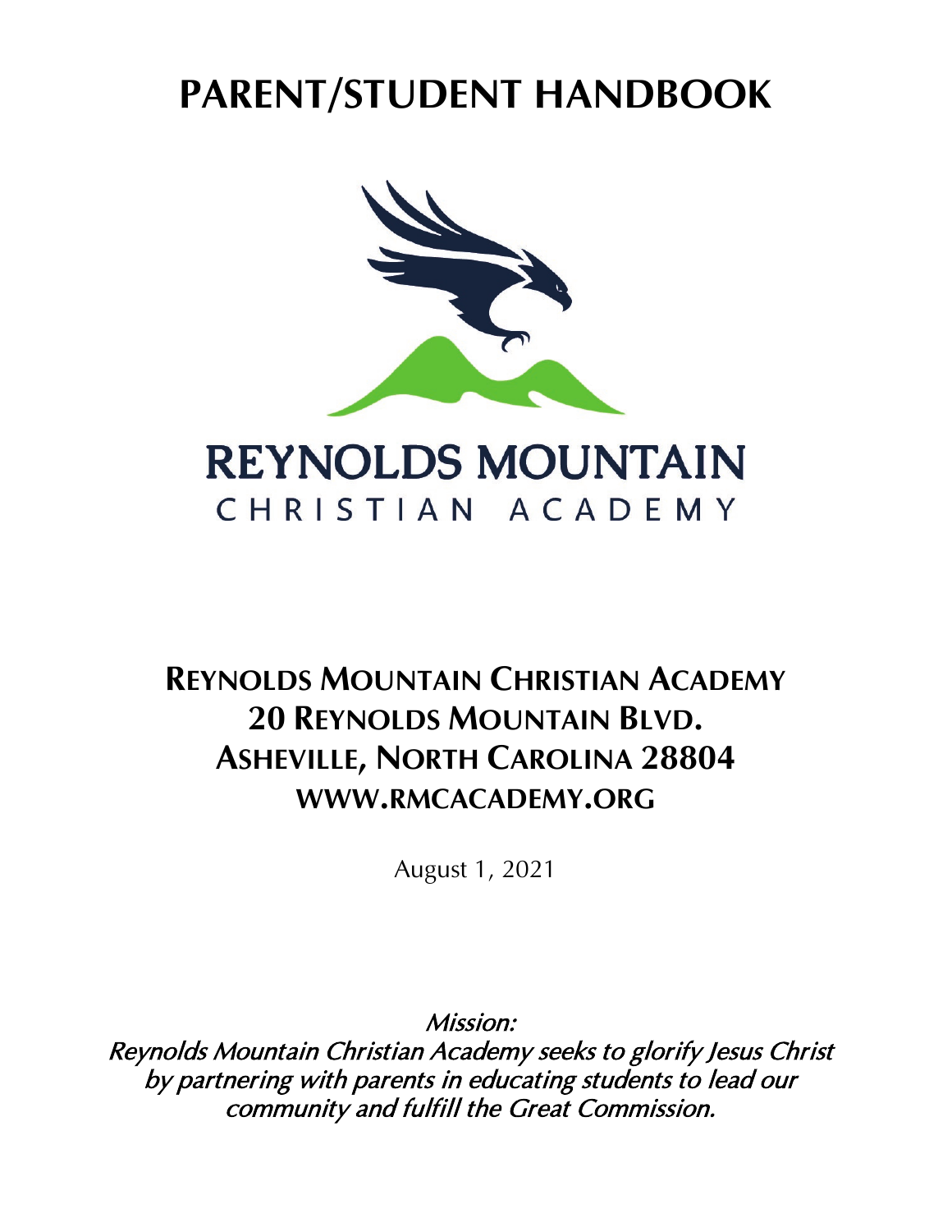# PARENT/STUDENT HANDBOOK

REYNOLDS MOUNTAIN

CHRISTIAN ACADEMY

## REYNOLDS MOUNTAIN CHRISTIAN ACADEMY
## 20 REYNOLDS MOUNTAIN BLVD.
## ASHEVILLE, NORTH CAROLINA 28804
## WWW.RMCACADEMY.ORG

August 1, 2021

*Mission:*
*Reynolds Mountain Christian Academy seeks to glorify Jesus Christ by partnering with parents in educating students to lead our community and fulfill the Great Commission.*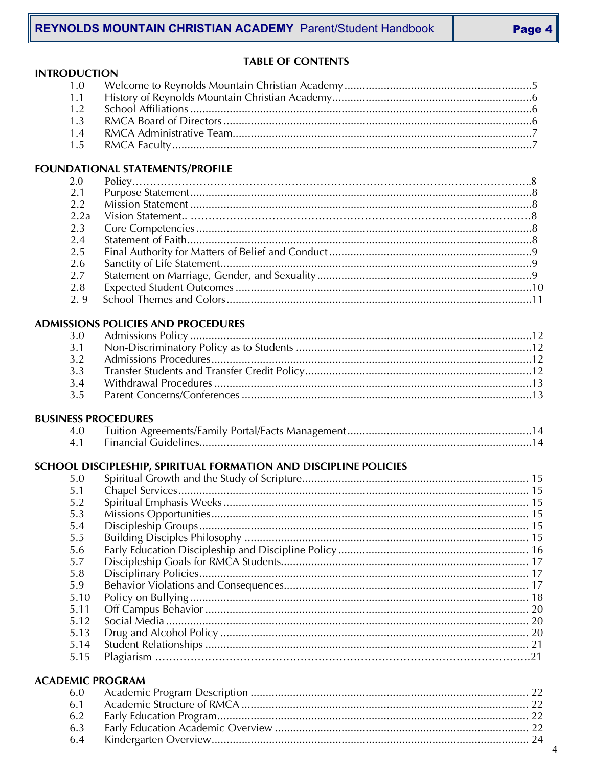# TABLE OF CONTENTS

## INTRODUCTION

| | | |
|---|---|---|
| 1.0 | Welcome to Reynolds Mountain Christian Academy | 5 |
| 1.1 | History of Reynolds Mountain Christian Academy | 6 |
| 1.2 | School Affiliations | 6 |
| 1.3 | RMCA Board of Directors | 6 |
| 1.4 | RMCA Administrative Team | 7 |
| 1.5 | RMCA Faculty | 7 |

## FOUNDATIONAL STATEMENTS/PROFILE

| | | |
|---|---|---|
| 2.0 | Policy | 8 |
| 2.1 | Purpose Statement | 8 |
| 2.2 | Mission Statement | 8 |
| 2.2a | Vision Statement | 8 |
| 2.3 | Core Competencies | 8 |
| 2.4 | Statement of Faith | 8 |
| 2.5 | Final Authority for Matters of Belief and Conduct | 9 |
| 2.6 | Sanctity of Life Statement | 9 |
| 2.7 | Statement on Marriage, Gender, and Sexuality | 9 |
| 2.8 | Expected Student Outcomes | 10 |
| 2. 9 | School Themes and Colors | 11 |

## ADMISSIONS POLICIES AND PROCEDURES

| | | |
|---|---|---|
| 3.0 | Admissions Policy | 12 |
| 3.1 | Non-Discriminatory Policy as to Students | 12 |
| 3.2 | Admissions Procedures | 12 |
| 3.3 | Transfer Students and Transfer Credit Policy | 12 |
| 3.4 | Withdrawal Procedures | 13 |
| 3.5 | Parent Concerns/Conferences | 13 |

## BUSINESS PROCEDURES

| | | |
|---|---|---|
| 4.0 | Tuition Agreements/Family Portal/Facts Management | 14 |
| 4.1 | Financial Guidelines | 14 |

## SCHOOL DISCIPLESHIP, SPIRITUAL FORMATION AND DISCIPLINE POLICIES

| | | |
|---|---|---|
| 5.0 | Spiritual Growth and the Study of Scripture | 15 |
| 5.1 | Chapel Services | 15 |
| 5.2 | Spiritual Emphasis Weeks | 15 |
| 5.3 | Missions Opportunities | 15 |
| 5.4 | Discipleship Groups | 15 |
| 5.5 | Building Disciples Philosophy | 15 |
| 5.6 | Early Education Discipleship and Discipline Policy | 16 |
| 5.7 | Discipleship Goals for RMCA Students | 17 |
| 5.8 | Disciplinary Policies | 17 |
| 5.9 | Behavior Violations and Consequences | 17 |
| 5.10 | Policy on Bullying | 18 |
| 5.11 | Off Campus Behavior | 20 |
| 5.12 | Social Media | 20 |
| 5.13 | Drug and Alcohol Policy | 20 |
| 5.14 | Student Relationships | 21 |
| 5.15 | Plagiarism | 21 |

## ACADEMIC PROGRAM

| | | |
|---|---|---|
| 6.0 | Academic Program Description | 22 |
| 6.1 | Academic Structure of RMCA | 22 |
| 6.2 | Early Education Program | 22 |
| 6.3 | Early Education Academic Overview | 22 |
| 6.4 | Kindergarten Overview | 24 |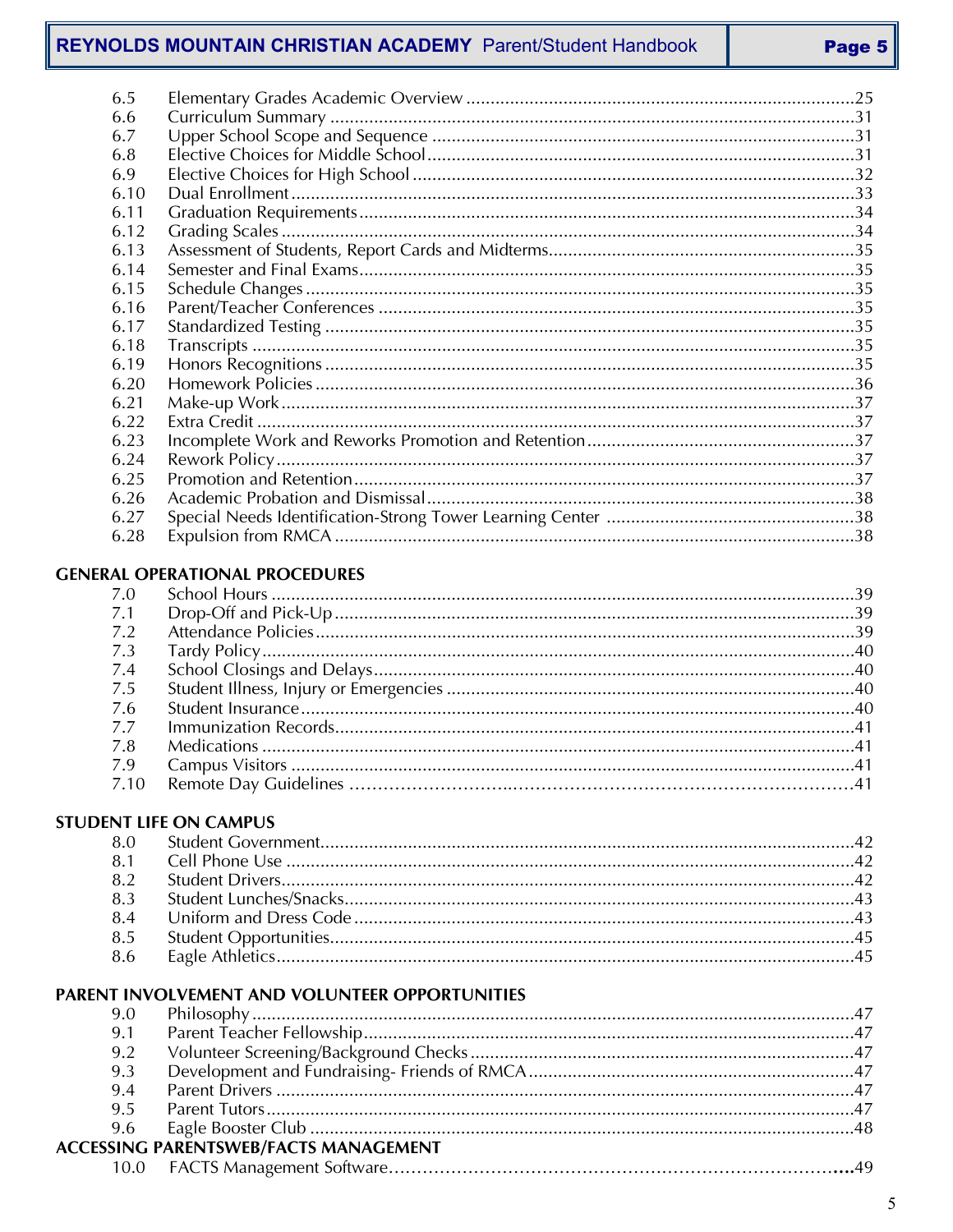6.5 Elementary Grades Academic Overview ....................................................................25
6.6 Curriculum Summary ....................................................................31
6.7 Upper School Scope and Sequence ....................................................................31
6.8 Elective Choices for Middle School ....................................................................31
6.9 Elective Choices for High School ....................................................................32
6.10 Dual Enrollment ....................................................................33
6.11 Graduation Requirements ....................................................................34
6.12 Grading Scales ....................................................................34
6.13 Assessment of Students, Report Cards and Midterms ....................................................................35
6.14 Semester and Final Exams ....................................................................35
6.15 Schedule Changes ....................................................................35
6.16 Parent/Teacher Conferences ....................................................................35
6.17 Standardized Testing ....................................................................35
6.18 Transcripts ....................................................................35
6.19 Honors Recognitions ....................................................................35
6.20 Homework Policies ....................................................................36
6.21 Make-up Work ....................................................................37
6.22 Extra Credit ....................................................................37
6.23 Incomplete Work and Reworks Promotion and Retention ....................................................................37
6.24 Rework Policy ....................................................................37
6.25 Promotion and Retention ....................................................................37
6.26 Academic Probation and Dismissal ....................................................................38
6.27 Special Needs Identification-Strong Tower Learning Center ....................................................................38
6.28 Expulsion from RMCA ....................................................................38

**GENERAL OPERATIONAL PROCEDURES**

7.0 School Hours ....................................................................39
7.1 Drop-Off and Pick-Up ....................................................................39
7.2 Attendance Policies ....................................................................39
7.3 Tardy Policy ....................................................................40
7.4 School Closings and Delays ....................................................................40
7.5 Student Illness, Injury or Emergencies ....................................................................40
7.6 Student Insurance ....................................................................40
7.7 Immunization Records ....................................................................41
7.8 Medications ....................................................................41
7.9 Campus Visitors ....................................................................41
7.10 Remote Day Guidelines ....................................................................41

**STUDENT LIFE ON CAMPUS**

8.0 Student Government ....................................................................42
8.1 Cell Phone Use ....................................................................42
8.2 Student Drivers ....................................................................42
8.3 Student Lunches/Snacks ....................................................................43
8.4 Uniform and Dress Code ....................................................................43
8.5 Student Opportunities ....................................................................45
8.6 Eagle Athletics ....................................................................45

**PARENT INVOLVEMENT AND VOLUNTEER OPPORTUNITIES**

9.0 Philosophy ....................................................................47
9.1 Parent Teacher Fellowship ....................................................................47
9.2 Volunteer Screening/Background Checks ....................................................................47
9.3 Development and Fundraising- Friends of RMCA ....................................................................47
9.4 Parent Drivers ....................................................................47
9.5 Parent Tutors ....................................................................47
9.6 Eagle Booster Club ....................................................................48

**ACCESSING PARENTSWEB/FACTS MANAGEMENT**

10.0 FACTS Management Software ....................................................................49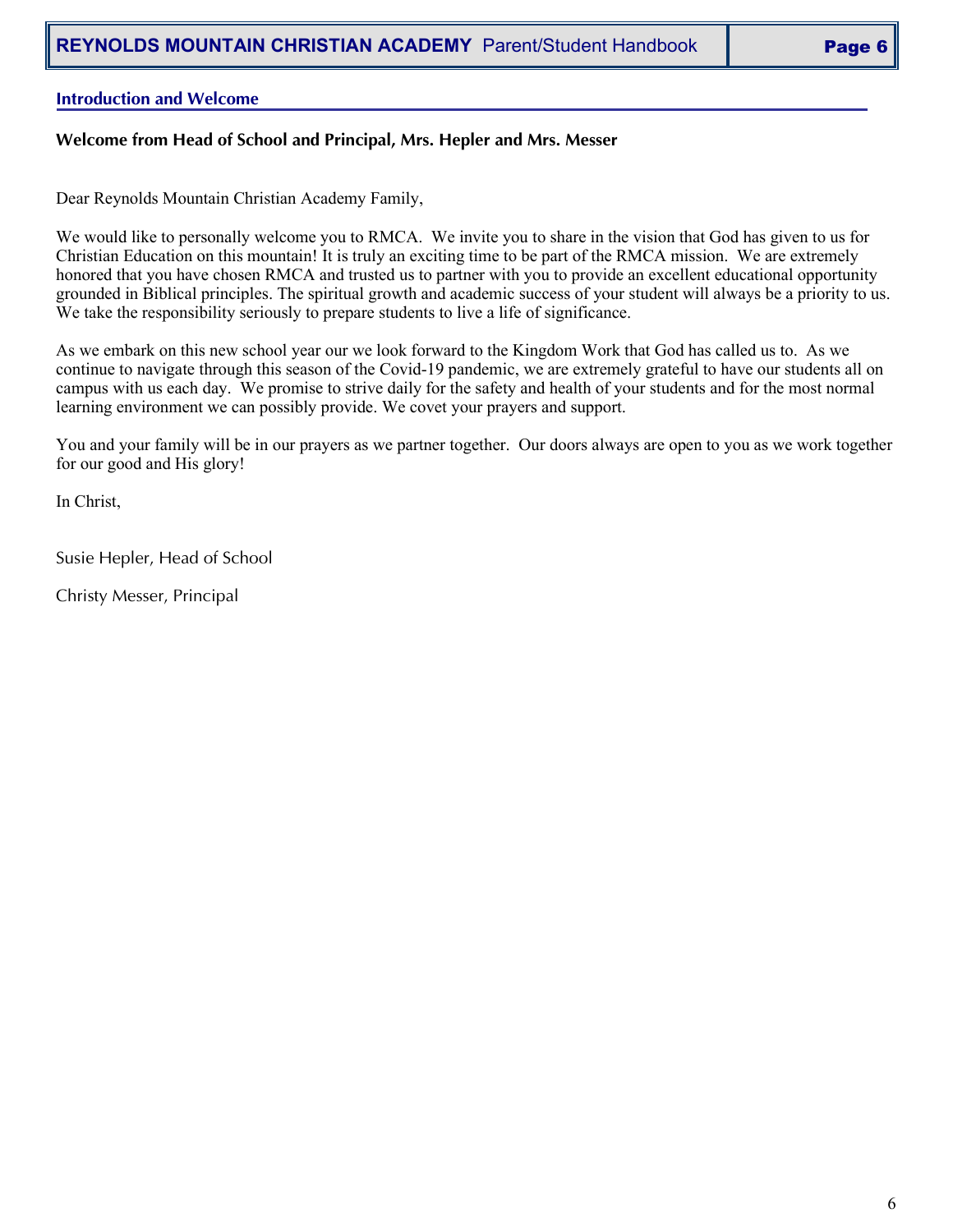## Introduction and Welcome

### Welcome from Head of School and Principal, Mrs. Hepler and Mrs. Messer

Dear Reynolds Mountain Christian Academy Family,

We would like to personally welcome you to RMCA. We invite you to share in the vision that God has given to us for Christian Education on this mountain! It is truly an exciting time to be part of the RMCA mission. We are extremely honored that you have chosen RMCA and trusted us to partner with you to provide an excellent educational opportunity grounded in Biblical principles. The spiritual growth and academic success of your student will always be a priority to us. We take the responsibility seriously to prepare students to live a life of significance.

As we embark on this new school year our we look forward to the Kingdom Work that God has called us to. As we continue to navigate through this season of the Covid-19 pandemic, we are extremely grateful to have our students all on campus with us each day. We promise to strive daily for the safety and health of your students and for the most normal learning environment we can possibly provide. We covet your prayers and support.

You and your family will be in our prayers as we partner together. Our doors always are open to you as we work together for our good and His glory!

In Christ,

Susie Hepler, Head of School

Christy Messer, Principal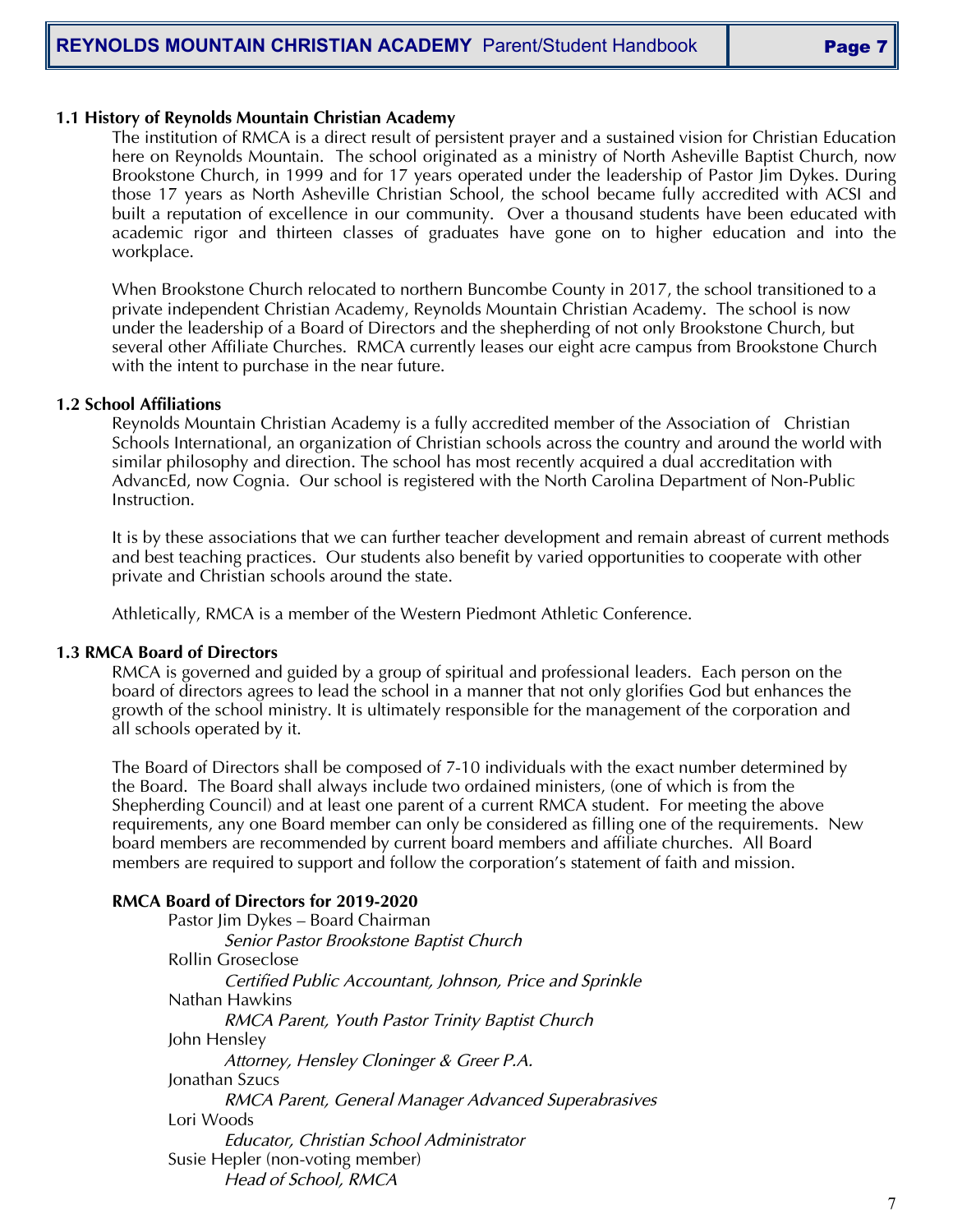## 1.1 History of Reynolds Mountain Christian Academy

The institution of RMCA is a direct result of persistent prayer and a sustained vision for Christian Education here on Reynolds Mountain. The school originated as a ministry of North Asheville Baptist Church, now Brookstone Church, in 1999 and for 17 years operated under the leadership of Pastor Jim Dykes. During those 17 years as North Asheville Christian School, the school became fully accredited with ACSI and built a reputation of excellence in our community. Over a thousand students have been educated with academic rigor and thirteen classes of graduates have gone on to higher education and into the workplace.

When Brookstone Church relocated to northern Buncombe County in 2017, the school transitioned to a private independent Christian Academy, Reynolds Mountain Christian Academy. The school is now under the leadership of a Board of Directors and the shepherding of not only Brookstone Church, but several other Affiliate Churches. RMCA currently leases our eight acre campus from Brookstone Church with the intent to purchase in the near future.

## 1.2 School Affiliations

Reynolds Mountain Christian Academy is a fully accredited member of the Association of Christian Schools International, an organization of Christian schools across the country and around the world with similar philosophy and direction. The school has most recently acquired a dual accreditation with AdvancEd, now Cognia. Our school is registered with the North Carolina Department of Non-Public Instruction.

It is by these associations that we can further teacher development and remain abreast of current methods and best teaching practices. Our students also benefit by varied opportunities to cooperate with other private and Christian schools around the state.

Athletically, RMCA is a member of the Western Piedmont Athletic Conference.

## 1.3 RMCA Board of Directors

RMCA is governed and guided by a group of spiritual and professional leaders. Each person on the board of directors agrees to lead the school in a manner that not only glorifies God but enhances the growth of the school ministry. It is ultimately responsible for the management of the corporation and all schools operated by it.

The Board of Directors shall be composed of 7-10 individuals with the exact number determined by the Board. The Board shall always include two ordained ministers, (one of which is from the Shepherding Council) and at least one parent of a current RMCA student. For meeting the above requirements, any one Board member can only be considered as filling one of the requirements. New board members are recommended by current board members and affiliate churches. All Board members are required to support and follow the corporation's statement of faith and mission.

**RMCA Board of Directors for 2019-2020**

Pastor Jim Dykes – Board Chairman
*Senior Pastor Brookstone Baptist Church*

Rollin Groseclose
*Certified Public Accountant, Johnson, Price and Sprinkle*

Nathan Hawkins
*RMCA Parent, Youth Pastor Trinity Baptist Church*

John Hensley
*Attorney, Hensley Cloninger & Greer P.A.*

Jonathan Szucs
*RMCA Parent, General Manager Advanced Superabrasives*

Lori Woods
*Educator, Christian School Administrator*

Susie Hepler (non-voting member)
*Head of School, RMCA*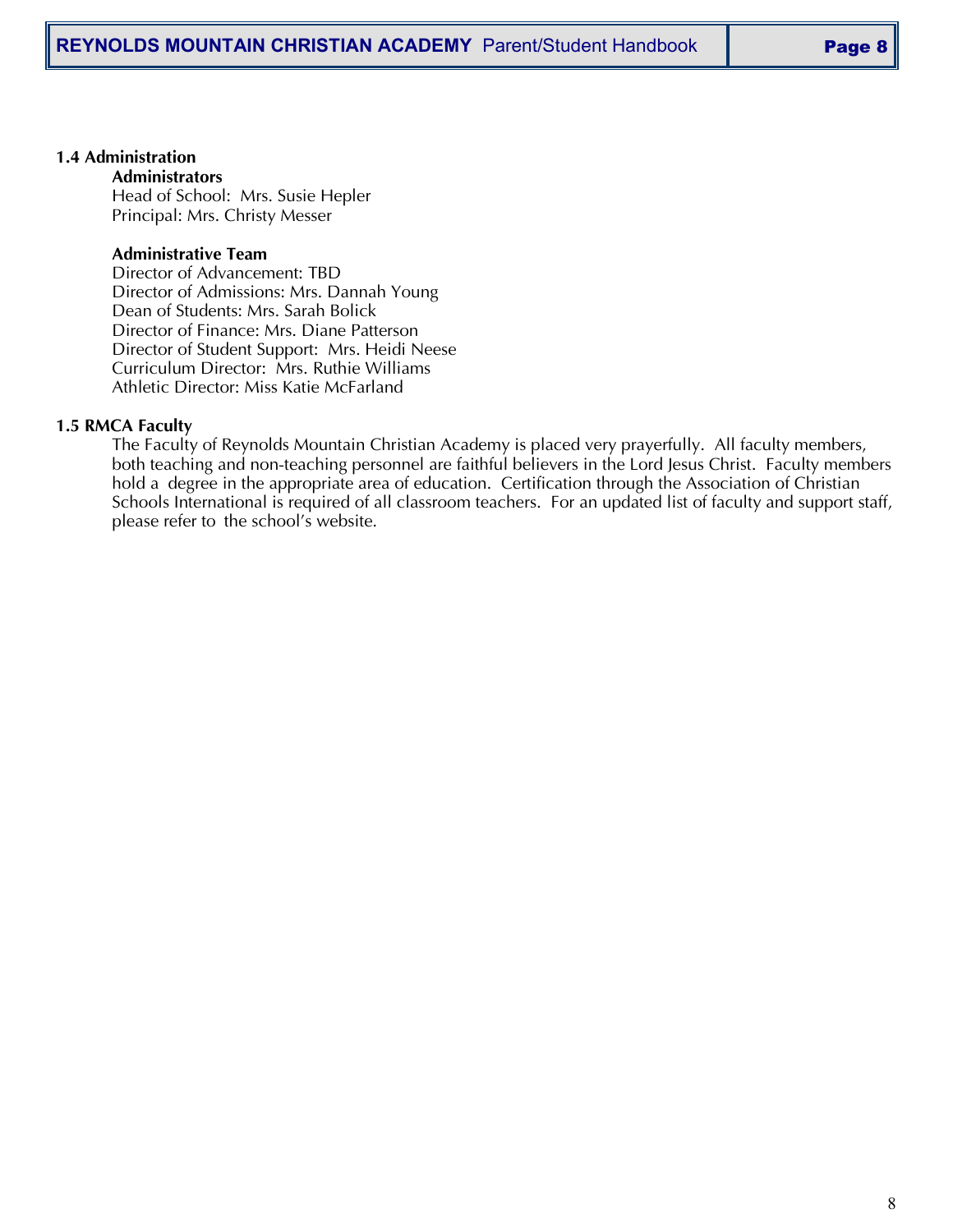## 1.4 Administration

**Administrators**

Head of School: Mrs. Susie Hepler
Principal: Mrs. Christy Messer

**Administrative Team**

Director of Advancement: TBD
Director of Admissions: Mrs. Dannah Young
Dean of Students: Mrs. Sarah Bolick
Director of Finance: Mrs. Diane Patterson
Director of Student Support: Mrs. Heidi Neese
Curriculum Director: Mrs. Ruthie Williams
Athletic Director: Miss Katie McFarland

## 1.5 RMCA Faculty

The Faculty of Reynolds Mountain Christian Academy is placed very prayerfully. All faculty members, both teaching and non-teaching personnel are faithful believers in the Lord Jesus Christ. Faculty members hold a degree in the appropriate area of education. Certification through the Association of Christian Schools International is required of all classroom teachers. For an updated list of faculty and support staff, please refer to the school's website.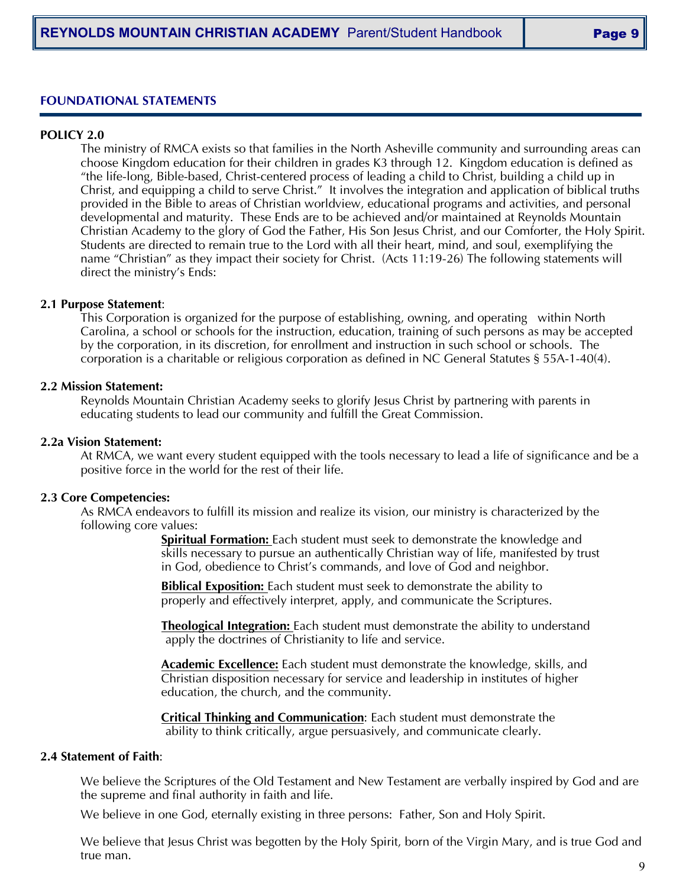## FOUNDATIONAL STATEMENTS

**POLICY 2.0**

The ministry of RMCA exists so that families in the North Asheville community and surrounding areas can choose Kingdom education for their children in grades K3 through 12. Kingdom education is defined as "the life-long, Bible-based, Christ-centered process of leading a child to Christ, building a child up in Christ, and equipping a child to serve Christ." It involves the integration and application of biblical truths provided in the Bible to areas of Christian worldview, educational programs and activities, and personal developmental and maturity. These Ends are to be achieved and/or maintained at Reynolds Mountain Christian Academy to the glory of God the Father, His Son Jesus Christ, and our Comforter, the Holy Spirit. Students are directed to remain true to the Lord with all their heart, mind, and soul, exemplifying the name "Christian" as they impact their society for Christ. (Acts 11:19-26) The following statements will direct the ministry's Ends:

**2.1 Purpose Statement**:

This Corporation is organized for the purpose of establishing, owning, and operating within North Carolina, a school or schools for the instruction, education, training of such persons as may be accepted by the corporation, in its discretion, for enrollment and instruction in such school or schools. The corporation is a charitable or religious corporation as defined in NC General Statutes § 55A-1-40(4).

**2.2 Mission Statement:**

Reynolds Mountain Christian Academy seeks to glorify Jesus Christ by partnering with parents in educating students to lead our community and fulfill the Great Commission.

**2.2a Vision Statement:**

At RMCA, we want every student equipped with the tools necessary to lead a life of significance and be a positive force in the world for the rest of their life.

**2.3 Core Competencies:**

As RMCA endeavors to fulfill its mission and realize its vision, our ministry is characterized by the following core values:

**Spiritual Formation:** Each student must seek to demonstrate the knowledge and skills necessary to pursue an authentically Christian way of life, manifested by trust in God, obedience to Christ's commands, and love of God and neighbor.

**Biblical Exposition:** Each student must seek to demonstrate the ability to properly and effectively interpret, apply, and communicate the Scriptures.

**Theological Integration:** Each student must demonstrate the ability to understand apply the doctrines of Christianity to life and service.

**Academic Excellence:** Each student must demonstrate the knowledge, skills, and Christian disposition necessary for service and leadership in institutes of higher education, the church, and the community.

**Critical Thinking and Communication**: Each student must demonstrate the ability to think critically, argue persuasively, and communicate clearly.

**2.4 Statement of Faith**:

We believe the Scriptures of the Old Testament and New Testament are verbally inspired by God and are the supreme and final authority in faith and life.

We believe in one God, eternally existing in three persons: Father, Son and Holy Spirit.

We believe that Jesus Christ was begotten by the Holy Spirit, born of the Virgin Mary, and is true God and true man.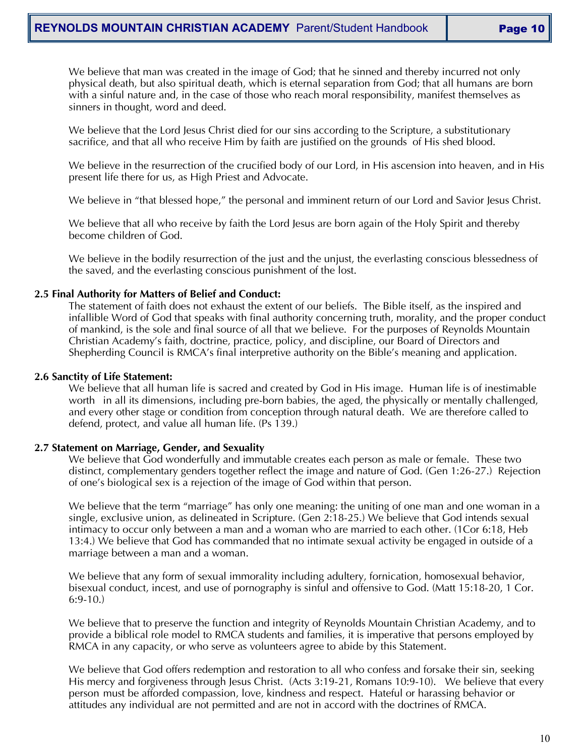We believe that man was created in the image of God; that he sinned and thereby incurred not only physical death, but also spiritual death, which is eternal separation from God; that all humans are born with a sinful nature and, in the case of those who reach moral responsibility, manifest themselves as sinners in thought, word and deed.

We believe that the Lord Jesus Christ died for our sins according to the Scripture, a substitutionary sacrifice, and that all who receive Him by faith are justified on the grounds of His shed blood.

We believe in the resurrection of the crucified body of our Lord, in His ascension into heaven, and in His present life there for us, as High Priest and Advocate.

We believe in "that blessed hope," the personal and imminent return of our Lord and Savior Jesus Christ.

We believe that all who receive by faith the Lord Jesus are born again of the Holy Spirit and thereby become children of God.

We believe in the bodily resurrection of the just and the unjust, the everlasting conscious blessedness of the saved, and the everlasting conscious punishment of the lost.

**2.5 Final Authority for Matters of Belief and Conduct:**

The statement of faith does not exhaust the extent of our beliefs. The Bible itself, as the inspired and infallible Word of God that speaks with final authority concerning truth, morality, and the proper conduct of mankind, is the sole and final source of all that we believe. For the purposes of Reynolds Mountain Christian Academy's faith, doctrine, practice, policy, and discipline, our Board of Directors and Shepherding Council is RMCA's final interpretive authority on the Bible's meaning and application.

**2.6 Sanctity of Life Statement:**

We believe that all human life is sacred and created by God in His image. Human life is of inestimable worth in all its dimensions, including pre-born babies, the aged, the physically or mentally challenged, and every other stage or condition from conception through natural death. We are therefore called to defend, protect, and value all human life. (Ps 139.)

**2.7 Statement on Marriage, Gender, and Sexuality**

We believe that God wonderfully and immutable creates each person as male or female. These two distinct, complementary genders together reflect the image and nature of God. (Gen 1:26-27.) Rejection of one's biological sex is a rejection of the image of God within that person.

We believe that the term "marriage" has only one meaning: the uniting of one man and one woman in a single, exclusive union, as delineated in Scripture. (Gen 2:18-25.) We believe that God intends sexual intimacy to occur only between a man and a woman who are married to each other. (1Cor 6:18, Heb 13:4.) We believe that God has commanded that no intimate sexual activity be engaged in outside of a marriage between a man and a woman.

We believe that any form of sexual immorality including adultery, fornication, homosexual behavior, bisexual conduct, incest, and use of pornography is sinful and offensive to God. (Matt 15:18-20, 1 Cor. 6:9-10.)

We believe that to preserve the function and integrity of Reynolds Mountain Christian Academy, and to provide a biblical role model to RMCA students and families, it is imperative that persons employed by RMCA in any capacity, or who serve as volunteers agree to abide by this Statement.

We believe that God offers redemption and restoration to all who confess and forsake their sin, seeking His mercy and forgiveness through Jesus Christ. (Acts 3:19-21, Romans 10:9-10). We believe that every person must be afforded compassion, love, kindness and respect. Hateful or harassing behavior or attitudes any individual are not permitted and are not in accord with the doctrines of RMCA.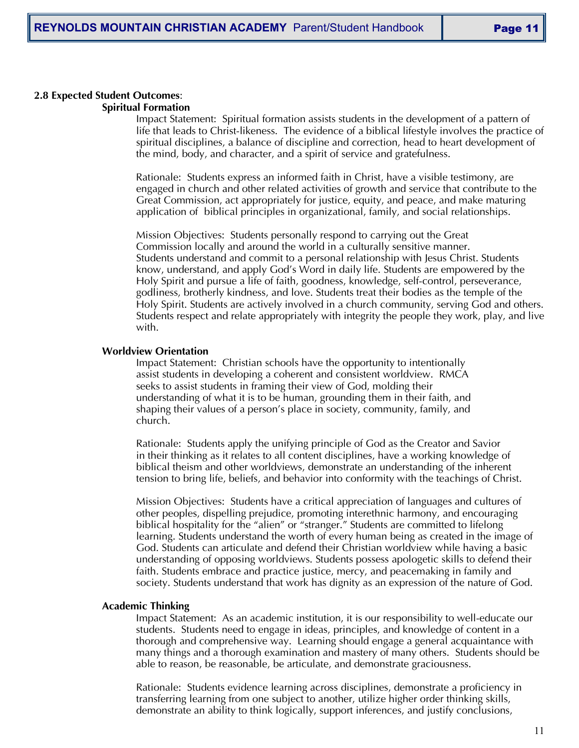**2.8 Expected Student Outcomes**:

**Spiritual Formation**

Impact Statement: Spiritual formation assists students in the development of a pattern of life that leads to Christ-likeness. The evidence of a biblical lifestyle involves the practice of spiritual disciplines, a balance of discipline and correction, head to heart development of the mind, body, and character, and a spirit of service and gratefulness.

Rationale: Students express an informed faith in Christ, have a visible testimony, are engaged in church and other related activities of growth and service that contribute to the Great Commission, act appropriately for justice, equity, and peace, and make maturing application of biblical principles in organizational, family, and social relationships.

Mission Objectives: Students personally respond to carrying out the Great Commission locally and around the world in a culturally sensitive manner. Students understand and commit to a personal relationship with Jesus Christ. Students know, understand, and apply God's Word in daily life. Students are empowered by the Holy Spirit and pursue a life of faith, goodness, knowledge, self-control, perseverance, godliness, brotherly kindness, and love. Students treat their bodies as the temple of the Holy Spirit. Students are actively involved in a church community, serving God and others. Students respect and relate appropriately with integrity the people they work, play, and live with.

**Worldview Orientation**

Impact Statement: Christian schools have the opportunity to intentionally assist students in developing a coherent and consistent worldview. RMCA seeks to assist students in framing their view of God, molding their understanding of what it is to be human, grounding them in their faith, and shaping their values of a person's place in society, community, family, and church.

Rationale: Students apply the unifying principle of God as the Creator and Savior in their thinking as it relates to all content disciplines, have a working knowledge of biblical theism and other worldviews, demonstrate an understanding of the inherent tension to bring life, beliefs, and behavior into conformity with the teachings of Christ.

Mission Objectives: Students have a critical appreciation of languages and cultures of other peoples, dispelling prejudice, promoting interethnic harmony, and encouraging biblical hospitality for the "alien" or "stranger." Students are committed to lifelong learning. Students understand the worth of every human being as created in the image of God. Students can articulate and defend their Christian worldview while having a basic understanding of opposing worldviews. Students possess apologetic skills to defend their faith. Students embrace and practice justice, mercy, and peacemaking in family and society. Students understand that work has dignity as an expression of the nature of God.

**Academic Thinking**

Impact Statement: As an academic institution, it is our responsibility to well-educate our students. Students need to engage in ideas, principles, and knowledge of content in a thorough and comprehensive way. Learning should engage a general acquaintance with many things and a thorough examination and mastery of many others. Students should be able to reason, be reasonable, be articulate, and demonstrate graciousness.

Rationale: Students evidence learning across disciplines, demonstrate a proficiency in transferring learning from one subject to another, utilize higher order thinking skills, demonstrate an ability to think logically, support inferences, and justify conclusions,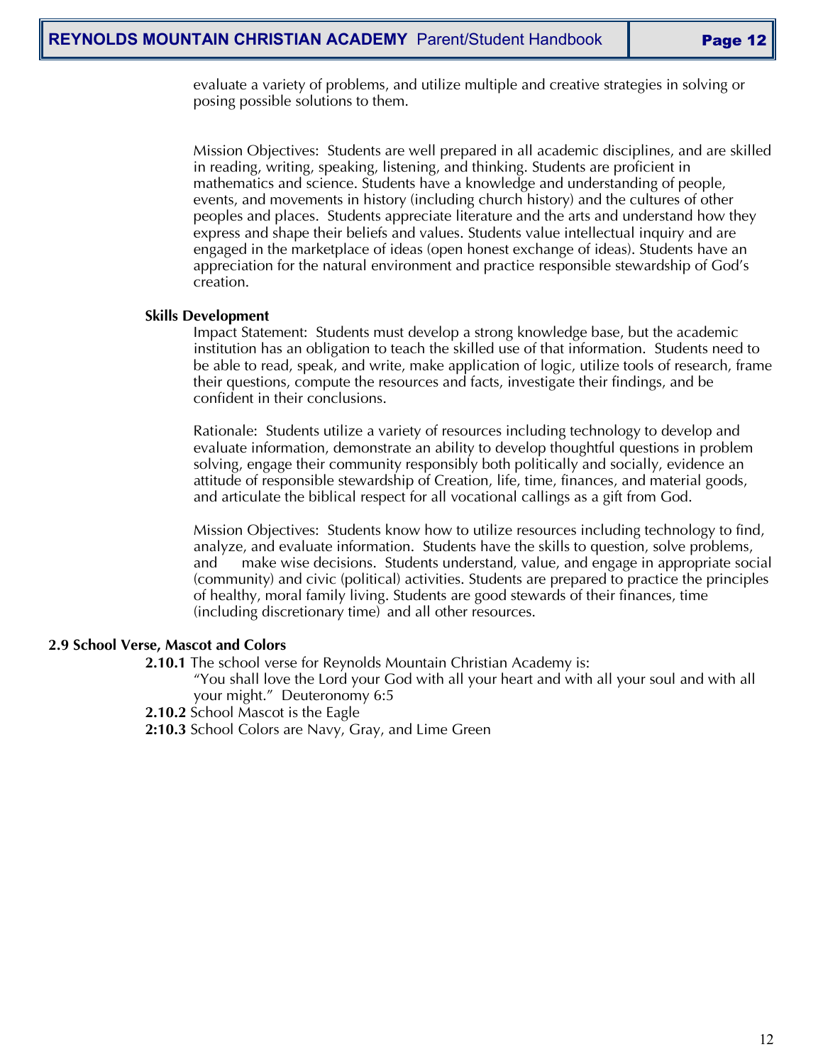evaluate a variety of problems, and utilize multiple and creative strategies in solving or posing possible solutions to them.

Mission Objectives: Students are well prepared in all academic disciplines, and are skilled in reading, writing, speaking, listening, and thinking. Students are proficient in mathematics and science. Students have a knowledge and understanding of people, events, and movements in history (including church history) and the cultures of other peoples and places. Students appreciate literature and the arts and understand how they express and shape their beliefs and values. Students value intellectual inquiry and are engaged in the marketplace of ideas (open honest exchange of ideas). Students have an appreciation for the natural environment and practice responsible stewardship of God's creation.

**Skills Development**

Impact Statement: Students must develop a strong knowledge base, but the academic institution has an obligation to teach the skilled use of that information. Students need to be able to read, speak, and write, make application of logic, utilize tools of research, frame their questions, compute the resources and facts, investigate their findings, and be confident in their conclusions.

Rationale: Students utilize a variety of resources including technology to develop and evaluate information, demonstrate an ability to develop thoughtful questions in problem solving, engage their community responsibly both politically and socially, evidence an attitude of responsible stewardship of Creation, life, time, finances, and material goods, and articulate the biblical respect for all vocational callings as a gift from God.

Mission Objectives: Students know how to utilize resources including technology to find, analyze, and evaluate information. Students have the skills to question, solve problems, and make wise decisions. Students understand, value, and engage in appropriate social (community) and civic (political) activities. Students are prepared to practice the principles of healthy, moral family living. Students are good stewards of their finances, time (including discretionary time) and all other resources.

**2.9 School Verse, Mascot and Colors**

**2.10.1** The school verse for Reynolds Mountain Christian Academy is:
"You shall love the Lord your God with all your heart and with all your soul and with all your might." Deuteronomy 6:5

**2.10.2** School Mascot is the Eagle

**2:10.3** School Colors are Navy, Gray, and Lime Green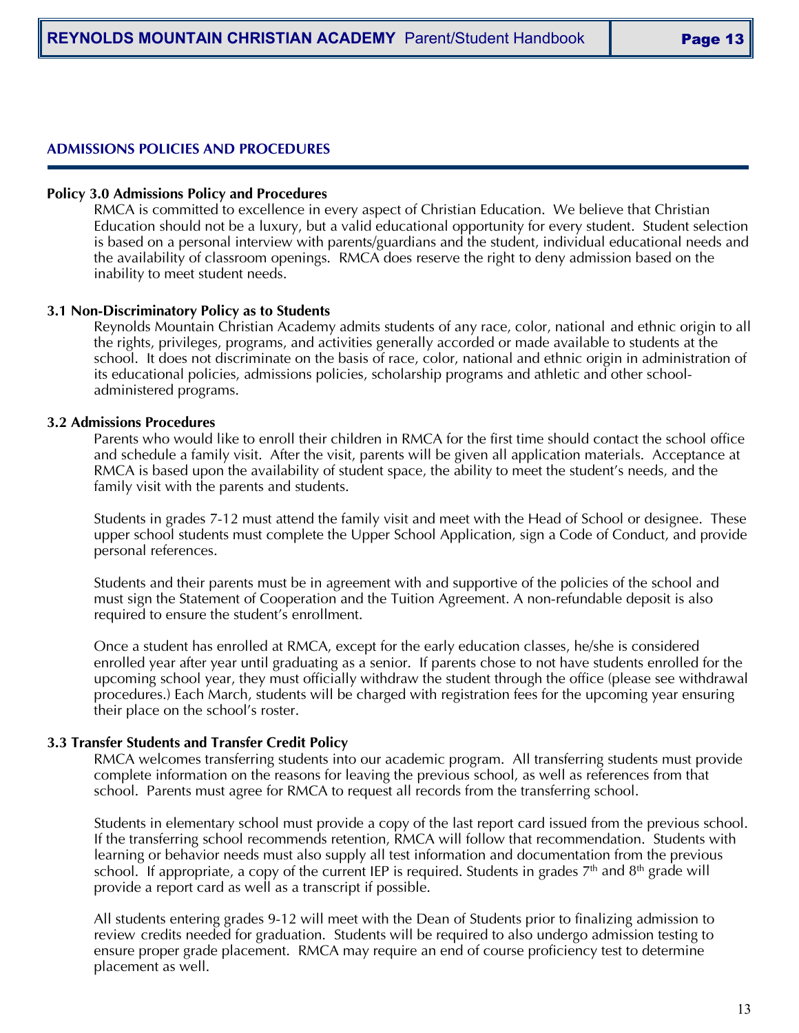## ADMISSIONS POLICIES AND PROCEDURES

### Policy 3.0 Admissions Policy and Procedures

RMCA is committed to excellence in every aspect of Christian Education. We believe that Christian Education should not be a luxury, but a valid educational opportunity for every student. Student selection is based on a personal interview with parents/guardians and the student, individual educational needs and the availability of classroom openings. RMCA does reserve the right to deny admission based on the inability to meet student needs.

### 3.1 Non-Discriminatory Policy as to Students

Reynolds Mountain Christian Academy admits students of any race, color, national and ethnic origin to all the rights, privileges, programs, and activities generally accorded or made available to students at the school. It does not discriminate on the basis of race, color, national and ethnic origin in administration of its educational policies, admissions policies, scholarship programs and athletic and other school-administered programs.

### 3.2 Admissions Procedures

Parents who would like to enroll their children in RMCA for the first time should contact the school office and schedule a family visit. After the visit, parents will be given all application materials. Acceptance at RMCA is based upon the availability of student space, the ability to meet the student's needs, and the family visit with the parents and students.

Students in grades 7-12 must attend the family visit and meet with the Head of School or designee. These upper school students must complete the Upper School Application, sign a Code of Conduct, and provide personal references.

Students and their parents must be in agreement with and supportive of the policies of the school and must sign the Statement of Cooperation and the Tuition Agreement. A non-refundable deposit is also required to ensure the student's enrollment.

Once a student has enrolled at RMCA, except for the early education classes, he/she is considered enrolled year after year until graduating as a senior. If parents chose to not have students enrolled for the upcoming school year, they must officially withdraw the student through the office (please see withdrawal procedures.) Each March, students will be charged with registration fees for the upcoming year ensuring their place on the school's roster.

### 3.3 Transfer Students and Transfer Credit Policy

RMCA welcomes transferring students into our academic program. All transferring students must provide complete information on the reasons for leaving the previous school, as well as references from that school. Parents must agree for RMCA to request all records from the transferring school.

Students in elementary school must provide a copy of the last report card issued from the previous school. If the transferring school recommends retention, RMCA will follow that recommendation. Students with learning or behavior needs must also supply all test information and documentation from the previous school. If appropriate, a copy of the current IEP is required. Students in grades 7th and 8th grade will provide a report card as well as a transcript if possible.

All students entering grades 9-12 will meet with the Dean of Students prior to finalizing admission to review credits needed for graduation. Students will be required to also undergo admission testing to ensure proper grade placement. RMCA may require an end of course proficiency test to determine placement as well.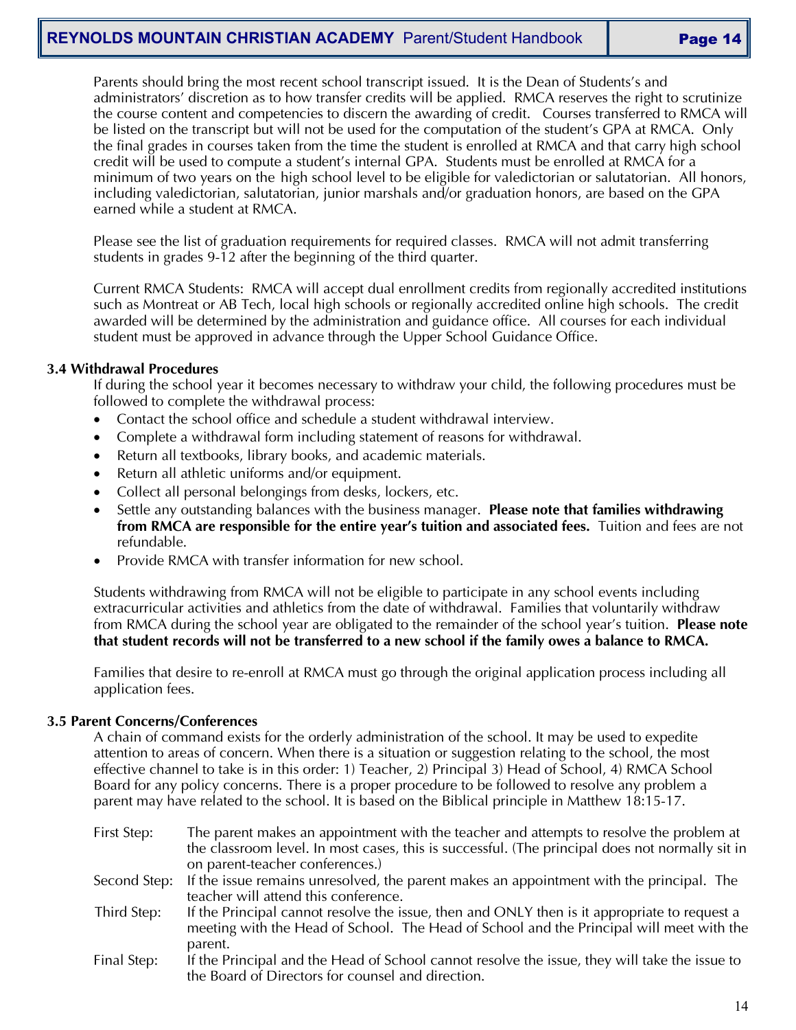Parents should bring the most recent school transcript issued. It is the Dean of Students's and administrators' discretion as to how transfer credits will be applied. RMCA reserves the right to scrutinize the course content and competencies to discern the awarding of credit. Courses transferred to RMCA will be listed on the transcript but will not be used for the computation of the student's GPA at RMCA. Only the final grades in courses taken from the time the student is enrolled at RMCA and that carry high school credit will be used to compute a student's internal GPA. Students must be enrolled at RMCA for a minimum of two years on the high school level to be eligible for valedictorian or salutatorian. All honors, including valedictorian, salutatorian, junior marshals and/or graduation honors, are based on the GPA earned while a student at RMCA.

Please see the list of graduation requirements for required classes. RMCA will not admit transferring students in grades 9-12 after the beginning of the third quarter.

Current RMCA Students: RMCA will accept dual enrollment credits from regionally accredited institutions such as Montreat or AB Tech, local high schools or regionally accredited online high schools. The credit awarded will be determined by the administration and guidance office. All courses for each individual student must be approved in advance through the Upper School Guidance Office.

### 3.4 Withdrawal Procedures

If during the school year it becomes necessary to withdraw your child, the following procedures must be followed to complete the withdrawal process:

- Contact the school office and schedule a student withdrawal interview.
- Complete a withdrawal form including statement of reasons for withdrawal.
- Return all textbooks, library books, and academic materials.
- Return all athletic uniforms and/or equipment.
- Collect all personal belongings from desks, lockers, etc.
- Settle any outstanding balances with the business manager. **Please note that families withdrawing from RMCA are responsible for the entire year's tuition and associated fees.** Tuition and fees are not refundable.
- Provide RMCA with transfer information for new school.

Students withdrawing from RMCA will not be eligible to participate in any school events including extracurricular activities and athletics from the date of withdrawal. Families that voluntarily withdraw from RMCA during the school year are obligated to the remainder of the school year's tuition. **Please note that student records will not be transferred to a new school if the family owes a balance to RMCA.**

Families that desire to re-enroll at RMCA must go through the original application process including all application fees.

### 3.5 Parent Concerns/Conferences

A chain of command exists for the orderly administration of the school. It may be used to expedite attention to areas of concern. When there is a situation or suggestion relating to the school, the most effective channel to take is in this order: 1) Teacher, 2) Principal 3) Head of School, 4) RMCA School Board for any policy concerns. There is a proper procedure to be followed to resolve any problem a parent may have related to the school. It is based on the Biblical principle in Matthew 18:15-17.

First Step: The parent makes an appointment with the teacher and attempts to resolve the problem at the classroom level. In most cases, this is successful. (The principal does not normally sit in on parent-teacher conferences.)

Second Step: If the issue remains unresolved, the parent makes an appointment with the principal. The teacher will attend this conference.

Third Step: If the Principal cannot resolve the issue, then and ONLY then is it appropriate to request a meeting with the Head of School. The Head of School and the Principal will meet with the parent.

Final Step: If the Principal and the Head of School cannot resolve the issue, they will take the issue to the Board of Directors for counsel and direction.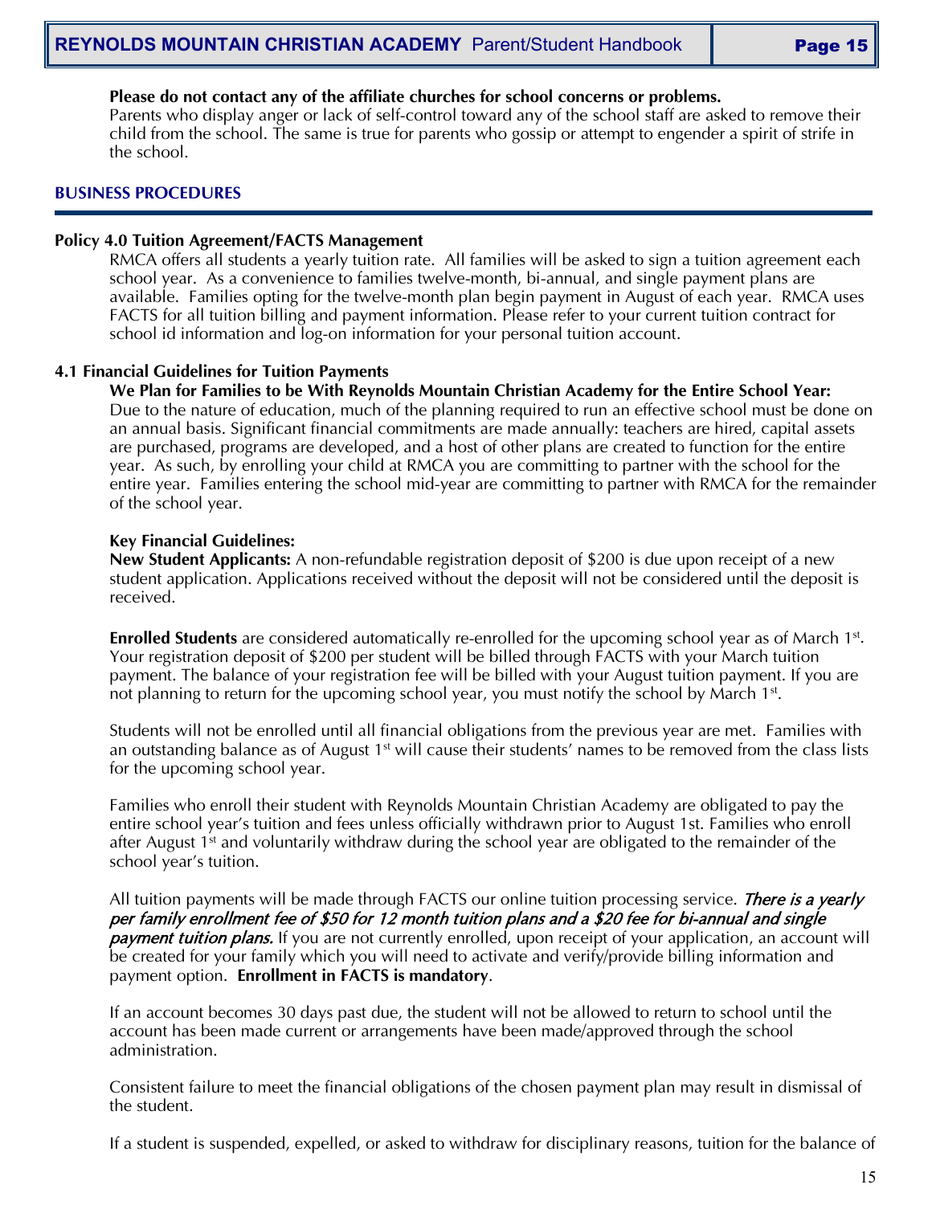**Please do not contact any of the affiliate churches for school concerns or problems.**
Parents who display anger or lack of self-control toward any of the school staff are asked to remove their child from the school. The same is true for parents who gossip or attempt to engender a spirit of strife in the school.

## BUSINESS PROCEDURES

### Policy 4.0 Tuition Agreement/FACTS Management

RMCA offers all students a yearly tuition rate. All families will be asked to sign a tuition agreement each school year. As a convenience to families twelve-month, bi-annual, and single payment plans are available. Families opting for the twelve-month plan begin payment in August of each year. RMCA uses FACTS for all tuition billing and payment information. Please refer to your current tuition contract for school id information and log-on information for your personal tuition account.

### 4.1 Financial Guidelines for Tuition Payments

**We Plan for Families to be With Reynolds Mountain Christian Academy for the Entire School Year:**
Due to the nature of education, much of the planning required to run an effective school must be done on an annual basis. Significant financial commitments are made annually: teachers are hired, capital assets are purchased, programs are developed, and a host of other plans are created to function for the entire year. As such, by enrolling your child at RMCA you are committing to partner with the school for the entire year. Families entering the school mid-year are committing to partner with RMCA for the remainder of the school year.

**Key Financial Guidelines:**
**New Student Applicants:** A non-refundable registration deposit of $200 is due upon receipt of a new student application. Applications received without the deposit will not be considered until the deposit is received.

**Enrolled Students** are considered automatically re-enrolled for the upcoming school year as of March 1st. Your registration deposit of $200 per student will be billed through FACTS with your March tuition payment. The balance of your registration fee will be billed with your August tuition payment. If you are not planning to return for the upcoming school year, you must notify the school by March 1st.

Students will not be enrolled until all financial obligations from the previous year are met. Families with an outstanding balance as of August 1st will cause their students' names to be removed from the class lists for the upcoming school year.

Families who enroll their student with Reynolds Mountain Christian Academy are obligated to pay the entire school year's tuition and fees unless officially withdrawn prior to August 1st. Families who enroll after August 1st and voluntarily withdraw during the school year are obligated to the remainder of the school year's tuition.

All tuition payments will be made through FACTS our online tuition processing service. ***There is a yearly per family enrollment fee of $50 for 12 month tuition plans and a $20 fee for bi-annual and single payment tuition plans.*** If you are not currently enrolled, upon receipt of your application, an account will be created for your family which you will need to activate and verify/provide billing information and payment option. **Enrollment in FACTS is mandatory**.

If an account becomes 30 days past due, the student will not be allowed to return to school until the account has been made current or arrangements have been made/approved through the school administration.

Consistent failure to meet the financial obligations of the chosen payment plan may result in dismissal of the student.

If a student is suspended, expelled, or asked to withdraw for disciplinary reasons, tuition for the balance of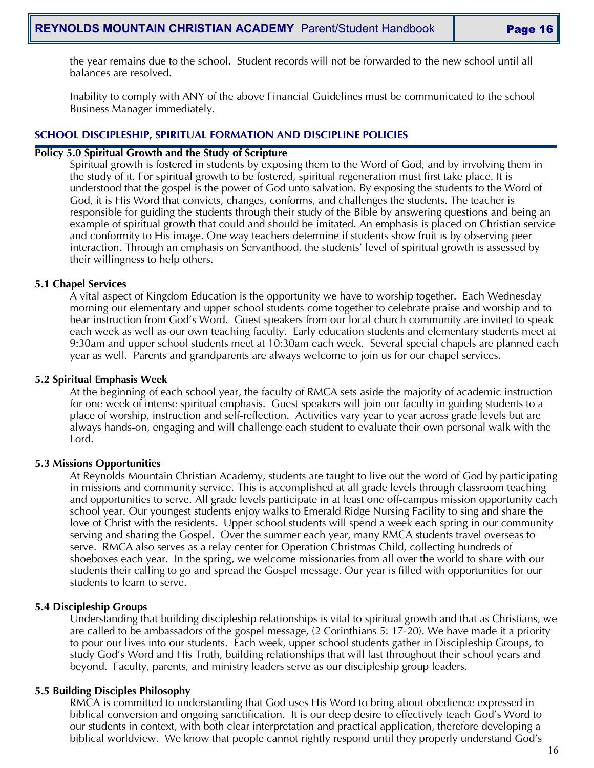the year remains due to the school. Student records will not be forwarded to the new school until all balances are resolved.

Inability to comply with ANY of the above Financial Guidelines must be communicated to the school Business Manager immediately.

## SCHOOL DISCIPLESHIP, SPIRITUAL FORMATION AND DISCIPLINE POLICIES

### Policy 5.0 Spiritual Growth and the Study of Scripture

Spiritual growth is fostered in students by exposing them to the Word of God, and by involving them in the study of it. For spiritual growth to be fostered, spiritual regeneration must first take place. It is understood that the gospel is the power of God unto salvation. By exposing the students to the Word of God, it is His Word that convicts, changes, conforms, and challenges the students. The teacher is responsible for guiding the students through their study of the Bible by answering questions and being an example of spiritual growth that could and should be imitated. An emphasis is placed on Christian service and conformity to His image. One way teachers determine if students show fruit is by observing peer interaction. Through an emphasis on Servanthood, the students' level of spiritual growth is assessed by their willingness to help others.

### 5.1 Chapel Services

A vital aspect of Kingdom Education is the opportunity we have to worship together. Each Wednesday morning our elementary and upper school students come together to celebrate praise and worship and to hear instruction from God's Word. Guest speakers from our local church community are invited to speak each week as well as our own teaching faculty. Early education students and elementary students meet at 9:30am and upper school students meet at 10:30am each week. Several special chapels are planned each year as well. Parents and grandparents are always welcome to join us for our chapel services.

### 5.2 Spiritual Emphasis Week

At the beginning of each school year, the faculty of RMCA sets aside the majority of academic instruction for one week of intense spiritual emphasis. Guest speakers will join our faculty in guiding students to a place of worship, instruction and self-reflection. Activities vary year to year across grade levels but are always hands-on, engaging and will challenge each student to evaluate their own personal walk with the Lord.

### 5.3 Missions Opportunities

At Reynolds Mountain Christian Academy, students are taught to live out the word of God by participating in missions and community service. This is accomplished at all grade levels through classroom teaching and opportunities to serve. All grade levels participate in at least one off-campus mission opportunity each school year. Our youngest students enjoy walks to Emerald Ridge Nursing Facility to sing and share the love of Christ with the residents. Upper school students will spend a week each spring in our community serving and sharing the Gospel. Over the summer each year, many RMCA students travel overseas to serve. RMCA also serves as a relay center for Operation Christmas Child, collecting hundreds of shoeboxes each year. In the spring, we welcome missionaries from all over the world to share with our students their calling to go and spread the Gospel message. Our year is filled with opportunities for our students to learn to serve.

### 5.4 Discipleship Groups

Understanding that building discipleship relationships is vital to spiritual growth and that as Christians, we are called to be ambassadors of the gospel message, (2 Corinthians 5: 17-20). We have made it a priority to pour our lives into our students. Each week, upper school students gather in Discipleship Groups, to study God's Word and His Truth, building relationships that will last throughout their school years and beyond. Faculty, parents, and ministry leaders serve as our discipleship group leaders.

### 5.5 Building Disciples Philosophy

RMCA is committed to understanding that God uses His Word to bring about obedience expressed in biblical conversion and ongoing sanctification. It is our deep desire to effectively teach God's Word to our students in context, with both clear interpretation and practical application, therefore developing a biblical worldview. We know that people cannot rightly respond until they properly understand God's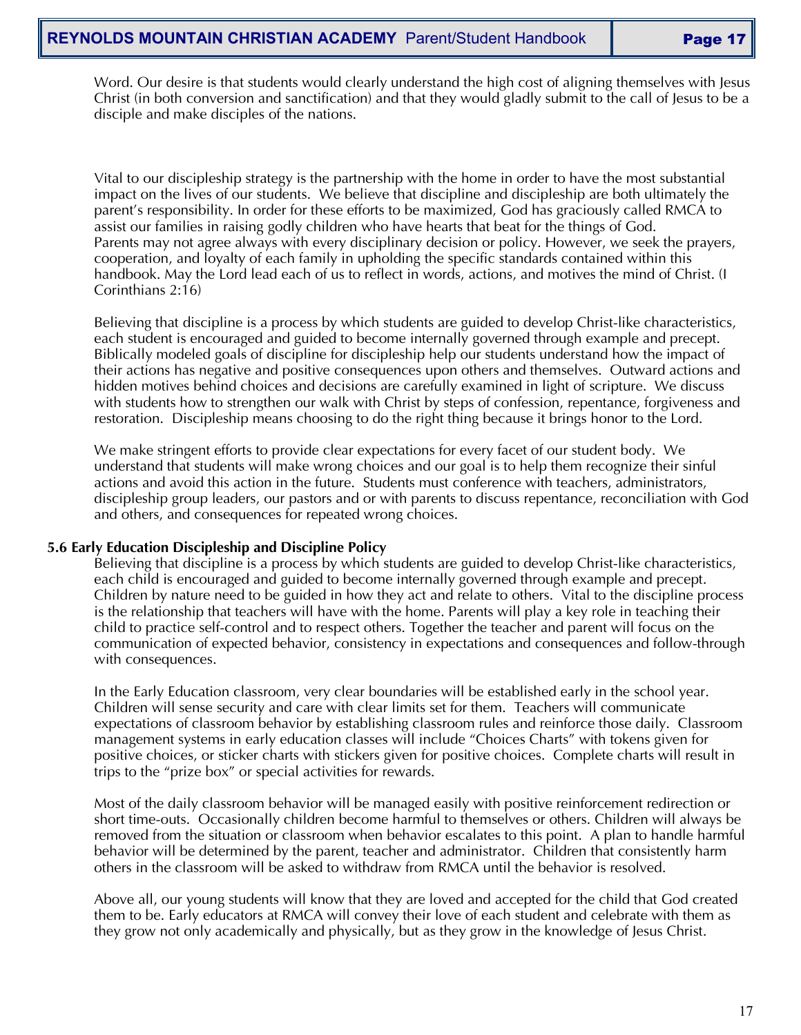Word. Our desire is that students would clearly understand the high cost of aligning themselves with Jesus Christ (in both conversion and sanctification) and that they would gladly submit to the call of Jesus to be a disciple and make disciples of the nations.

Vital to our discipleship strategy is the partnership with the home in order to have the most substantial impact on the lives of our students. We believe that discipline and discipleship are both ultimately the parent's responsibility. In order for these efforts to be maximized, God has graciously called RMCA to assist our families in raising godly children who have hearts that beat for the things of God. Parents may not agree always with every disciplinary decision or policy. However, we seek the prayers, cooperation, and loyalty of each family in upholding the specific standards contained within this handbook. May the Lord lead each of us to reflect in words, actions, and motives the mind of Christ. (I Corinthians 2:16)

Believing that discipline is a process by which students are guided to develop Christ-like characteristics, each student is encouraged and guided to become internally governed through example and precept. Biblically modeled goals of discipline for discipleship help our students understand how the impact of their actions has negative and positive consequences upon others and themselves. Outward actions and hidden motives behind choices and decisions are carefully examined in light of scripture. We discuss with students how to strengthen our walk with Christ by steps of confession, repentance, forgiveness and restoration. Discipleship means choosing to do the right thing because it brings honor to the Lord.

We make stringent efforts to provide clear expectations for every facet of our student body. We understand that students will make wrong choices and our goal is to help them recognize their sinful actions and avoid this action in the future. Students must conference with teachers, administrators, discipleship group leaders, our pastors and or with parents to discuss repentance, reconciliation with God and others, and consequences for repeated wrong choices.

**5.6 Early Education Discipleship and Discipline Policy**

Believing that discipline is a process by which students are guided to develop Christ-like characteristics, each child is encouraged and guided to become internally governed through example and precept. Children by nature need to be guided in how they act and relate to others. Vital to the discipline process is the relationship that teachers will have with the home. Parents will play a key role in teaching their child to practice self-control and to respect others. Together the teacher and parent will focus on the communication of expected behavior, consistency in expectations and consequences and follow-through with consequences.

In the Early Education classroom, very clear boundaries will be established early in the school year. Children will sense security and care with clear limits set for them. Teachers will communicate expectations of classroom behavior by establishing classroom rules and reinforce those daily. Classroom management systems in early education classes will include "Choices Charts" with tokens given for positive choices, or sticker charts with stickers given for positive choices. Complete charts will result in trips to the "prize box" or special activities for rewards.

Most of the daily classroom behavior will be managed easily with positive reinforcement redirection or short time-outs. Occasionally children become harmful to themselves or others. Children will always be removed from the situation or classroom when behavior escalates to this point. A plan to handle harmful behavior will be determined by the parent, teacher and administrator. Children that consistently harm others in the classroom will be asked to withdraw from RMCA until the behavior is resolved.

Above all, our young students will know that they are loved and accepted for the child that God created them to be. Early educators at RMCA will convey their love of each student and celebrate with them as they grow not only academically and physically, but as they grow in the knowledge of Jesus Christ.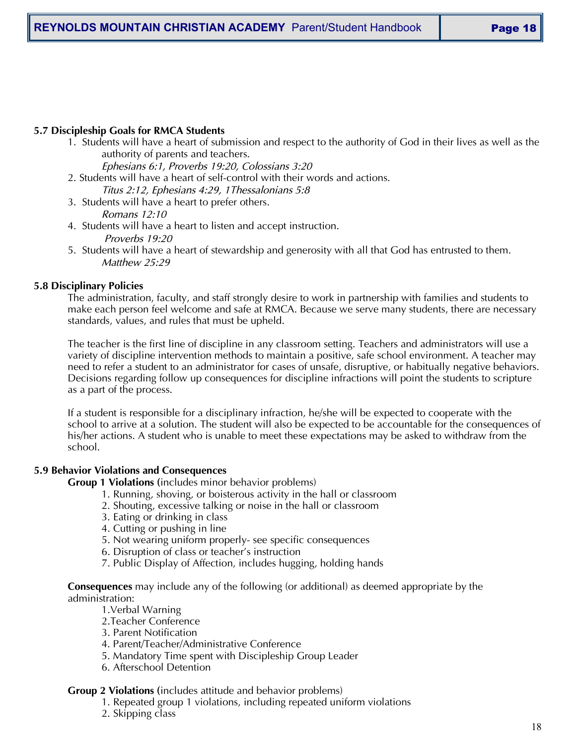### 5.7 Discipleship Goals for RMCA Students

1. Students will have a heart of submission and respect to the authority of God in their lives as well as the authority of parents and teachers.
   *Ephesians 6:1, Proverbs 19:20, Colossians 3:20*
2. Students will have a heart of self-control with their words and actions.
   *Titus 2:12, Ephesians 4:29, 1Thessalonians 5:8*
3. Students will have a heart to prefer others.
   *Romans 12:10*
4. Students will have a heart to listen and accept instruction.
   *Proverbs 19:20*
5. Students will have a heart of stewardship and generosity with all that God has entrusted to them.
   *Matthew 25:29*

### 5.8 Disciplinary Policies

The administration, faculty, and staff strongly desire to work in partnership with families and students to make each person feel welcome and safe at RMCA. Because we serve many students, there are necessary standards, values, and rules that must be upheld.

The teacher is the first line of discipline in any classroom setting. Teachers and administrators will use a variety of discipline intervention methods to maintain a positive, safe school environment. A teacher may need to refer a student to an administrator for cases of unsafe, disruptive, or habitually negative behaviors. Decisions regarding follow up consequences for discipline infractions will point the students to scripture as a part of the process.

If a student is responsible for a disciplinary infraction, he/she will be expected to cooperate with the school to arrive at a solution. The student will also be expected to be accountable for the consequences of his/her actions. A student who is unable to meet these expectations may be asked to withdraw from the school.

### 5.9 Behavior Violations and Consequences

**Group 1 Violations (**includes minor behavior problems)

1. Running, shoving, or boisterous activity in the hall or classroom
2. Shouting, excessive talking or noise in the hall or classroom
3. Eating or drinking in class
4. Cutting or pushing in line
5. Not wearing uniform properly- see specific consequences
6. Disruption of class or teacher's instruction
7. Public Display of Affection, includes hugging, holding hands

**Consequences** may include any of the following (or additional) as deemed appropriate by the administration:

1. Verbal Warning
2. Teacher Conference
3. Parent Notification
4. Parent/Teacher/Administrative Conference
5. Mandatory Time spent with Discipleship Group Leader
6. Afterschool Detention

**Group 2 Violations (**includes attitude and behavior problems)

1. Repeated group 1 violations, including repeated uniform violations
2. Skipping class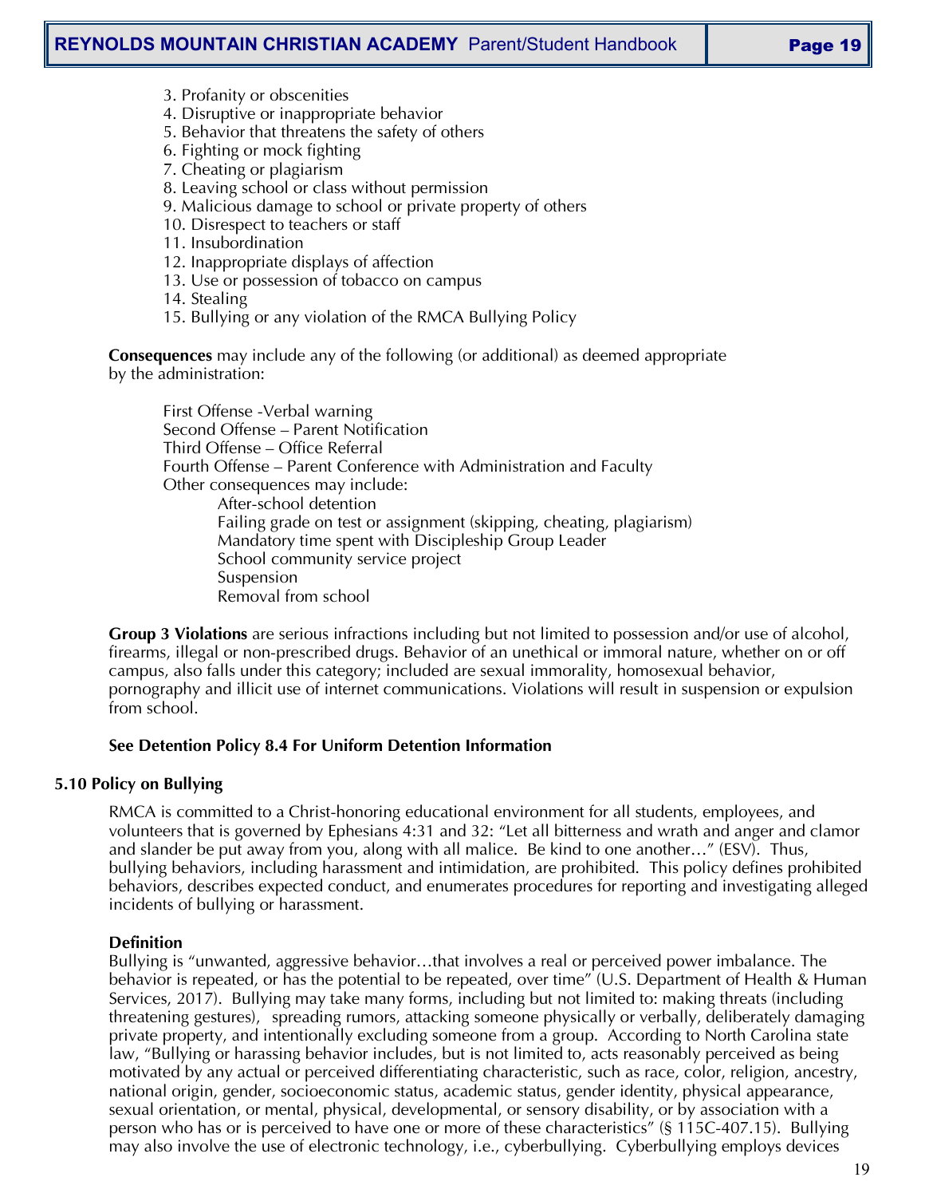3. Profanity or obscenities
4. Disruptive or inappropriate behavior
5. Behavior that threatens the safety of others
6. Fighting or mock fighting
7. Cheating or plagiarism
8. Leaving school or class without permission
9. Malicious damage to school or private property of others
10. Disrespect to teachers or staff
11. Insubordination
12. Inappropriate displays of affection
13. Use or possession of tobacco on campus
14. Stealing
15. Bullying or any violation of the RMCA Bullying Policy

**Consequences** may include any of the following (or additional) as deemed appropriate by the administration:

First Offense -Verbal warning
Second Offense – Parent Notification
Third Offense – Office Referral
Fourth Offense – Parent Conference with Administration and Faculty
Other consequences may include:

- After-school detention
- Failing grade on test or assignment (skipping, cheating, plagiarism)
- Mandatory time spent with Discipleship Group Leader
- School community service project
- Suspension
- Removal from school

**Group 3 Violations** are serious infractions including but not limited to possession and/or use of alcohol, firearms, illegal or non-prescribed drugs. Behavior of an unethical or immoral nature, whether on or off campus, also falls under this category; included are sexual immorality, homosexual behavior, pornography and illicit use of internet communications. Violations will result in suspension or expulsion from school.

**See Detention Policy 8.4 For Uniform Detention Information**

## 5.10 Policy on Bullying

RMCA is committed to a Christ-honoring educational environment for all students, employees, and volunteers that is governed by Ephesians 4:31 and 32: "Let all bitterness and wrath and anger and clamor and slander be put away from you, along with all malice. Be kind to one another…" (ESV). Thus, bullying behaviors, including harassment and intimidation, are prohibited. This policy defines prohibited behaviors, describes expected conduct, and enumerates procedures for reporting and investigating alleged incidents of bullying or harassment.

**Definition**
Bullying is "unwanted, aggressive behavior…that involves a real or perceived power imbalance. The behavior is repeated, or has the potential to be repeated, over time" (U.S. Department of Health & Human Services, 2017). Bullying may take many forms, including but not limited to: making threats (including threatening gestures), spreading rumors, attacking someone physically or verbally, deliberately damaging private property, and intentionally excluding someone from a group. According to North Carolina state law, "Bullying or harassing behavior includes, but is not limited to, acts reasonably perceived as being motivated by any actual or perceived differentiating characteristic, such as race, color, religion, ancestry, national origin, gender, socioeconomic status, academic status, gender identity, physical appearance, sexual orientation, or mental, physical, developmental, or sensory disability, or by association with a person who has or is perceived to have one or more of these characteristics" (§ 115C-407.15). Bullying may also involve the use of electronic technology, i.e., cyberbullying. Cyberbullying employs devices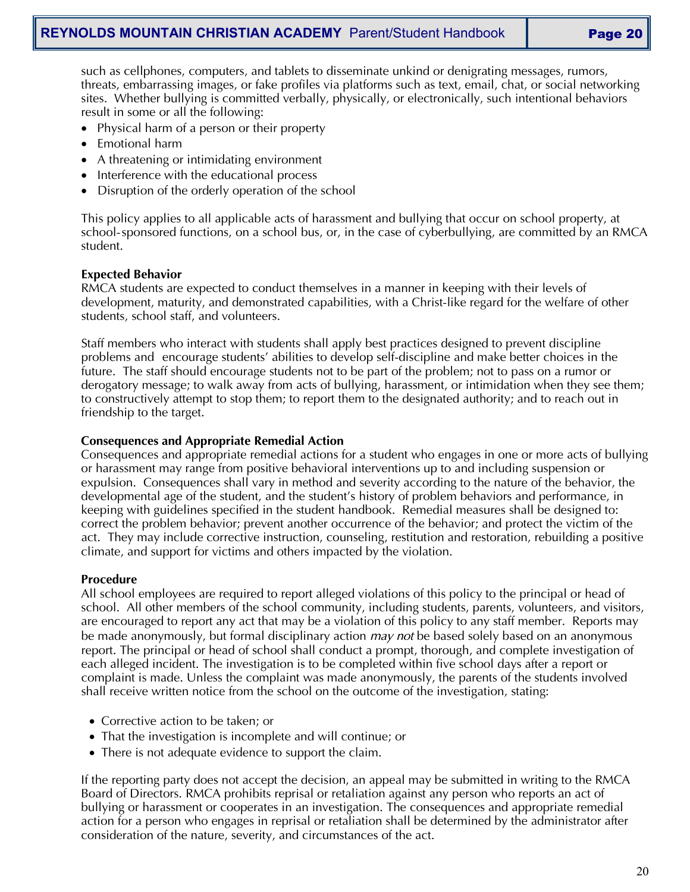such as cellphones, computers, and tablets to disseminate unkind or denigrating messages, rumors, threats, embarrassing images, or fake profiles via platforms such as text, email, chat, or social networking sites. Whether bullying is committed verbally, physically, or electronically, such intentional behaviors result in some or all the following:

- Physical harm of a person or their property
- Emotional harm
- A threatening or intimidating environment
- Interference with the educational process
- Disruption of the orderly operation of the school

This policy applies to all applicable acts of harassment and bullying that occur on school property, at school-sponsored functions, on a school bus, or, in the case of cyberbullying, are committed by an RMCA student.

**Expected Behavior**

RMCA students are expected to conduct themselves in a manner in keeping with their levels of development, maturity, and demonstrated capabilities, with a Christ-like regard for the welfare of other students, school staff, and volunteers.

Staff members who interact with students shall apply best practices designed to prevent discipline problems and encourage students' abilities to develop self-discipline and make better choices in the future. The staff should encourage students not to be part of the problem; not to pass on a rumor or derogatory message; to walk away from acts of bullying, harassment, or intimidation when they see them; to constructively attempt to stop them; to report them to the designated authority; and to reach out in friendship to the target.

**Consequences and Appropriate Remedial Action**

Consequences and appropriate remedial actions for a student who engages in one or more acts of bullying or harassment may range from positive behavioral interventions up to and including suspension or expulsion. Consequences shall vary in method and severity according to the nature of the behavior, the developmental age of the student, and the student's history of problem behaviors and performance, in keeping with guidelines specified in the student handbook. Remedial measures shall be designed to: correct the problem behavior; prevent another occurrence of the behavior; and protect the victim of the act. They may include corrective instruction, counseling, restitution and restoration, rebuilding a positive climate, and support for victims and others impacted by the violation.

**Procedure**

All school employees are required to report alleged violations of this policy to the principal or head of school. All other members of the school community, including students, parents, volunteers, and visitors, are encouraged to report any act that may be a violation of this policy to any staff member. Reports may be made anonymously, but formal disciplinary action *may not* be based solely based on an anonymous report. The principal or head of school shall conduct a prompt, thorough, and complete investigation of each alleged incident. The investigation is to be completed within five school days after a report or complaint is made. Unless the complaint was made anonymously, the parents of the students involved shall receive written notice from the school on the outcome of the investigation, stating:

- Corrective action to be taken; or
- That the investigation is incomplete and will continue; or
- There is not adequate evidence to support the claim.

If the reporting party does not accept the decision, an appeal may be submitted in writing to the RMCA Board of Directors. RMCA prohibits reprisal or retaliation against any person who reports an act of bullying or harassment or cooperates in an investigation. The consequences and appropriate remedial action for a person who engages in reprisal or retaliation shall be determined by the administrator after consideration of the nature, severity, and circumstances of the act.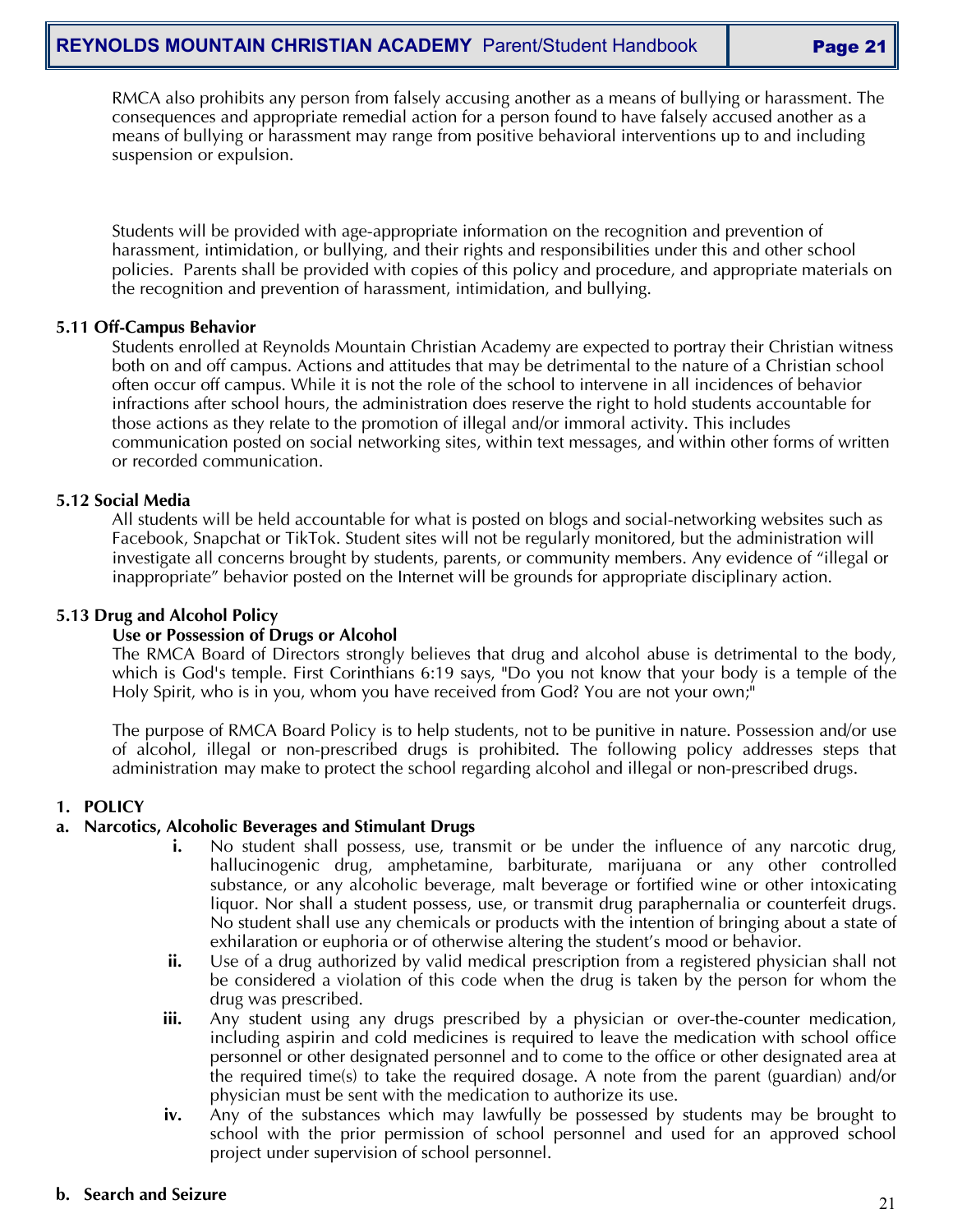RMCA also prohibits any person from falsely accusing another as a means of bullying or harassment. The consequences and appropriate remedial action for a person found to have falsely accused another as a means of bullying or harassment may range from positive behavioral interventions up to and including suspension or expulsion.

Students will be provided with age-appropriate information on the recognition and prevention of harassment, intimidation, or bullying, and their rights and responsibilities under this and other school policies. Parents shall be provided with copies of this policy and procedure, and appropriate materials on the recognition and prevention of harassment, intimidation, and bullying.

### 5.11 Off-Campus Behavior

Students enrolled at Reynolds Mountain Christian Academy are expected to portray their Christian witness both on and off campus. Actions and attitudes that may be detrimental to the nature of a Christian school often occur off campus. While it is not the role of the school to intervene in all incidences of behavior infractions after school hours, the administration does reserve the right to hold students accountable for those actions as they relate to the promotion of illegal and/or immoral activity. This includes communication posted on social networking sites, within text messages, and within other forms of written or recorded communication.

### 5.12 Social Media

All students will be held accountable for what is posted on blogs and social-networking websites such as Facebook, Snapchat or TikTok. Student sites will not be regularly monitored, but the administration will investigate all concerns brought by students, parents, or community members. Any evidence of "illegal or inappropriate" behavior posted on the Internet will be grounds for appropriate disciplinary action.

### 5.13 Drug and Alcohol Policy

**Use or Possession of Drugs or Alcohol**

The RMCA Board of Directors strongly believes that drug and alcohol abuse is detrimental to the body, which is God's temple. First Corinthians 6:19 says, "Do you not know that your body is a temple of the Holy Spirit, who is in you, whom you have received from God? You are not your own;"

The purpose of RMCA Board Policy is to help students, not to be punitive in nature. Possession and/or use of alcohol, illegal or non-prescribed drugs is prohibited. The following policy addresses steps that administration may make to protect the school regarding alcohol and illegal or non-prescribed drugs.

**1. POLICY**

**a. Narcotics, Alcoholic Beverages and Stimulant Drugs**

- **i.** No student shall possess, use, transmit or be under the influence of any narcotic drug, hallucinogenic drug, amphetamine, barbiturate, marijuana or any other controlled substance, or any alcoholic beverage, malt beverage or fortified wine or other intoxicating liquor. Nor shall a student possess, use, or transmit drug paraphernalia or counterfeit drugs. No student shall use any chemicals or products with the intention of bringing about a state of exhilaration or euphoria or of otherwise altering the student's mood or behavior.
- **ii.** Use of a drug authorized by valid medical prescription from a registered physician shall not be considered a violation of this code when the drug is taken by the person for whom the drug was prescribed.
- **iii.** Any student using any drugs prescribed by a physician or over-the-counter medication, including aspirin and cold medicines is required to leave the medication with school office personnel or other designated personnel and to come to the office or other designated area at the required time(s) to take the required dosage. A note from the parent (guardian) and/or physician must be sent with the medication to authorize its use.
- **iv.** Any of the substances which may lawfully be possessed by students may be brought to school with the prior permission of school personnel and used for an approved school project under supervision of school personnel.

**b. Search and Seizure**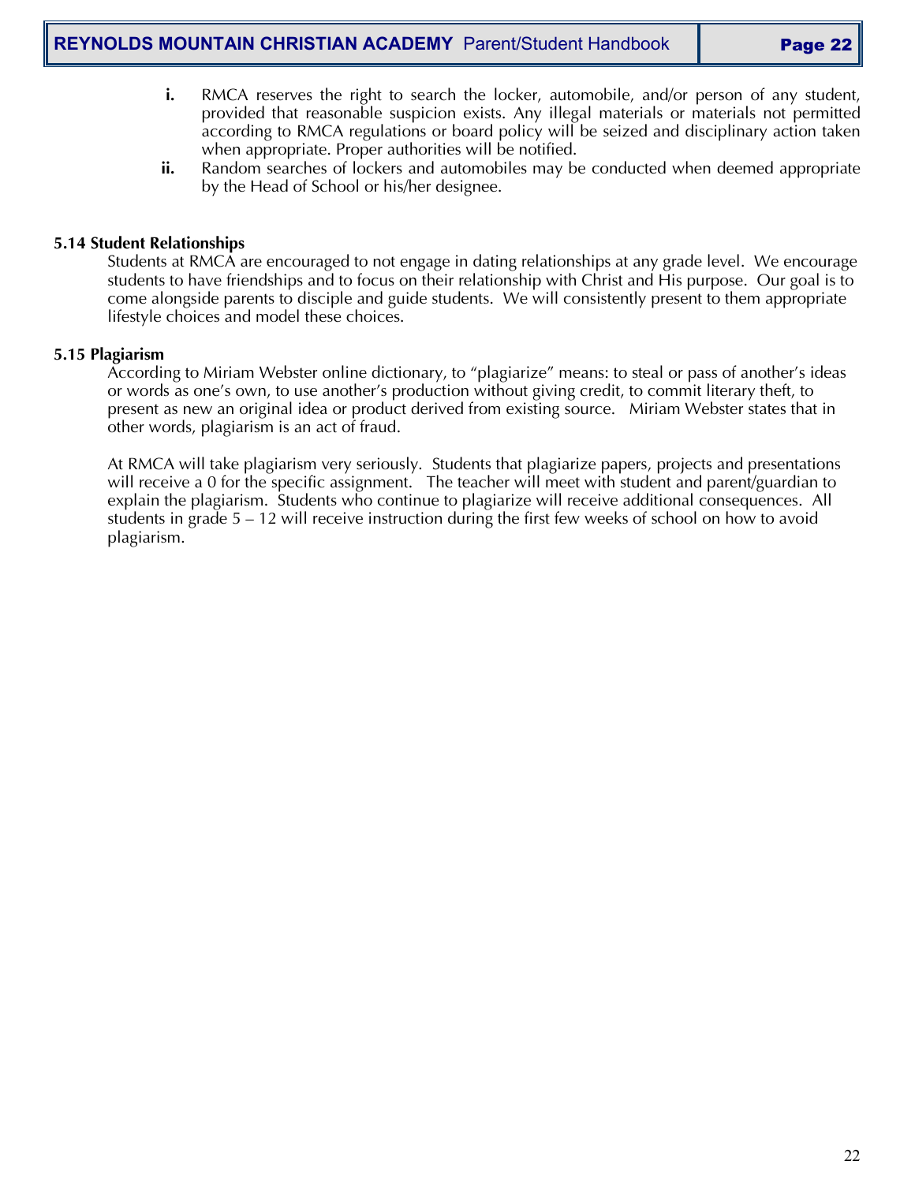i. RMCA reserves the right to search the locker, automobile, and/or person of any student, provided that reasonable suspicion exists. Any illegal materials or materials not permitted according to RMCA regulations or board policy will be seized and disciplinary action taken when appropriate. Proper authorities will be notified.

ii. Random searches of lockers and automobiles may be conducted when deemed appropriate by the Head of School or his/her designee.

### 5.14 Student Relationships

Students at RMCA are encouraged to not engage in dating relationships at any grade level. We encourage students to have friendships and to focus on their relationship with Christ and His purpose. Our goal is to come alongside parents to disciple and guide students. We will consistently present to them appropriate lifestyle choices and model these choices.

### 5.15 Plagiarism

According to Miriam Webster online dictionary, to "plagiarize" means: to steal or pass of another's ideas or words as one's own, to use another's production without giving credit, to commit literary theft, to present as new an original idea or product derived from existing source. Miriam Webster states that in other words, plagiarism is an act of fraud.

At RMCA will take plagiarism very seriously. Students that plagiarize papers, projects and presentations will receive a 0 for the specific assignment. The teacher will meet with student and parent/guardian to explain the plagiarism. Students who continue to plagiarize will receive additional consequences. All students in grade 5 – 12 will receive instruction during the first few weeks of school on how to avoid plagiarism.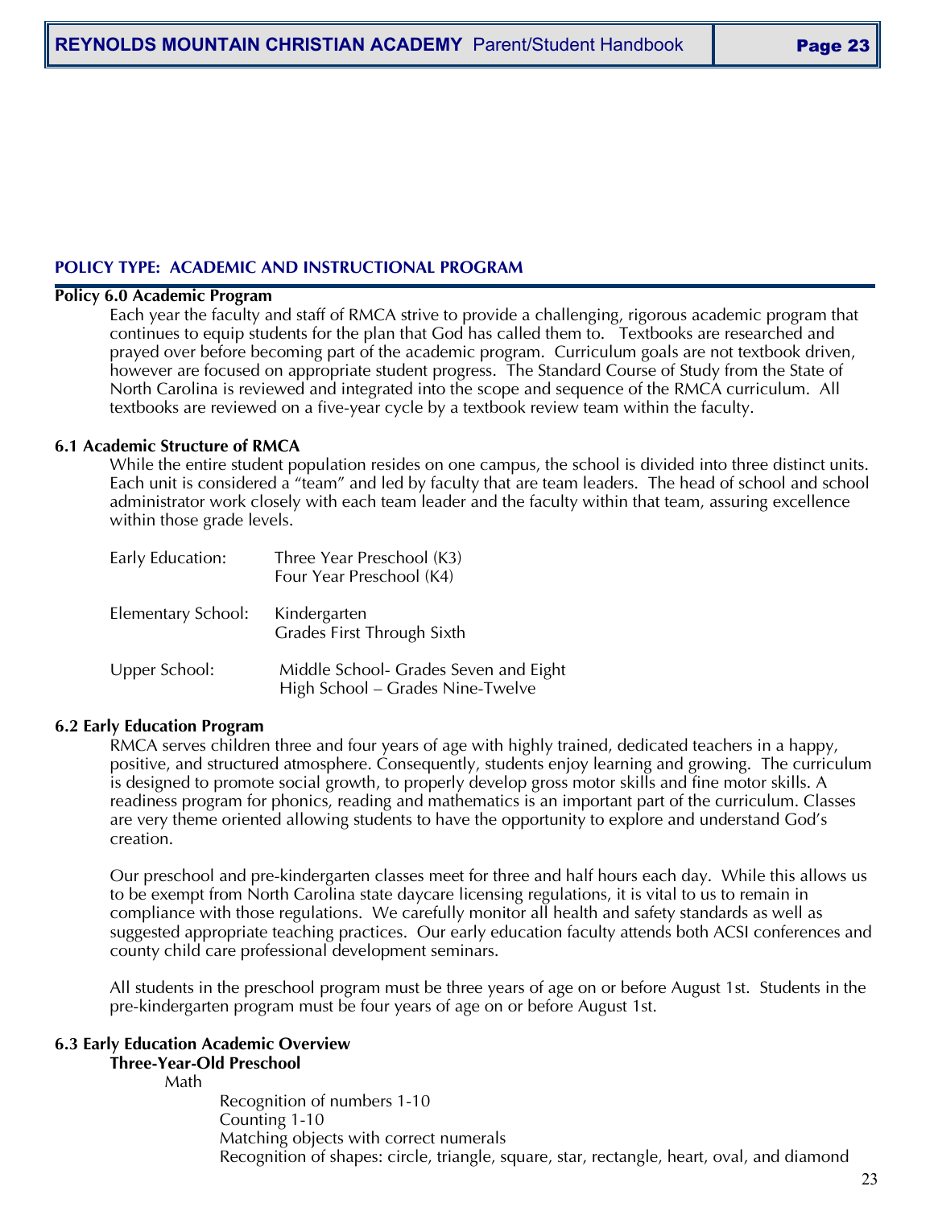## POLICY TYPE: ACADEMIC AND INSTRUCTIONAL PROGRAM

### Policy 6.0 Academic Program

Each year the faculty and staff of RMCA strive to provide a challenging, rigorous academic program that continues to equip students for the plan that God has called them to. Textbooks are researched and prayed over before becoming part of the academic program. Curriculum goals are not textbook driven, however are focused on appropriate student progress. The Standard Course of Study from the State of North Carolina is reviewed and integrated into the scope and sequence of the RMCA curriculum. All textbooks are reviewed on a five-year cycle by a textbook review team within the faculty.

### 6.1 Academic Structure of RMCA

While the entire student population resides on one campus, the school is divided into three distinct units. Each unit is considered a "team" and led by faculty that are team leaders. The head of school and school administrator work closely with each team leader and the faculty within that team, assuring excellence within those grade levels.

| | |
|---|---|
| Early Education: | Three Year Preschool (K3)<br>Four Year Preschool (K4) |
| Elementary School: | Kindergarten<br>Grades First Through Sixth |
| Upper School: | Middle School- Grades Seven and Eight<br>High School – Grades Nine-Twelve |

### 6.2 Early Education Program

RMCA serves children three and four years of age with highly trained, dedicated teachers in a happy, positive, and structured atmosphere. Consequently, students enjoy learning and growing. The curriculum is designed to promote social growth, to properly develop gross motor skills and fine motor skills. A readiness program for phonics, reading and mathematics is an important part of the curriculum. Classes are very theme oriented allowing students to have the opportunity to explore and understand God's creation.

Our preschool and pre-kindergarten classes meet for three and half hours each day. While this allows us to be exempt from North Carolina state daycare licensing regulations, it is vital to us to remain in compliance with those regulations. We carefully monitor all health and safety standards as well as suggested appropriate teaching practices. Our early education faculty attends both ACSI conferences and county child care professional development seminars.

All students in the preschool program must be three years of age on or before August 1st. Students in the pre-kindergarten program must be four years of age on or before August 1st.

### 6.3 Early Education Academic Overview

**Three-Year-Old Preschool**

Math

- Recognition of numbers 1-10
- Counting 1-10
- Matching objects with correct numerals
- Recognition of shapes: circle, triangle, square, star, rectangle, heart, oval, and diamond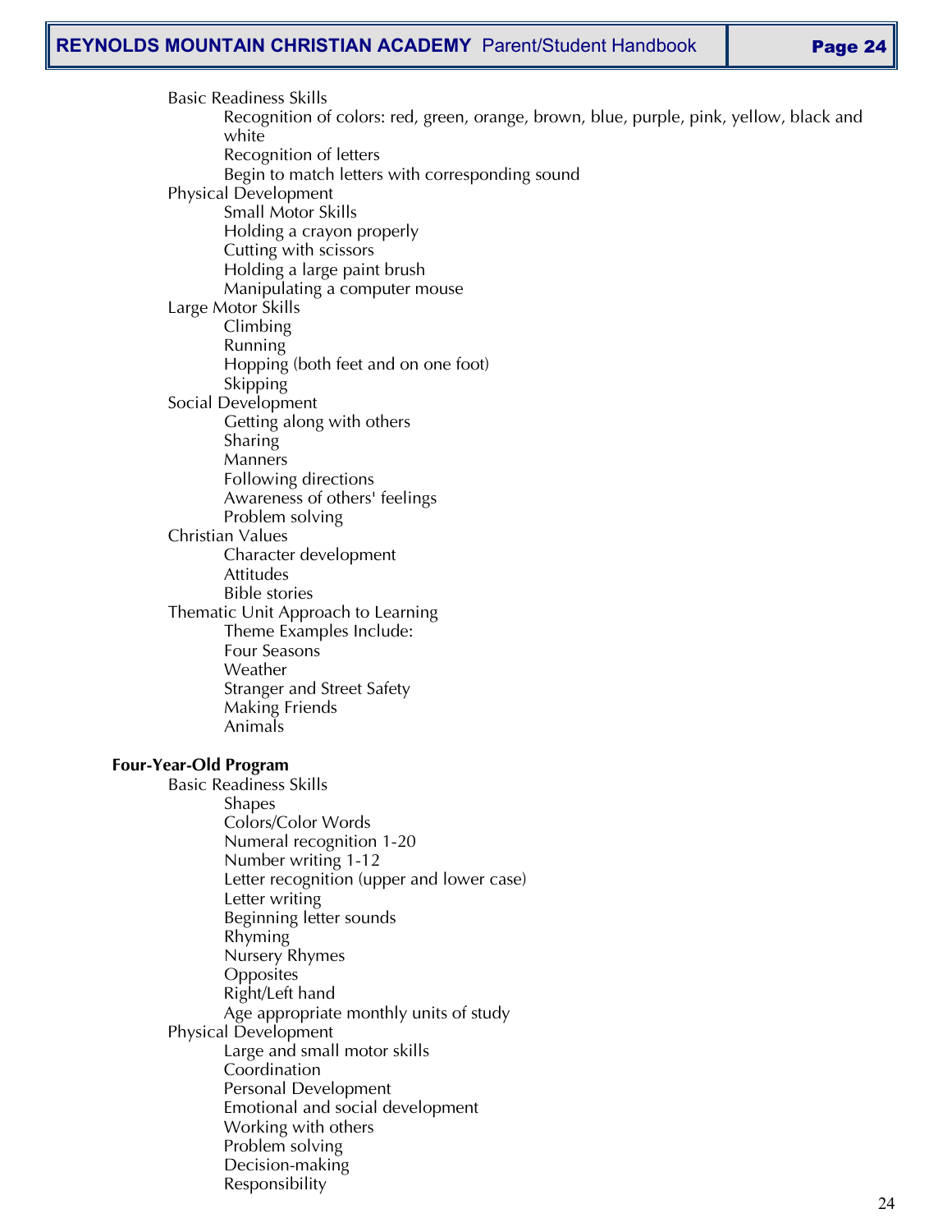- Basic Readiness Skills
  - Recognition of colors: red, green, orange, brown, blue, purple, pink, yellow, black and white
  - Recognition of letters
  - Begin to match letters with corresponding sound
- Physical Development
  - Small Motor Skills
  - Holding a crayon properly
  - Cutting with scissors
  - Holding a large paint brush
  - Manipulating a computer mouse
- Large Motor Skills
  - Climbing
  - Running
  - Hopping (both feet and on one foot)
  - Skipping
- Social Development
  - Getting along with others
  - Sharing
  - Manners
  - Following directions
  - Awareness of others' feelings
  - Problem solving
- Christian Values
  - Character development
  - Attitudes
  - Bible stories
- Thematic Unit Approach to Learning
  - Theme Examples Include:
  - Four Seasons
  - Weather
  - Stranger and Street Safety
  - Making Friends
  - Animals

**Four-Year-Old Program**

- Basic Readiness Skills
  - Shapes
  - Colors/Color Words
  - Numeral recognition 1-20
  - Number writing 1-12
  - Letter recognition (upper and lower case)
  - Letter writing
  - Beginning letter sounds
  - Rhyming
  - Nursery Rhymes
  - Opposites
  - Right/Left hand
  - Age appropriate monthly units of study
- Physical Development
  - Large and small motor skills
  - Coordination
  - Personal Development
  - Emotional and social development
  - Working with others
  - Problem solving
  - Decision-making
  - Responsibility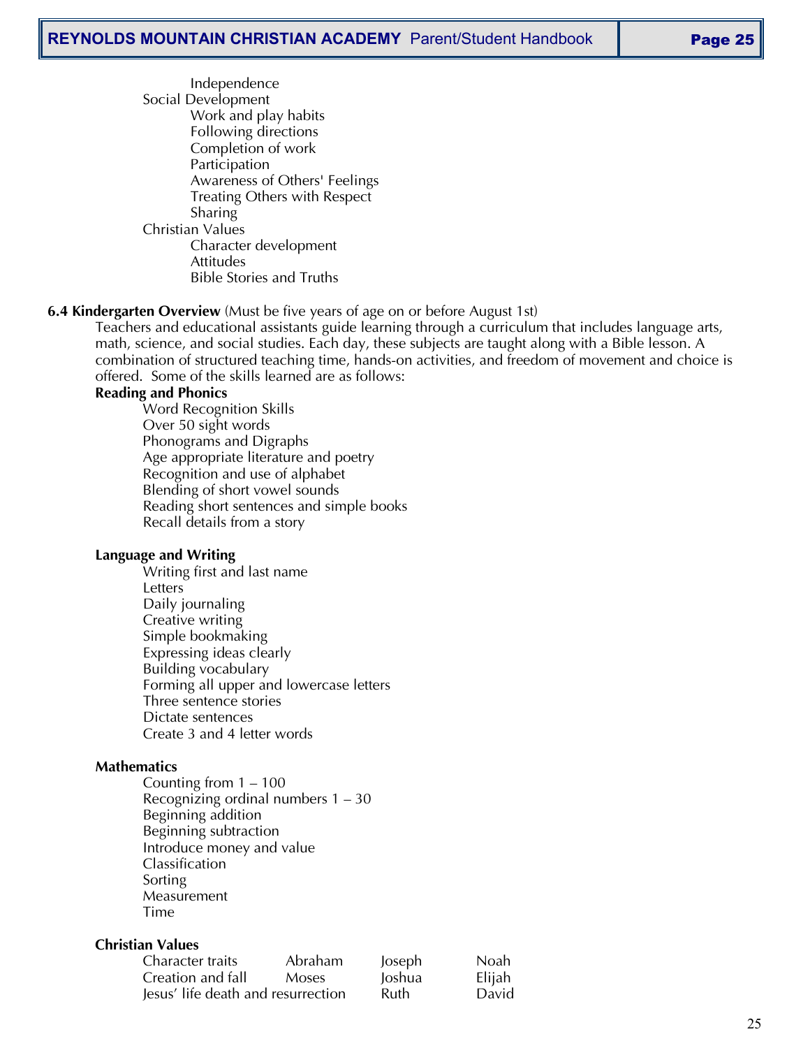- Independence
- Social Development
  - Work and play habits
  - Following directions
  - Completion of work
  - Participation
  - Awareness of Others' Feelings
  - Treating Others with Respect
  - Sharing
- Christian Values
  - Character development
  - Attitudes
  - Bible Stories and Truths

**6.4 Kindergarten Overview** (Must be five years of age on or before August 1st)

Teachers and educational assistants guide learning through a curriculum that includes language arts, math, science, and social studies. Each day, these subjects are taught along with a Bible lesson. A combination of structured teaching time, hands-on activities, and freedom of movement and choice is offered. Some of the skills learned are as follows:

**Reading and Phonics**

- Word Recognition Skills
- Over 50 sight words
- Phonograms and Digraphs
- Age appropriate literature and poetry
- Recognition and use of alphabet
- Blending of short vowel sounds
- Reading short sentences and simple books
- Recall details from a story

**Language and Writing**

- Writing first and last name
- Letters
- Daily journaling
- Creative writing
- Simple bookmaking
- Expressing ideas clearly
- Building vocabulary
- Forming all upper and lowercase letters
- Three sentence stories
- Dictate sentences
- Create 3 and 4 letter words

**Mathematics**

- Counting from 1 – 100
- Recognizing ordinal numbers 1 – 30
- Beginning addition
- Beginning subtraction
- Introduce money and value
- Classification
- Sorting
- Measurement
- Time

**Christian Values**

| | | | |
|---|---|---|---|
| Character traits | Abraham | Joseph | Noah |
| Creation and fall | Moses | Joshua | Elijah |
| Jesus' life death and resurrection | | Ruth | David |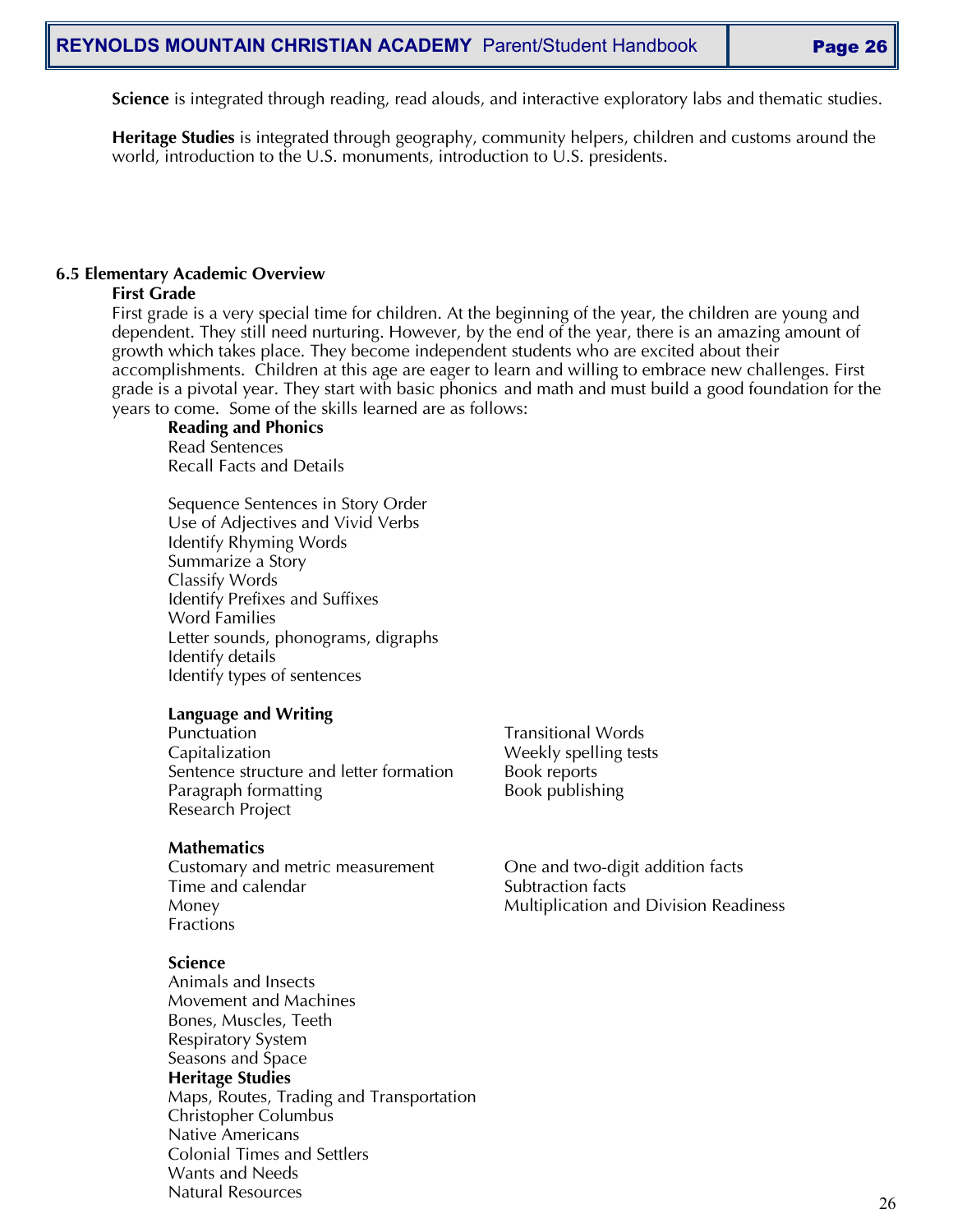**Science** is integrated through reading, read alouds, and interactive exploratory labs and thematic studies.

**Heritage Studies** is integrated through geography, community helpers, children and customs around the world, introduction to the U.S. monuments, introduction to U.S. presidents.

### 6.5 Elementary Academic Overview

**First Grade**

First grade is a very special time for children. At the beginning of the year, the children are young and dependent. They still need nurturing. However, by the end of the year, there is an amazing amount of growth which takes place. They become independent students who are excited about their accomplishments. Children at this age are eager to learn and willing to embrace new challenges. First grade is a pivotal year. They start with basic phonics and math and must build a good foundation for the years to come. Some of the skills learned are as follows:

**Reading and Phonics**

Read Sentences
Recall Facts and Details

Sequence Sentences in Story Order
Use of Adjectives and Vivid Verbs
Identify Rhyming Words
Summarize a Story
Classify Words
Identify Prefixes and Suffixes
Word Families
Letter sounds, phonograms, digraphs
Identify details
Identify types of sentences

**Language and Writing**

Punctuation
Capitalization
Sentence structure and letter formation
Paragraph formatting
Research Project
Transitional Words
Weekly spelling tests
Book reports
Book publishing

**Mathematics**

Customary and metric measurement
Time and calendar
Money
Fractions
One and two-digit addition facts
Subtraction facts
Multiplication and Division Readiness

**Science**

Animals and Insects
Movement and Machines
Bones, Muscles, Teeth
Respiratory System
Seasons and Space

**Heritage Studies**

Maps, Routes, Trading and Transportation
Christopher Columbus
Native Americans
Colonial Times and Settlers
Wants and Needs
Natural Resources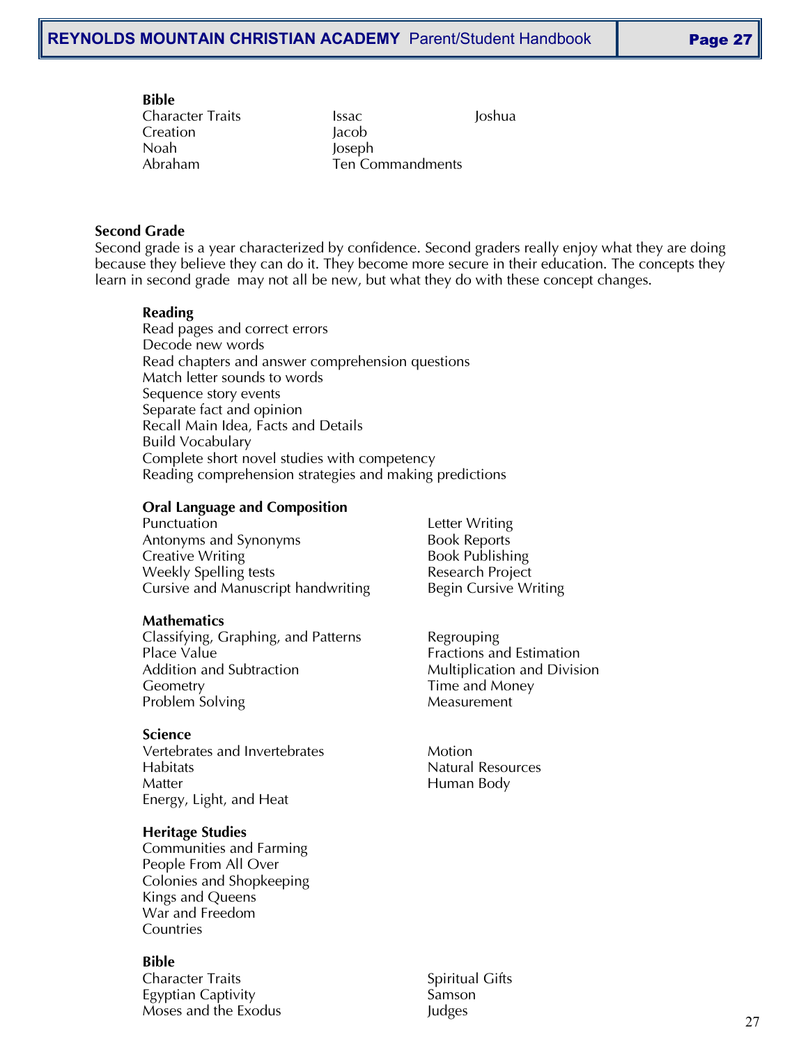**Bible**

Character Traits
Creation
Noah
Abraham
Issac
Jacob
Joseph
Ten Commandments
Joshua

**Second Grade**

Second grade is a year characterized by confidence. Second graders really enjoy what they are doing because they believe they can do it. They become more secure in their education. The concepts they learn in second grade  may not all be new, but what they do with these concept changes.

**Reading**

Read pages and correct errors
Decode new words
Read chapters and answer comprehension questions
Match letter sounds to words
Sequence story events
Separate fact and opinion
Recall Main Idea, Facts and Details
Build Vocabulary
Complete short novel studies with competency
Reading comprehension strategies and making predictions

**Oral Language and Composition**

Punctuation
Antonyms and Synonyms
Creative Writing
Weekly Spelling tests
Cursive and Manuscript handwriting
Letter Writing
Book Reports
Book Publishing
Research Project
Begin Cursive Writing

**Mathematics**

Classifying, Graphing, and Patterns
Place Value
Addition and Subtraction
Geometry
Problem Solving
Regrouping
Fractions and Estimation
Multiplication and Division
Time and Money
Measurement

**Science**

Vertebrates and Invertebrates
Habitats
Matter
Energy, Light, and Heat
Motion
Natural Resources
Human Body

**Heritage Studies**

Communities and Farming
People From All Over
Colonies and Shopkeeping
Kings and Queens
War and Freedom
Countries

**Bible**

Character Traits
Egyptian Captivity
Moses and the Exodus
Spiritual Gifts
Samson
Judges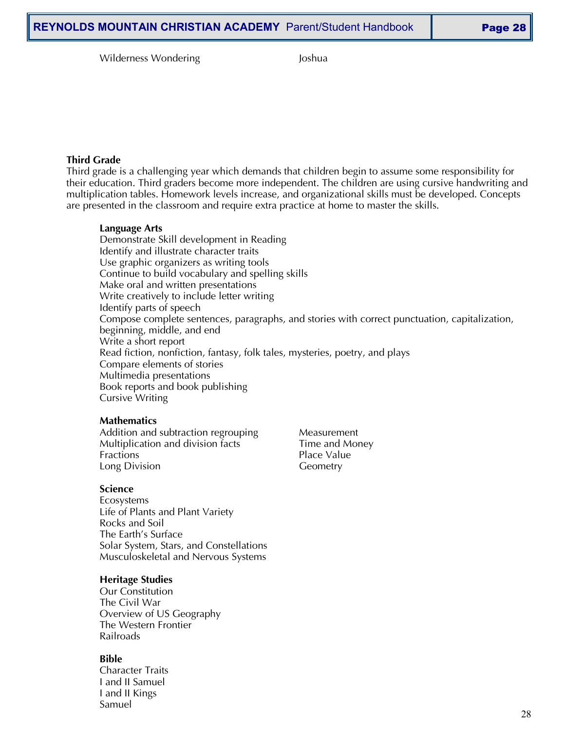Wilderness Wondering

Joshua

**Third Grade**

Third grade is a challenging year which demands that children begin to assume some responsibility for their education. Third graders become more independent. The children are using cursive handwriting and multiplication tables. Homework levels increase, and organizational skills must be developed. Concepts are presented in the classroom and require extra practice at home to master the skills.

**Language Arts**

Demonstrate Skill development in Reading
Identify and illustrate character traits
Use graphic organizers as writing tools
Continue to build vocabulary and spelling skills
Make oral and written presentations
Write creatively to include letter writing
Identify parts of speech
Compose complete sentences, paragraphs, and stories with correct punctuation, capitalization, beginning, middle, and end
Write a short report
Read fiction, nonfiction, fantasy, folk tales, mysteries, poetry, and plays
Compare elements of stories
Multimedia presentations
Book reports and book publishing
Cursive Writing

**Mathematics**

Addition and subtraction regrouping
Multiplication and division facts
Fractions
Long Division
Measurement
Time and Money
Place Value
Geometry

**Science**

Ecosystems
Life of Plants and Plant Variety
Rocks and Soil
The Earth's Surface
Solar System, Stars, and Constellations
Musculoskeletal and Nervous Systems

**Heritage Studies**

Our Constitution
The Civil War
Overview of US Geography
The Western Frontier
Railroads

**Bible**

Character Traits
I and II Samuel
I and II Kings
Samuel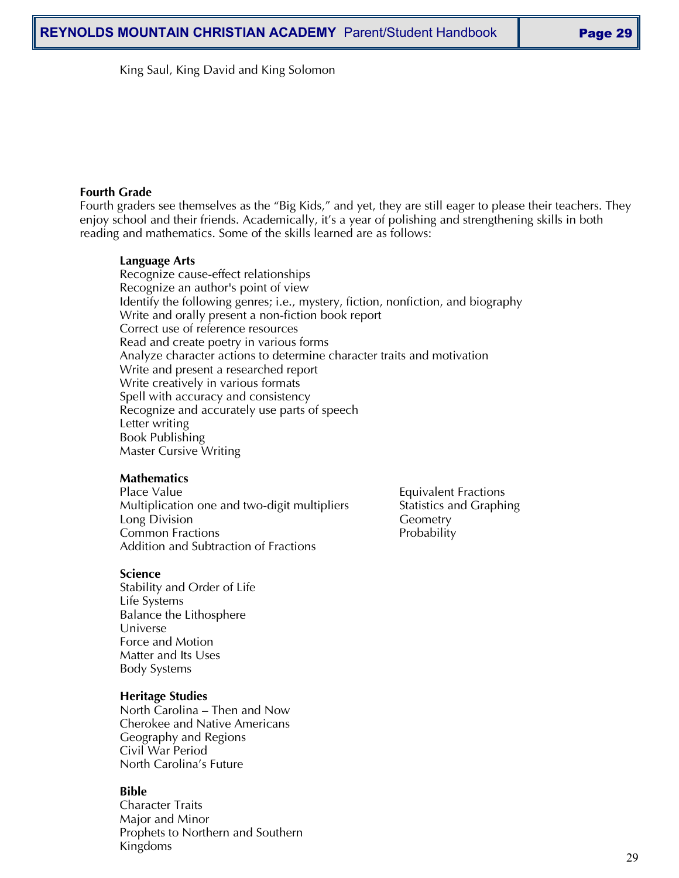King Saul, King David and King Solomon

**Fourth Grade**

Fourth graders see themselves as the "Big Kids," and yet, they are still eager to please their teachers. They enjoy school and their friends. Academically, it's a year of polishing and strengthening skills in both reading and mathematics. Some of the skills learned are as follows:

**Language Arts**

Recognize cause-effect relationships
Recognize an author's point of view
Identify the following genres; i.e., mystery, fiction, nonfiction, and biography
Write and orally present a non-fiction book report
Correct use of reference resources
Read and create poetry in various forms
Analyze character actions to determine character traits and motivation
Write and present a researched report
Write creatively in various formats
Spell with accuracy and consistency
Recognize and accurately use parts of speech
Letter writing
Book Publishing
Master Cursive Writing

**Mathematics**

Place Value
Multiplication one and two-digit multipliers
Long Division
Common Fractions
Addition and Subtraction of Fractions
Equivalent Fractions
Statistics and Graphing
Geometry
Probability

**Science**

Stability and Order of Life
Life Systems
Balance the Lithosphere
Universe
Force and Motion
Matter and Its Uses
Body Systems

**Heritage Studies**

North Carolina – Then and Now
Cherokee and Native Americans
Geography and Regions
Civil War Period
North Carolina's Future

**Bible**

Character Traits
Major and Minor
Prophets to Northern and Southern
Kingdoms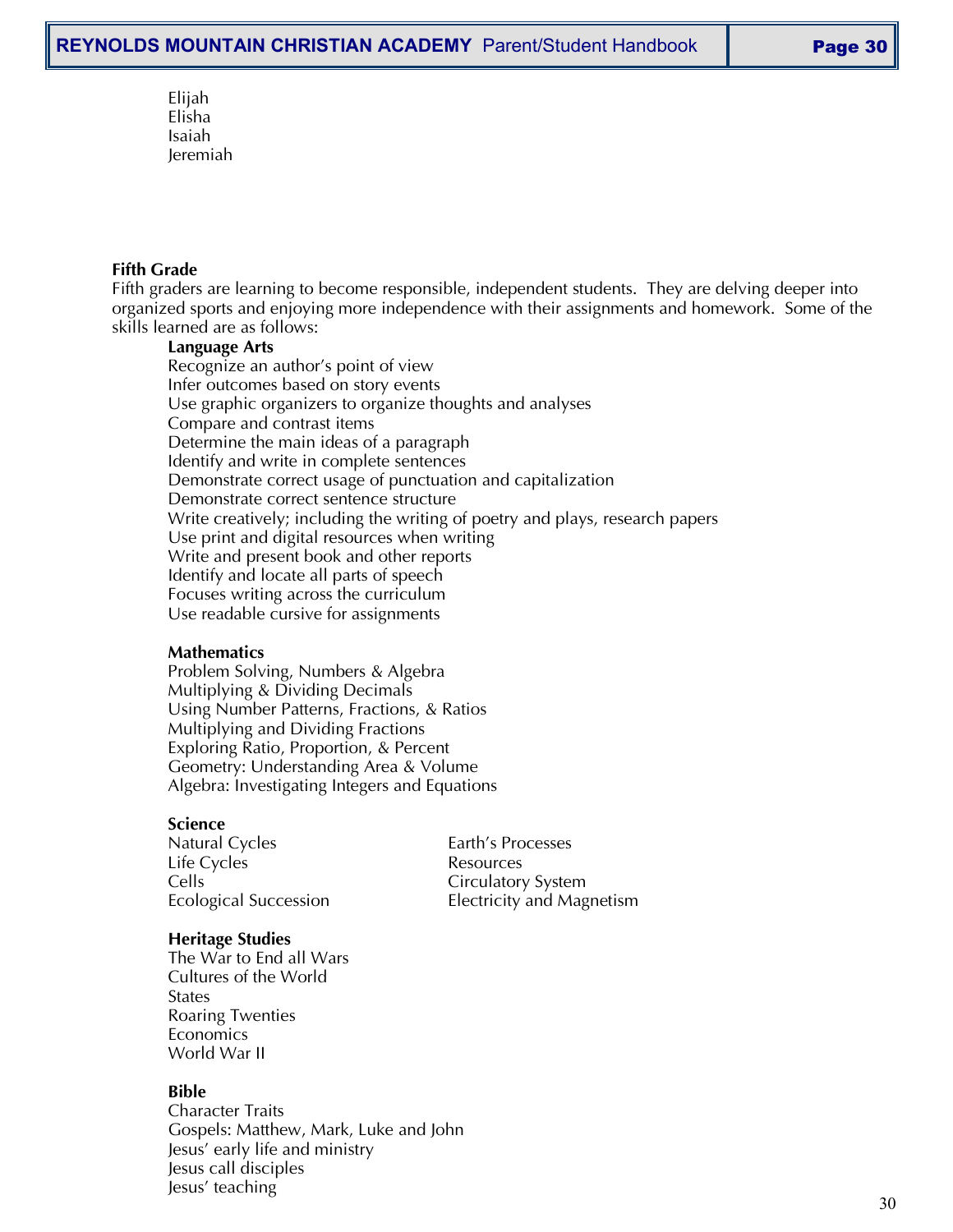Elijah
Elisha
Isaiah
Jeremiah

**Fifth Grade**

Fifth graders are learning to become responsible, independent students. They are delving deeper into organized sports and enjoying more independence with their assignments and homework. Some of the skills learned are as follows:

**Language Arts**

Recognize an author's point of view
Infer outcomes based on story events
Use graphic organizers to organize thoughts and analyses
Compare and contrast items
Determine the main ideas of a paragraph
Identify and write in complete sentences
Demonstrate correct usage of punctuation and capitalization
Demonstrate correct sentence structure
Write creatively; including the writing of poetry and plays, research papers
Use print and digital resources when writing
Write and present book and other reports
Identify and locate all parts of speech
Focuses writing across the curriculum
Use readable cursive for assignments

**Mathematics**

Problem Solving, Numbers & Algebra
Multiplying & Dividing Decimals
Using Number Patterns, Fractions, & Ratios
Multiplying and Dividing Fractions
Exploring Ratio, Proportion, & Percent
Geometry: Understanding Area & Volume
Algebra: Investigating Integers and Equations

**Science**

Natural Cycles
Life Cycles
Cells
Ecological Succession
Earth's Processes
Resources
Circulatory System
Electricity and Magnetism

**Heritage Studies**

The War to End all Wars
Cultures of the World
States
Roaring Twenties
Economics
World War II

**Bible**

Character Traits
Gospels: Matthew, Mark, Luke and John
Jesus' early life and ministry
Jesus call disciples
Jesus' teaching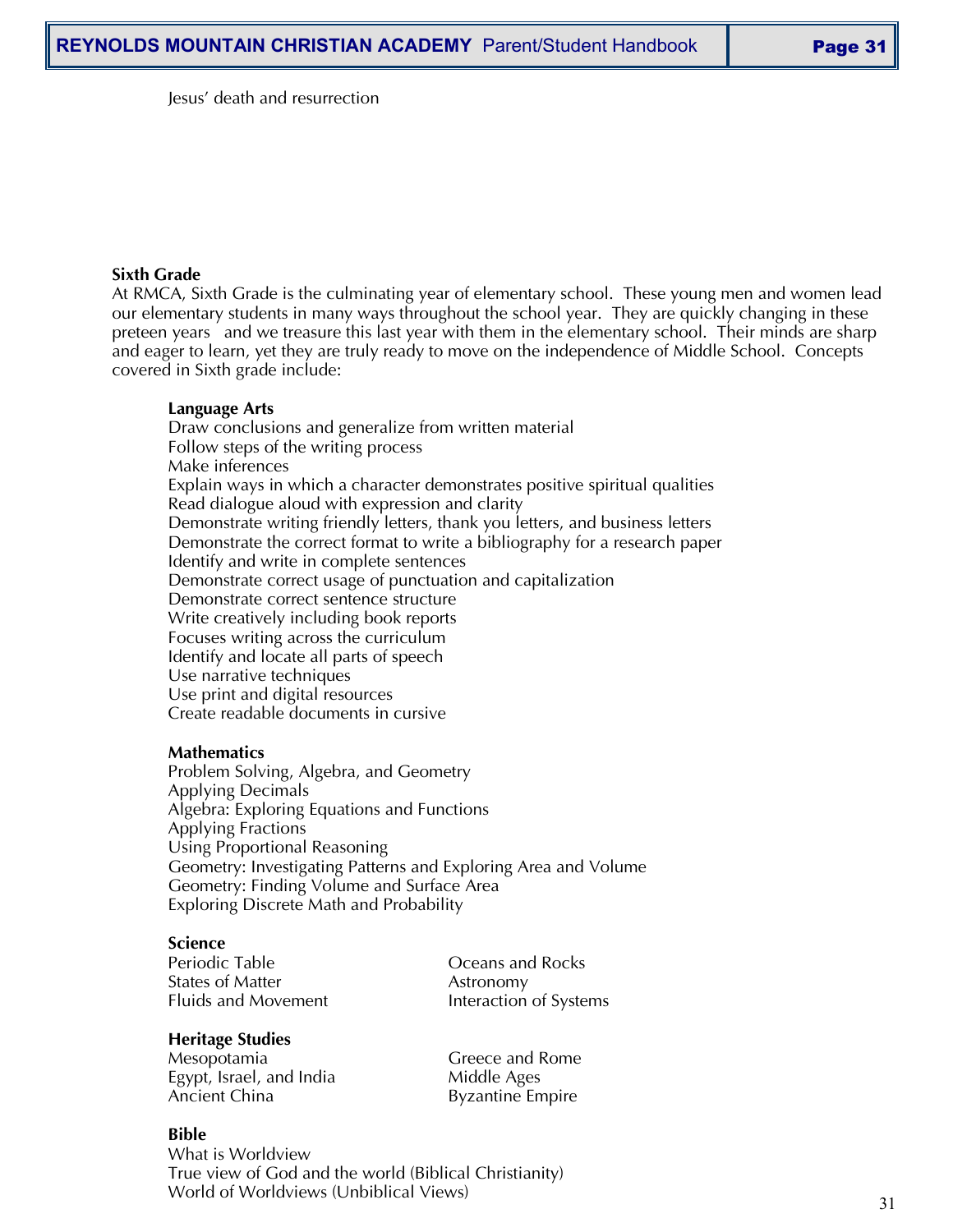Jesus' death and resurrection

**Sixth Grade**

At RMCA, Sixth Grade is the culminating year of elementary school. These young men and women lead our elementary students in many ways throughout the school year. They are quickly changing in these preteen years and we treasure this last year with them in the elementary school. Their minds are sharp and eager to learn, yet they are truly ready to move on the independence of Middle School. Concepts covered in Sixth grade include:

**Language Arts**

Draw conclusions and generalize from written material
Follow steps of the writing process
Make inferences
Explain ways in which a character demonstrates positive spiritual qualities
Read dialogue aloud with expression and clarity
Demonstrate writing friendly letters, thank you letters, and business letters
Demonstrate the correct format to write a bibliography for a research paper
Identify and write in complete sentences
Demonstrate correct usage of punctuation and capitalization
Demonstrate correct sentence structure
Write creatively including book reports
Focuses writing across the curriculum
Identify and locate all parts of speech
Use narrative techniques
Use print and digital resources
Create readable documents in cursive

**Mathematics**

Problem Solving, Algebra, and Geometry
Applying Decimals
Algebra: Exploring Equations and Functions
Applying Fractions
Using Proportional Reasoning
Geometry: Investigating Patterns and Exploring Area and Volume
Geometry: Finding Volume and Surface Area
Exploring Discrete Math and Probability

**Science**

Periodic Table
States of Matter
Fluids and Movement
Oceans and Rocks
Astronomy
Interaction of Systems

**Heritage Studies**

Mesopotamia
Egypt, Israel, and India
Ancient China
Greece and Rome
Middle Ages
Byzantine Empire

**Bible**

What is Worldview
True view of God and the world (Biblical Christianity)
World of Worldviews (Unbiblical Views)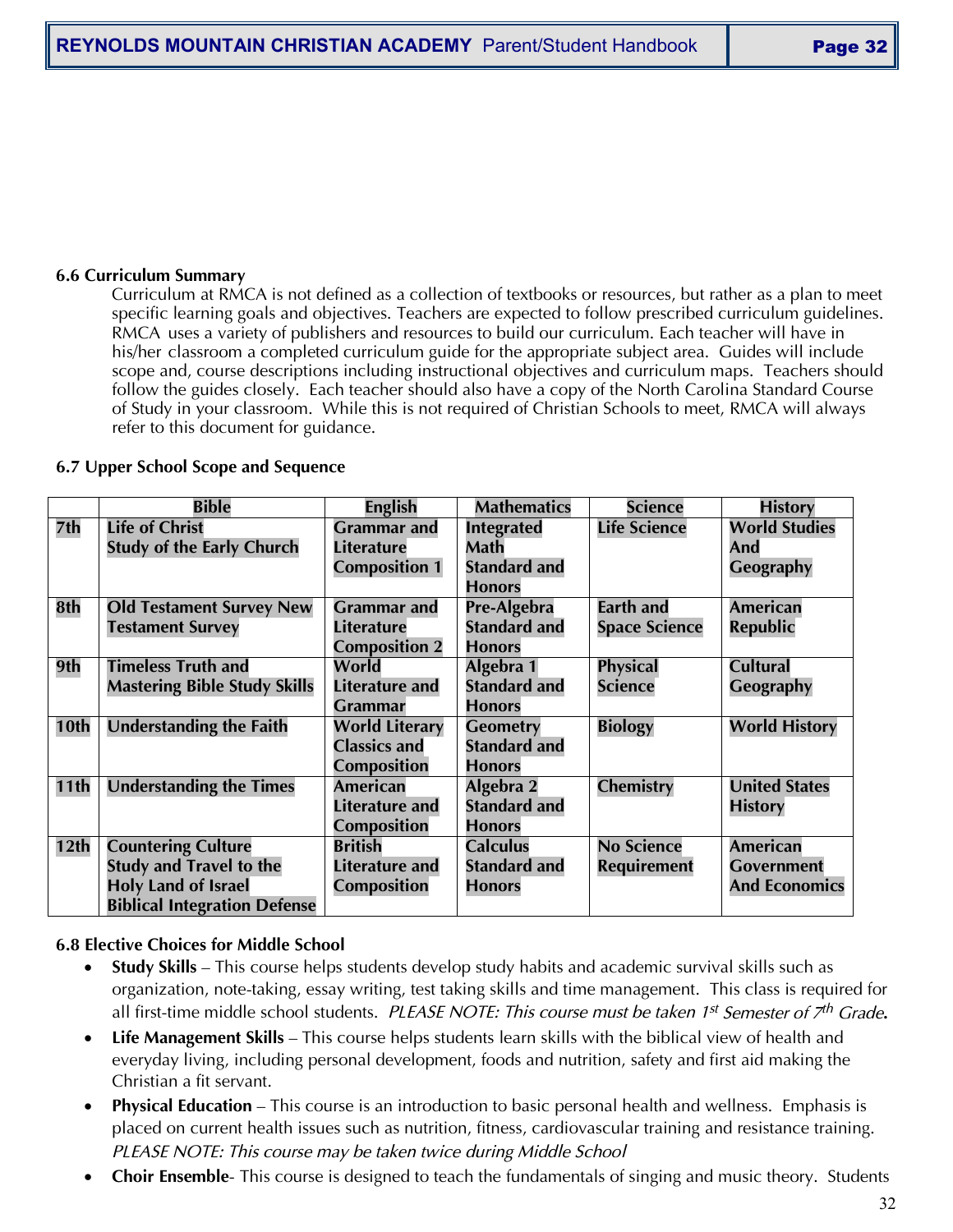**6.6 Curriculum Summary**

Curriculum at RMCA is not defined as a collection of textbooks or resources, but rather as a plan to meet specific learning goals and objectives. Teachers are expected to follow prescribed curriculum guidelines. RMCA uses a variety of publishers and resources to build our curriculum. Each teacher will have in his/her classroom a completed curriculum guide for the appropriate subject area. Guides will include scope and, course descriptions including instructional objectives and curriculum maps. Teachers should follow the guides closely. Each teacher should also have a copy of the North Carolina Standard Course of Study in your classroom. While this is not required of Christian Schools to meet, RMCA will always refer to this document for guidance.

**6.7 Upper School Scope and Sequence**

| | Bible | English | Mathematics | Science | History |
|---|---|---|---|---|---|
| **7th** | **Life of Christ Study of the Early Church** | **Grammar and Literature Composition 1** | **Integrated Math Standard and Honors** | **Life Science** | **World Studies And Geography** |
| **8th** | **Old Testament Survey New Testament Survey** | **Grammar and Literature Composition 2** | **Pre-Algebra Standard and Honors** | **Earth and Space Science** | **American Republic** |
| **9th** | **Timeless Truth and Mastering Bible Study Skills** | **World Literature and Grammar** | **Algebra 1 Standard and Honors** | **Physical Science** | **Cultural Geography** |
| **10th** | **Understanding the Faith** | **World Literary Classics and Composition** | **Geometry Standard and Honors** | **Biology** | **World History** |
| **11th** | **Understanding the Times** | **American Literature and Composition** | **Algebra 2 Standard and Honors** | **Chemistry** | **United States History** |
| **12th** | **Countering Culture Study and Travel to the Holy Land of Israel Biblical Integration Defense** | **British Literature and Composition** | **Calculus Standard and Honors** | **No Science Requirement** | **American Government And Economics** |

**6.8 Elective Choices for Middle School**

- **Study Skills** – This course helps students develop study habits and academic survival skills such as organization, note-taking, essay writing, test taking skills and time management. This class is required for all first-time middle school students. *PLEASE NOTE: This course must be taken 1st Semester of 7th Grade.*
- **Life Management Skills** – This course helps students learn skills with the biblical view of health and everyday living, including personal development, foods and nutrition, safety and first aid making the Christian a fit servant.
- **Physical Education** – This course is an introduction to basic personal health and wellness. Emphasis is placed on current health issues such as nutrition, fitness, cardiovascular training and resistance training. *PLEASE NOTE: This course may be taken twice during Middle School*
- **Choir Ensemble**- This course is designed to teach the fundamentals of singing and music theory. Students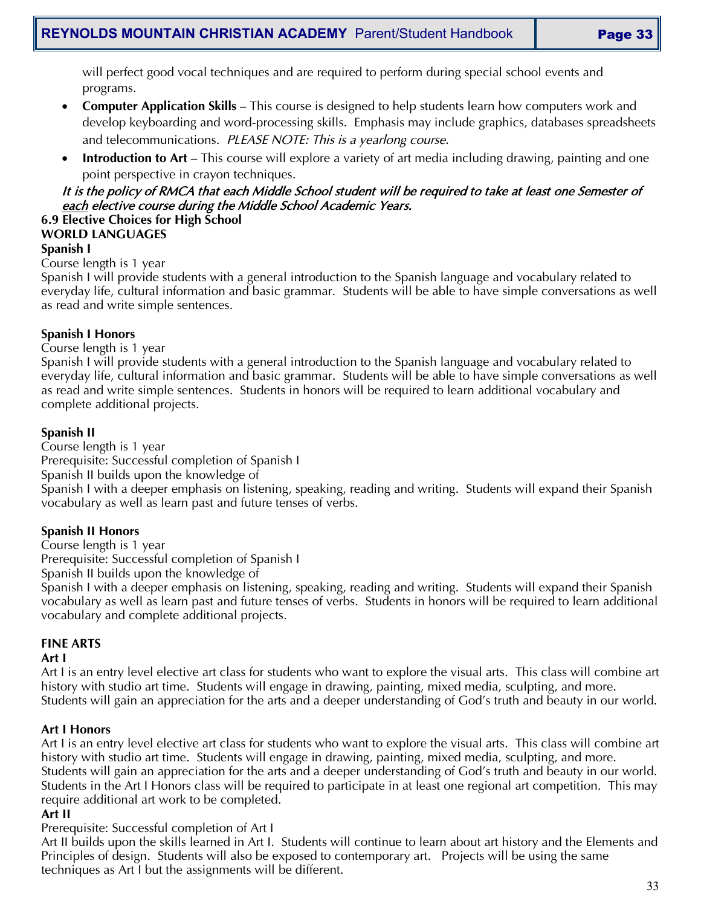will perfect good vocal techniques and are required to perform during special school events and programs.

- **Computer Application Skills** – This course is designed to help students learn how computers work and develop keyboarding and word-processing skills. Emphasis may include graphics, databases spreadsheets and telecommunications. *PLEASE NOTE: This is a yearlong course.*
- **Introduction to Art** – This course will explore a variety of art media including drawing, painting and one point perspective in crayon techniques.

***It is the policy of RMCA that each Middle School student will be required to take at least one Semester of each elective course during the Middle School Academic Years.***

**6.9 Elective Choices for High School**

**WORLD LANGUAGES**

**Spanish I**

Course length is 1 year

Spanish I will provide students with a general introduction to the Spanish language and vocabulary related to everyday life, cultural information and basic grammar. Students will be able to have simple conversations as well as read and write simple sentences.

**Spanish I Honors**

Course length is 1 year

Spanish I will provide students with a general introduction to the Spanish language and vocabulary related to everyday life, cultural information and basic grammar. Students will be able to have simple conversations as well as read and write simple sentences. Students in honors will be required to learn additional vocabulary and complete additional projects.

**Spanish II**

Course length is 1 year

Prerequisite: Successful completion of Spanish I

Spanish II builds upon the knowledge of

Spanish I with a deeper emphasis on listening, speaking, reading and writing. Students will expand their Spanish vocabulary as well as learn past and future tenses of verbs.

**Spanish II Honors**

Course length is 1 year

Prerequisite: Successful completion of Spanish I

Spanish II builds upon the knowledge of

Spanish I with a deeper emphasis on listening, speaking, reading and writing. Students will expand their Spanish vocabulary as well as learn past and future tenses of verbs. Students in honors will be required to learn additional vocabulary and complete additional projects.

**FINE ARTS**

**Art I**

Art I is an entry level elective art class for students who want to explore the visual arts. This class will combine art history with studio art time. Students will engage in drawing, painting, mixed media, sculpting, and more. Students will gain an appreciation for the arts and a deeper understanding of God's truth and beauty in our world.

**Art I Honors**

Art I is an entry level elective art class for students who want to explore the visual arts. This class will combine art history with studio art time. Students will engage in drawing, painting, mixed media, sculpting, and more. Students will gain an appreciation for the arts and a deeper understanding of God's truth and beauty in our world. Students in the Art I Honors class will be required to participate in at least one regional art competition. This may require additional art work to be completed.

**Art II**

Prerequisite: Successful completion of Art I

Art II builds upon the skills learned in Art I. Students will continue to learn about art history and the Elements and Principles of design. Students will also be exposed to contemporary art. Projects will be using the same techniques as Art I but the assignments will be different.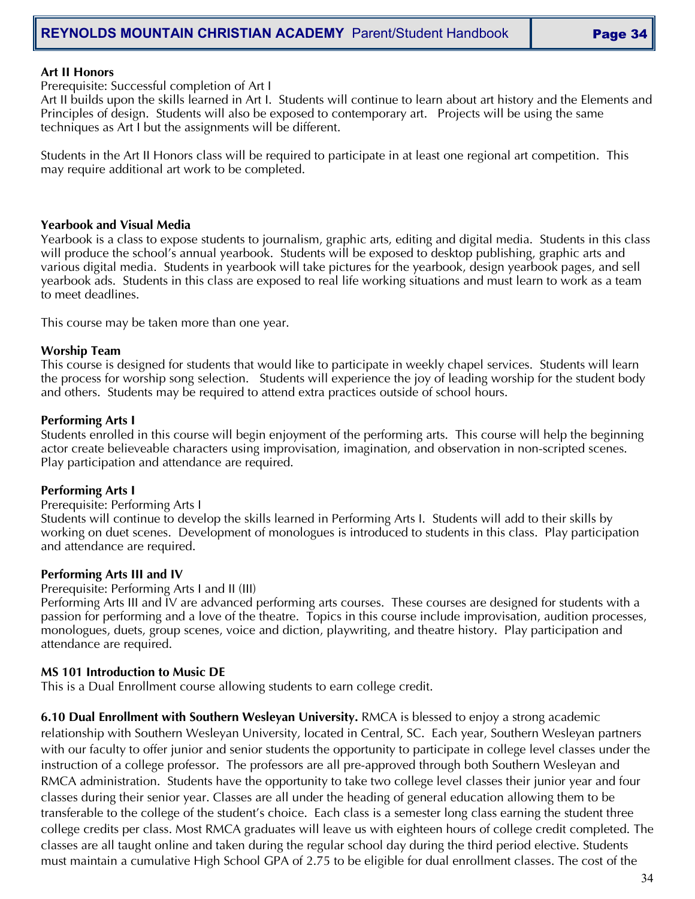**Art II Honors**
Prerequisite: Successful completion of Art I
Art II builds upon the skills learned in Art I. Students will continue to learn about art history and the Elements and Principles of design. Students will also be exposed to contemporary art. Projects will be using the same techniques as Art I but the assignments will be different.

Students in the Art II Honors class will be required to participate in at least one regional art competition. This may require additional art work to be completed.

**Yearbook and Visual Media**
Yearbook is a class to expose students to journalism, graphic arts, editing and digital media. Students in this class will produce the school's annual yearbook. Students will be exposed to desktop publishing, graphic arts and various digital media. Students in yearbook will take pictures for the yearbook, design yearbook pages, and sell yearbook ads. Students in this class are exposed to real life working situations and must learn to work as a team to meet deadlines.

This course may be taken more than one year.

**Worship Team**
This course is designed for students that would like to participate in weekly chapel services. Students will learn the process for worship song selection. Students will experience the joy of leading worship for the student body and others. Students may be required to attend extra practices outside of school hours.

**Performing Arts I**
Students enrolled in this course will begin enjoyment of the performing arts. This course will help the beginning actor create believeable characters using improvisation, imagination, and observation in non-scripted scenes. Play participation and attendance are required.

**Performing Arts I**
Prerequisite: Performing Arts I
Students will continue to develop the skills learned in Performing Arts I. Students will add to their skills by working on duet scenes. Development of monologues is introduced to students in this class. Play participation and attendance are required.

**Performing Arts III and IV**
Prerequisite: Performing Arts I and II (III)
Performing Arts III and IV are advanced performing arts courses. These courses are designed for students with a passion for performing and a love of the theatre. Topics in this course include improvisation, audition processes, monologues, duets, group scenes, voice and diction, playwriting, and theatre history. Play participation and attendance are required.

**MS 101 Introduction to Music DE**
This is a Dual Enrollment course allowing students to earn college credit.

**6.10 Dual Enrollment with Southern Wesleyan University.** RMCA is blessed to enjoy a strong academic relationship with Southern Wesleyan University, located in Central, SC. Each year, Southern Wesleyan partners with our faculty to offer junior and senior students the opportunity to participate in college level classes under the instruction of a college professor. The professors are all pre-approved through both Southern Wesleyan and RMCA administration. Students have the opportunity to take two college level classes their junior year and four classes during their senior year. Classes are all under the heading of general education allowing them to be transferable to the college of the student's choice. Each class is a semester long class earning the student three college credits per class. Most RMCA graduates will leave us with eighteen hours of college credit completed. The classes are all taught online and taken during the regular school day during the third period elective. Students must maintain a cumulative High School GPA of 2.75 to be eligible for dual enrollment classes. The cost of the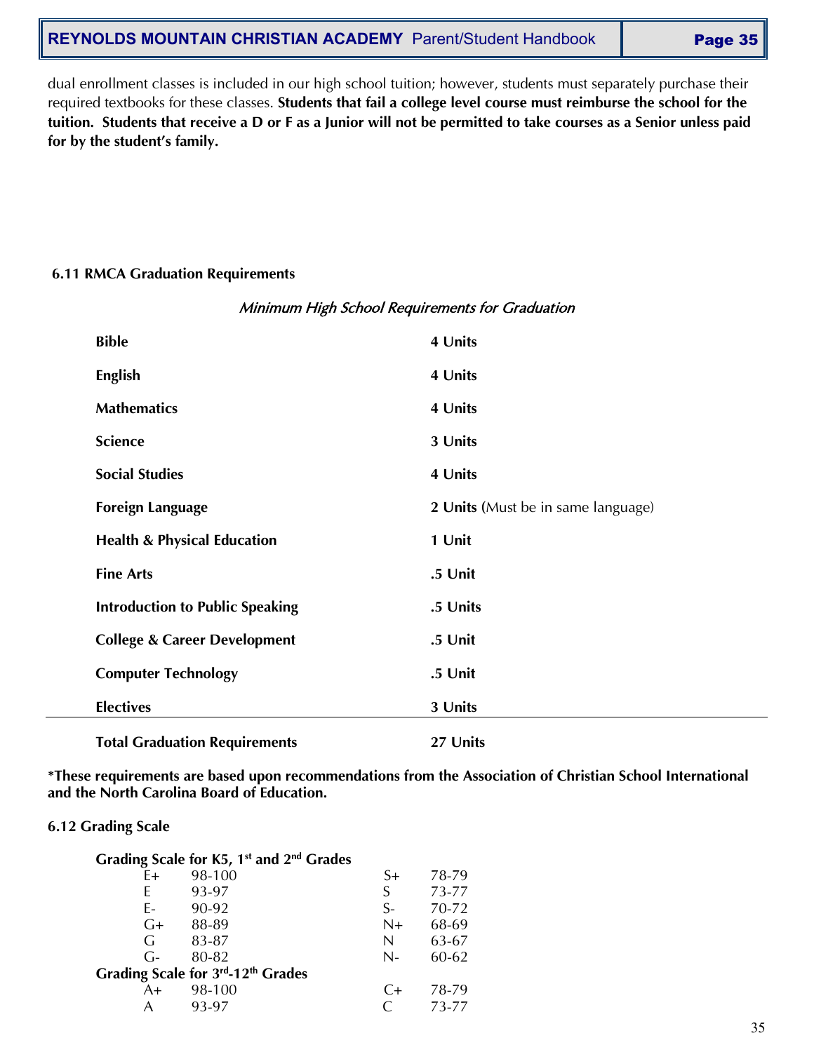dual enrollment classes is included in our high school tuition; however, students must separately purchase their required textbooks for these classes. **Students that fail a college level course must reimburse the school for the tuition. Students that receive a D or F as a Junior will not be permitted to take courses as a Senior unless paid for by the student's family.**

## 6.11 RMCA Graduation Requirements

*Minimum High School Requirements for Graduation*

| Subject | Units |
|---|---|
| **Bible** | **4 Units** |
| **English** | **4 Units** |
| **Mathematics** | **4 Units** |
| **Science** | **3 Units** |
| **Social Studies** | **4 Units** |
| **Foreign Language** | **2 Units** (Must be in same language) |
| **Health & Physical Education** | **1 Unit** |
| **Fine Arts** | **.5 Unit** |
| **Introduction to Public Speaking** | **.5 Units** |
| **College & Career Development** | **.5 Unit** |
| **Computer Technology** | **.5 Unit** |
| **Electives** | **3 Units** |
| **Total Graduation Requirements** | **27 Units** |

**\*These requirements are based upon recommendations from the Association of Christian School International and the North Carolina Board of Education.**

## 6.12 Grading Scale

**Grading Scale for K5, 1st and 2nd Grades**

| Grade | Range | Grade | Range |
|---|---|---|---|
| E+ | 98-100 | S+ | 78-79 |
| E | 93-97 | S | 73-77 |
| E- | 90-92 | S- | 70-72 |
| G+ | 88-89 | N+ | 68-69 |
| G | 83-87 | N | 63-67 |
| G- | 80-82 | N- | 60-62 |

**Grading Scale for 3rd-12th Grades**

| Grade | Range | Grade | Range |
|---|---|---|---|
| A+ | 98-100 | C+ | 78-79 |
| A | 93-97 | C | 73-77 |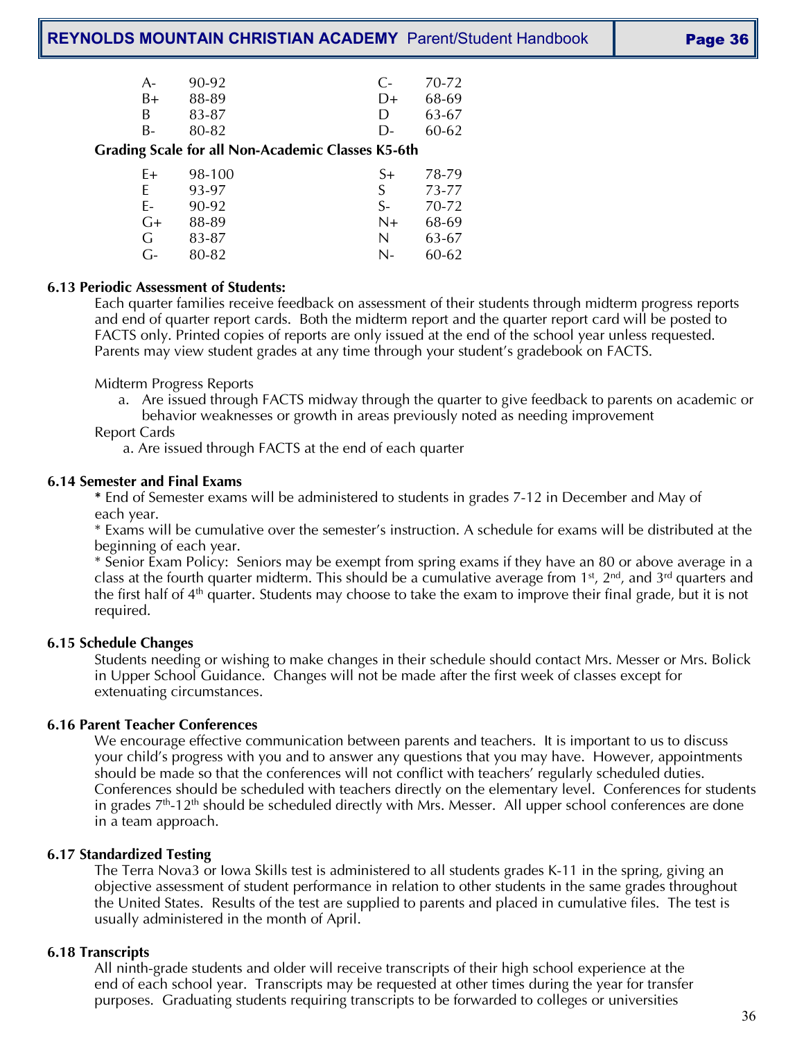| | | | |
|---|---|---|---|
| A- | 90-92 | C- | 70-72 |
| B+ | 88-89 | D+ | 68-69 |
| B | 83-87 | D | 63-67 |
| B- | 80-82 | D- | 60-62 |

**Grading Scale for all Non-Academic Classes K5-6th**

| | | | |
|---|---|---|---|
| E+ | 98-100 | S+ | 78-79 |
| E | 93-97 | S | 73-77 |
| E- | 90-92 | S- | 70-72 |
| G+ | 88-89 | N+ | 68-69 |
| G | 83-87 | N | 63-67 |
| G- | 80-82 | N- | 60-62 |

**6.13 Periodic Assessment of Students:**

Each quarter families receive feedback on assessment of their students through midterm progress reports and end of quarter report cards. Both the midterm report and the quarter report card will be posted to FACTS only. Printed copies of reports are only issued at the end of the school year unless requested. Parents may view student grades at any time through your student's gradebook on FACTS.

Midterm Progress Reports

a. Are issued through FACTS midway through the quarter to give feedback to parents on academic or behavior weaknesses or growth in areas previously noted as needing improvement

Report Cards

a. Are issued through FACTS at the end of each quarter

**6.14 Semester and Final Exams**

* End of Semester exams will be administered to students in grades 7-12 in December and May of each year.
* Exams will be cumulative over the semester's instruction. A schedule for exams will be distributed at the beginning of each year.
* Senior Exam Policy: Seniors may be exempt from spring exams if they have an 80 or above average in a class at the fourth quarter midterm. This should be a cumulative average from 1st, 2nd, and 3rd quarters and the first half of 4th quarter. Students may choose to take the exam to improve their final grade, but it is not required.

**6.15 Schedule Changes**

Students needing or wishing to make changes in their schedule should contact Mrs. Messer or Mrs. Bolick in Upper School Guidance. Changes will not be made after the first week of classes except for extenuating circumstances.

**6.16 Parent Teacher Conferences**

We encourage effective communication between parents and teachers. It is important to us to discuss your child's progress with you and to answer any questions that you may have. However, appointments should be made so that the conferences will not conflict with teachers' regularly scheduled duties. Conferences should be scheduled with teachers directly on the elementary level. Conferences for students in grades 7th-12th should be scheduled directly with Mrs. Messer. All upper school conferences are done in a team approach.

**6.17 Standardized Testing**

The Terra Nova3 or Iowa Skills test is administered to all students grades K-11 in the spring, giving an objective assessment of student performance in relation to other students in the same grades throughout the United States. Results of the test are supplied to parents and placed in cumulative files. The test is usually administered in the month of April.

**6.18 Transcripts**

All ninth-grade students and older will receive transcripts of their high school experience at the end of each school year. Transcripts may be requested at other times during the year for transfer purposes. Graduating students requiring transcripts to be forwarded to colleges or universities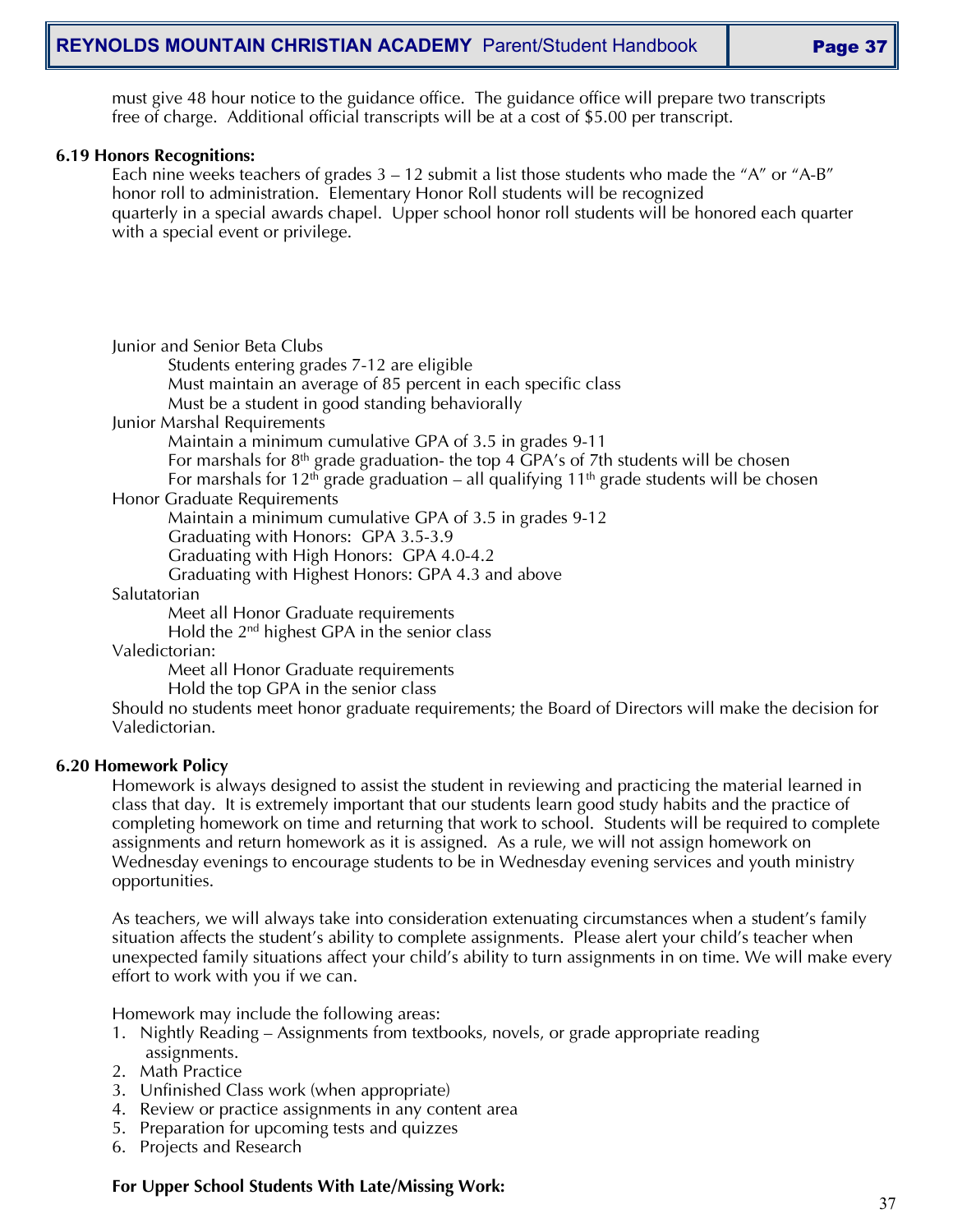must give 48 hour notice to the guidance office. The guidance office will prepare two transcripts free of charge. Additional official transcripts will be at a cost of $5.00 per transcript.

### 6.19 Honors Recognitions:

Each nine weeks teachers of grades 3 – 12 submit a list those students who made the "A" or "A-B" honor roll to administration. Elementary Honor Roll students will be recognized quarterly in a special awards chapel. Upper school honor roll students will be honored each quarter with a special event or privilege.

Junior and Senior Beta Clubs
- Students entering grades 7-12 are eligible
- Must maintain an average of 85 percent in each specific class
- Must be a student in good standing behaviorally

Junior Marshal Requirements
- Maintain a minimum cumulative GPA of 3.5 in grades 9-11
- For marshals for 8th grade graduation- the top 4 GPA's of 7th students will be chosen
- For marshals for 12th grade graduation – all qualifying 11th grade students will be chosen

Honor Graduate Requirements
- Maintain a minimum cumulative GPA of 3.5 in grades 9-12
- Graduating with Honors: GPA 3.5-3.9
- Graduating with High Honors: GPA 4.0-4.2
- Graduating with Highest Honors: GPA 4.3 and above

Salutatorian
- Meet all Honor Graduate requirements
- Hold the 2nd highest GPA in the senior class

Valedictorian:
- Meet all Honor Graduate requirements
- Hold the top GPA in the senior class

Should no students meet honor graduate requirements; the Board of Directors will make the decision for Valedictorian.

### 6.20 Homework Policy

Homework is always designed to assist the student in reviewing and practicing the material learned in class that day. It is extremely important that our students learn good study habits and the practice of completing homework on time and returning that work to school. Students will be required to complete assignments and return homework as it is assigned. As a rule, we will not assign homework on Wednesday evenings to encourage students to be in Wednesday evening services and youth ministry opportunities.

As teachers, we will always take into consideration extenuating circumstances when a student's family situation affects the student's ability to complete assignments. Please alert your child's teacher when unexpected family situations affect your child's ability to turn assignments in on time. We will make every effort to work with you if we can.

Homework may include the following areas:

1. Nightly Reading – Assignments from textbooks, novels, or grade appropriate reading assignments.
2. Math Practice
3. Unfinished Class work (when appropriate)
4. Review or practice assignments in any content area
5. Preparation for upcoming tests and quizzes
6. Projects and Research

**For Upper School Students With Late/Missing Work:**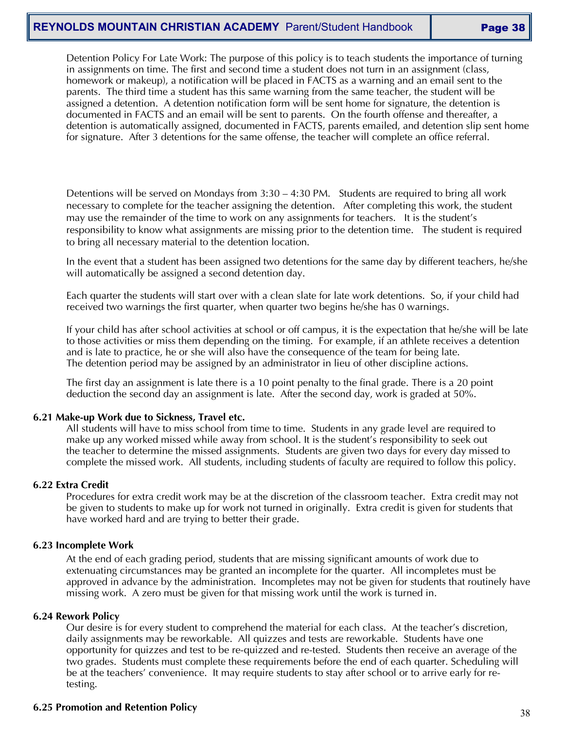Detention Policy For Late Work: The purpose of this policy is to teach students the importance of turning in assignments on time. The first and second time a student does not turn in an assignment (class, homework or makeup), a notification will be placed in FACTS as a warning and an email sent to the parents. The third time a student has this same warning from the same teacher, the student will be assigned a detention. A detention notification form will be sent home for signature, the detention is documented in FACTS and an email will be sent to parents. On the fourth offense and thereafter, a detention is automatically assigned, documented in FACTS, parents emailed, and detention slip sent home for signature. After 3 detentions for the same offense, the teacher will complete an office referral.

Detentions will be served on Mondays from 3:30 – 4:30 PM. Students are required to bring all work necessary to complete for the teacher assigning the detention. After completing this work, the student may use the remainder of the time to work on any assignments for teachers. It is the student's responsibility to know what assignments are missing prior to the detention time. The student is required to bring all necessary material to the detention location.

In the event that a student has been assigned two detentions for the same day by different teachers, he/she will automatically be assigned a second detention day.

Each quarter the students will start over with a clean slate for late work detentions. So, if your child had received two warnings the first quarter, when quarter two begins he/she has 0 warnings.

If your child has after school activities at school or off campus, it is the expectation that he/she will be late to those activities or miss them depending on the timing. For example, if an athlete receives a detention and is late to practice, he or she will also have the consequence of the team for being late.
The detention period may be assigned by an administrator in lieu of other discipline actions.

The first day an assignment is late there is a 10 point penalty to the final grade. There is a 20 point deduction the second day an assignment is late. After the second day, work is graded at 50%.

### 6.21 Make-up Work due to Sickness, Travel etc.

All students will have to miss school from time to time. Students in any grade level are required to make up any worked missed while away from school. It is the student's responsibility to seek out the teacher to determine the missed assignments. Students are given two days for every day missed to complete the missed work. All students, including students of faculty are required to follow this policy.

### 6.22 Extra Credit

Procedures for extra credit work may be at the discretion of the classroom teacher. Extra credit may not be given to students to make up for work not turned in originally. Extra credit is given for students that have worked hard and are trying to better their grade.

### 6.23 Incomplete Work

At the end of each grading period, students that are missing significant amounts of work due to extenuating circumstances may be granted an incomplete for the quarter. All incompletes must be approved in advance by the administration. Incompletes may not be given for students that routinely have missing work. A zero must be given for that missing work until the work is turned in.

### 6.24 Rework Policy

Our desire is for every student to comprehend the material for each class. At the teacher's discretion, daily assignments may be reworkable. All quizzes and tests are reworkable. Students have one opportunity for quizzes and test to be re-quizzed and re-tested. Students then receive an average of the two grades. Students must complete these requirements before the end of each quarter. Scheduling will be at the teachers' convenience. It may require students to stay after school or to arrive early for re-testing.

### 6.25 Promotion and Retention Policy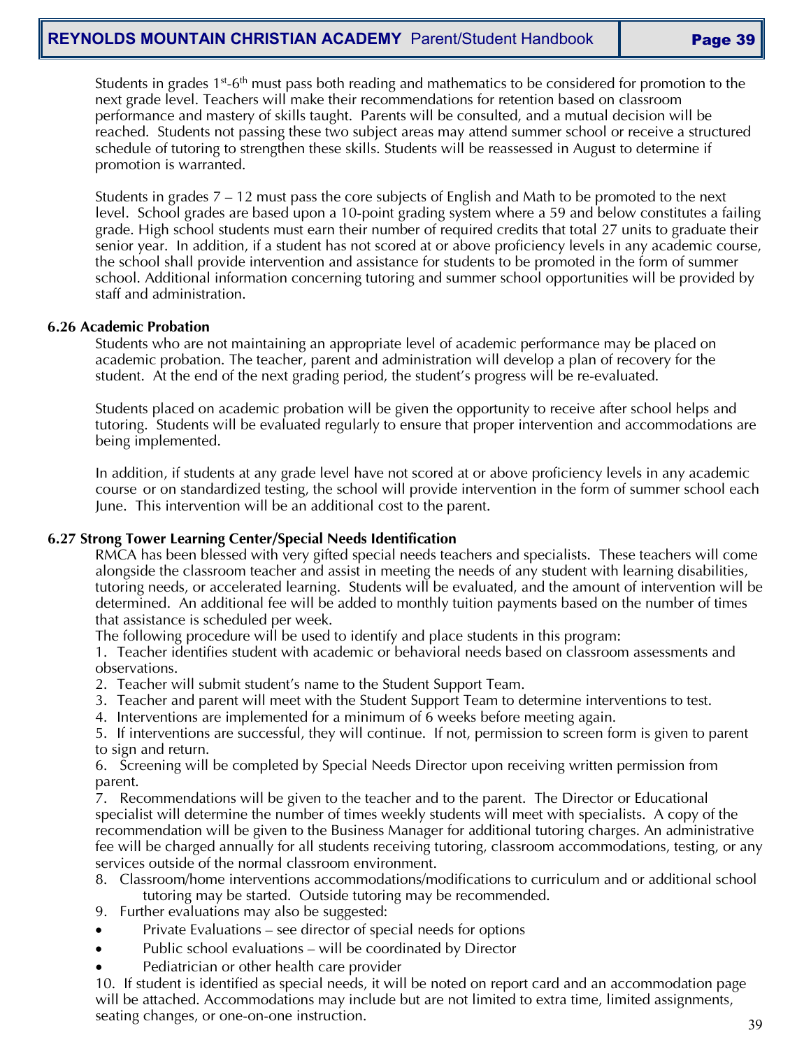Students in grades 1st-6th must pass both reading and mathematics to be considered for promotion to the next grade level. Teachers will make their recommendations for retention based on classroom performance and mastery of skills taught. Parents will be consulted, and a mutual decision will be reached. Students not passing these two subject areas may attend summer school or receive a structured schedule of tutoring to strengthen these skills. Students will be reassessed in August to determine if promotion is warranted.

Students in grades 7 – 12 must pass the core subjects of English and Math to be promoted to the next level. School grades are based upon a 10-point grading system where a 59 and below constitutes a failing grade. High school students must earn their number of required credits that total 27 units to graduate their senior year. In addition, if a student has not scored at or above proficiency levels in any academic course, the school shall provide intervention and assistance for students to be promoted in the form of summer school. Additional information concerning tutoring and summer school opportunities will be provided by staff and administration.

### 6.26 Academic Probation

Students who are not maintaining an appropriate level of academic performance may be placed on academic probation. The teacher, parent and administration will develop a plan of recovery for the student. At the end of the next grading period, the student's progress will be re-evaluated.

Students placed on academic probation will be given the opportunity to receive after school helps and tutoring. Students will be evaluated regularly to ensure that proper intervention and accommodations are being implemented.

In addition, if students at any grade level have not scored at or above proficiency levels in any academic course or on standardized testing, the school will provide intervention in the form of summer school each June. This intervention will be an additional cost to the parent.

### 6.27 Strong Tower Learning Center/Special Needs Identification

RMCA has been blessed with very gifted special needs teachers and specialists. These teachers will come alongside the classroom teacher and assist in meeting the needs of any student with learning disabilities, tutoring needs, or accelerated learning. Students will be evaluated, and the amount of intervention will be determined. An additional fee will be added to monthly tuition payments based on the number of times that assistance is scheduled per week.

The following procedure will be used to identify and place students in this program:

1. Teacher identifies student with academic or behavioral needs based on classroom assessments and observations.
2. Teacher will submit student's name to the Student Support Team.
3. Teacher and parent will meet with the Student Support Team to determine interventions to test.
4. Interventions are implemented for a minimum of 6 weeks before meeting again.
5. If interventions are successful, they will continue. If not, permission to screen form is given to parent to sign and return.
6. Screening will be completed by Special Needs Director upon receiving written permission from parent.
7. Recommendations will be given to the teacher and to the parent. The Director or Educational specialist will determine the number of times weekly students will meet with specialists. A copy of the recommendation will be given to the Business Manager for additional tutoring charges. An administrative fee will be charged annually for all students receiving tutoring, classroom accommodations, testing, or any services outside of the normal classroom environment.
8. Classroom/home interventions accommodations/modifications to curriculum and or additional school tutoring may be started. Outside tutoring may be recommended.
9. Further evaluations may also be suggested:
   - Private Evaluations – see director of special needs for options
   - Public school evaluations – will be coordinated by Director
   - Pediatrician or other health care provider
10. If student is identified as special needs, it will be noted on report card and an accommodation page will be attached. Accommodations may include but are not limited to extra time, limited assignments, seating changes, or one-on-one instruction.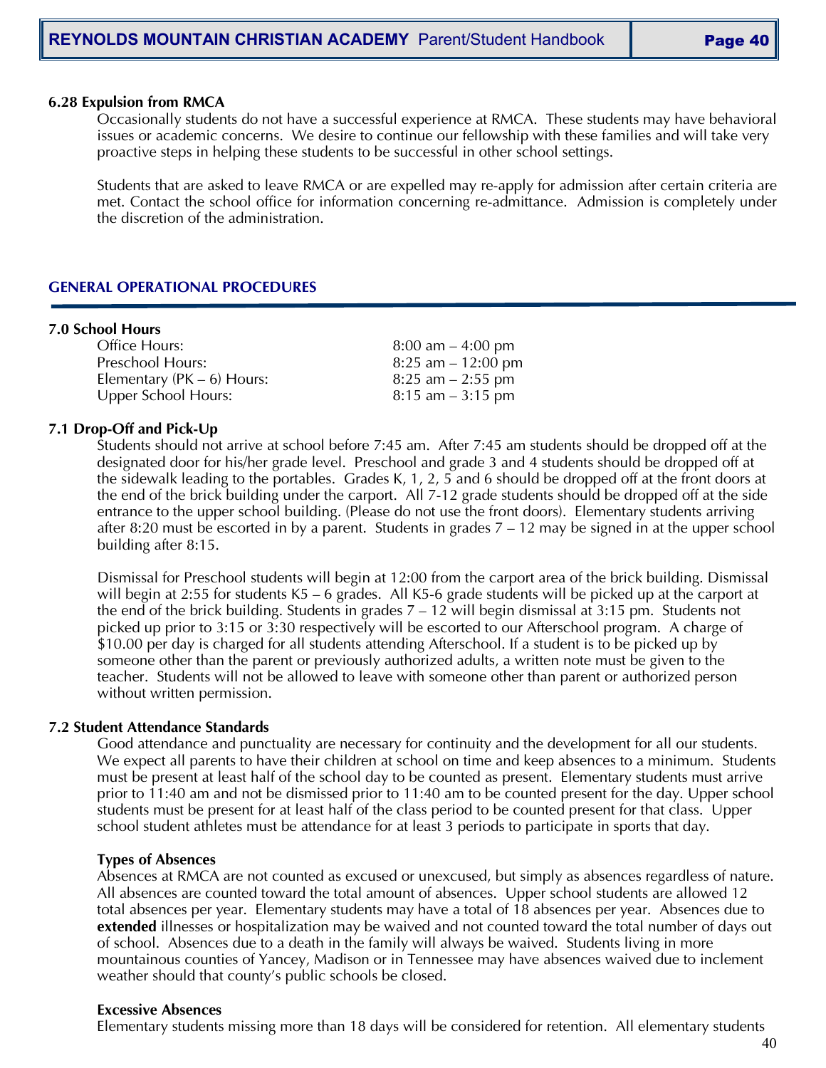### 6.28 Expulsion from RMCA

Occasionally students do not have a successful experience at RMCA. These students may have behavioral issues or academic concerns. We desire to continue our fellowship with these families and will take very proactive steps in helping these students to be successful in other school settings.

Students that are asked to leave RMCA or are expelled may re-apply for admission after certain criteria are met. Contact the school office for information concerning re-admittance. Admission is completely under the discretion of the administration.

## GENERAL OPERATIONAL PROCEDURES

### 7.0 School Hours

| | |
|---|---|
| Office Hours: | 8:00 am – 4:00 pm |
| Preschool Hours: | 8:25 am – 12:00 pm |
| Elementary (PK – 6) Hours: | 8:25 am – 2:55 pm |
| Upper School Hours: | 8:15 am – 3:15 pm |

### 7.1 Drop-Off and Pick-Up

Students should not arrive at school before 7:45 am. After 7:45 am students should be dropped off at the designated door for his/her grade level. Preschool and grade 3 and 4 students should be dropped off at the sidewalk leading to the portables. Grades K, 1, 2, 5 and 6 should be dropped off at the front doors at the end of the brick building under the carport. All 7-12 grade students should be dropped off at the side entrance to the upper school building. (Please do not use the front doors). Elementary students arriving after 8:20 must be escorted in by a parent. Students in grades 7 – 12 may be signed in at the upper school building after 8:15.

Dismissal for Preschool students will begin at 12:00 from the carport area of the brick building. Dismissal will begin at 2:55 for students K5 – 6 grades. All K5-6 grade students will be picked up at the carport at the end of the brick building. Students in grades 7 – 12 will begin dismissal at 3:15 pm. Students not picked up prior to 3:15 or 3:30 respectively will be escorted to our Afterschool program. A charge of $10.00 per day is charged for all students attending Afterschool. If a student is to be picked up by someone other than the parent or previously authorized adults, a written note must be given to the teacher. Students will not be allowed to leave with someone other than parent or authorized person without written permission.

### 7.2 Student Attendance Standards

Good attendance and punctuality are necessary for continuity and the development for all our students. We expect all parents to have their children at school on time and keep absences to a minimum. Students must be present at least half of the school day to be counted as present. Elementary students must arrive prior to 11:40 am and not be dismissed prior to 11:40 am to be counted present for the day. Upper school students must be present for at least half of the class period to be counted present for that class. Upper school student athletes must be attendance for at least 3 periods to participate in sports that day.

**Types of Absences**

Absences at RMCA are not counted as excused or unexcused, but simply as absences regardless of nature. All absences are counted toward the total amount of absences. Upper school students are allowed 12 total absences per year. Elementary students may have a total of 18 absences per year. Absences due to **extended** illnesses or hospitalization may be waived and not counted toward the total number of days out of school. Absences due to a death in the family will always be waived. Students living in more mountainous counties of Yancey, Madison or in Tennessee may have absences waived due to inclement weather should that county's public schools be closed.

**Excessive Absences**

Elementary students missing more than 18 days will be considered for retention. All elementary students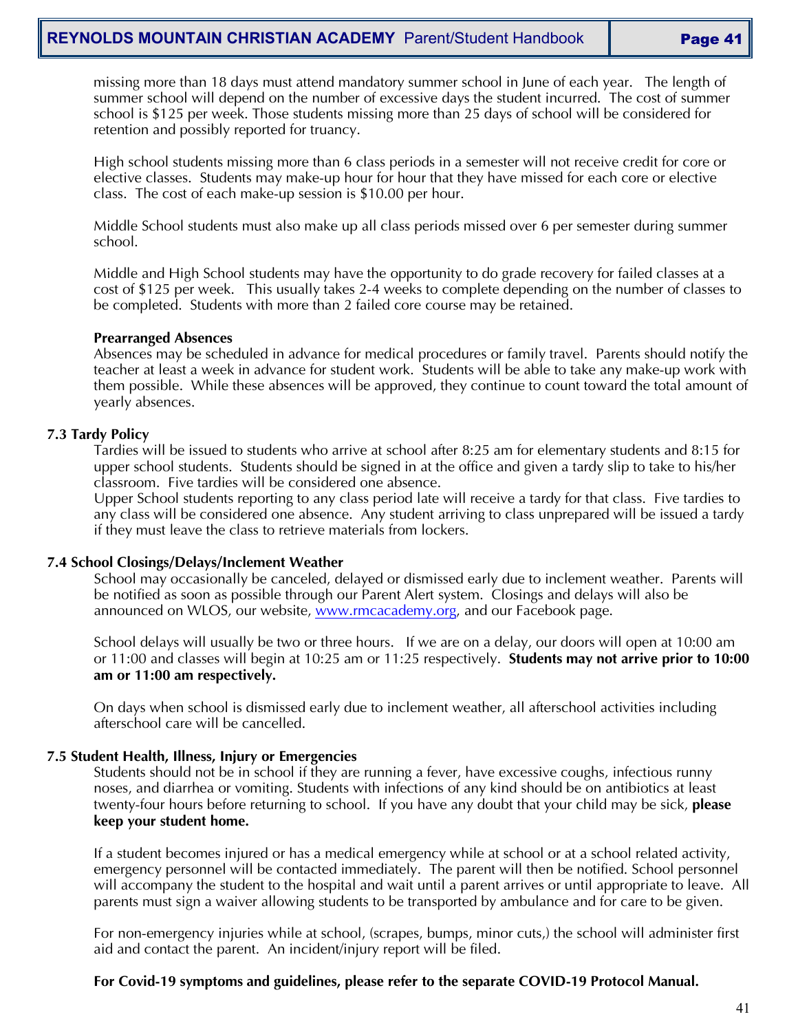missing more than 18 days must attend mandatory summer school in June of each year. The length of summer school will depend on the number of excessive days the student incurred. The cost of summer school is $125 per week. Those students missing more than 25 days of school will be considered for retention and possibly reported for truancy.

High school students missing more than 6 class periods in a semester will not receive credit for core or elective classes. Students may make-up hour for hour that they have missed for each core or elective class. The cost of each make-up session is $10.00 per hour.

Middle School students must also make up all class periods missed over 6 per semester during summer school.

Middle and High School students may have the opportunity to do grade recovery for failed classes at a cost of $125 per week. This usually takes 2-4 weeks to complete depending on the number of classes to be completed. Students with more than 2 failed core course may be retained.

**Prearranged Absences**

Absences may be scheduled in advance for medical procedures or family travel. Parents should notify the teacher at least a week in advance for student work. Students will be able to take any make-up work with them possible. While these absences will be approved, they continue to count toward the total amount of yearly absences.

### 7.3 Tardy Policy

Tardies will be issued to students who arrive at school after 8:25 am for elementary students and 8:15 for upper school students. Students should be signed in at the office and given a tardy slip to take to his/her classroom. Five tardies will be considered one absence.

Upper School students reporting to any class period late will receive a tardy for that class. Five tardies to any class will be considered one absence. Any student arriving to class unprepared will be issued a tardy if they must leave the class to retrieve materials from lockers.

### 7.4 School Closings/Delays/Inclement Weather

School may occasionally be canceled, delayed or dismissed early due to inclement weather. Parents will be notified as soon as possible through our Parent Alert system. Closings and delays will also be announced on WLOS, our website, www.rmcacademy.org, and our Facebook page.

School delays will usually be two or three hours. If we are on a delay, our doors will open at 10:00 am or 11:00 and classes will begin at 10:25 am or 11:25 respectively. **Students may not arrive prior to 10:00 am or 11:00 am respectively.**

On days when school is dismissed early due to inclement weather, all afterschool activities including afterschool care will be cancelled.

### 7.5 Student Health, Illness, Injury or Emergencies

Students should not be in school if they are running a fever, have excessive coughs, infectious runny noses, and diarrhea or vomiting. Students with infections of any kind should be on antibiotics at least twenty-four hours before returning to school. If you have any doubt that your child may be sick, **please keep your student home.**

If a student becomes injured or has a medical emergency while at school or at a school related activity, emergency personnel will be contacted immediately. The parent will then be notified. School personnel will accompany the student to the hospital and wait until a parent arrives or until appropriate to leave. All parents must sign a waiver allowing students to be transported by ambulance and for care to be given.

For non-emergency injuries while at school, (scrapes, bumps, minor cuts,) the school will administer first aid and contact the parent. An incident/injury report will be filed.

**For Covid-19 symptoms and guidelines, please refer to the separate COVID-19 Protocol Manual.**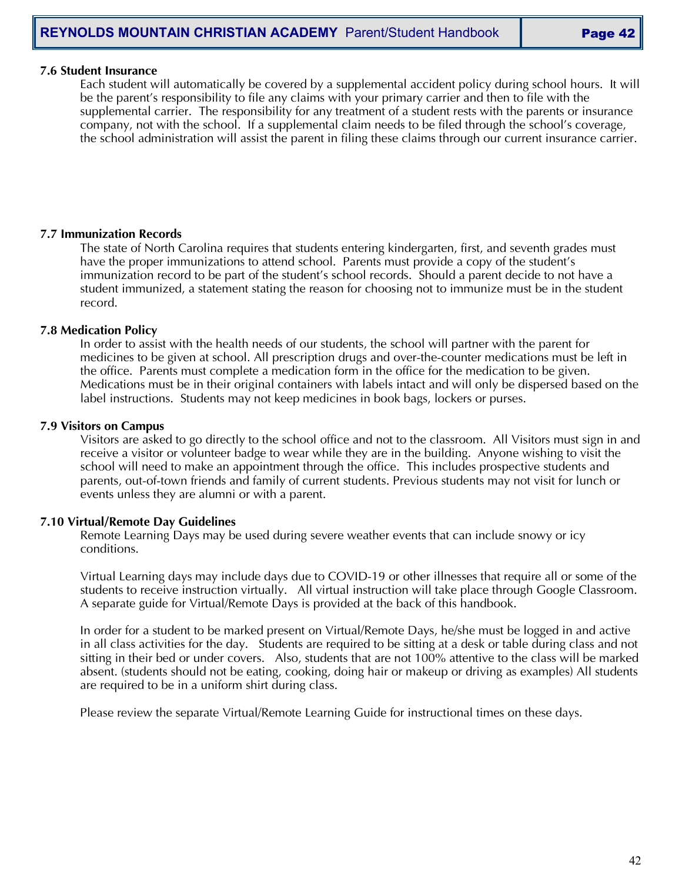### 7.6 Student Insurance

Each student will automatically be covered by a supplemental accident policy during school hours. It will be the parent's responsibility to file any claims with your primary carrier and then to file with the supplemental carrier. The responsibility for any treatment of a student rests with the parents or insurance company, not with the school. If a supplemental claim needs to be filed through the school's coverage, the school administration will assist the parent in filing these claims through our current insurance carrier.

### 7.7 Immunization Records

The state of North Carolina requires that students entering kindergarten, first, and seventh grades must have the proper immunizations to attend school. Parents must provide a copy of the student's immunization record to be part of the student's school records. Should a parent decide to not have a student immunized, a statement stating the reason for choosing not to immunize must be in the student record.

### 7.8 Medication Policy

In order to assist with the health needs of our students, the school will partner with the parent for medicines to be given at school. All prescription drugs and over-the-counter medications must be left in the office. Parents must complete a medication form in the office for the medication to be given. Medications must be in their original containers with labels intact and will only be dispersed based on the label instructions. Students may not keep medicines in book bags, lockers or purses.

### 7.9 Visitors on Campus

Visitors are asked to go directly to the school office and not to the classroom. All Visitors must sign in and receive a visitor or volunteer badge to wear while they are in the building. Anyone wishing to visit the school will need to make an appointment through the office. This includes prospective students and parents, out-of-town friends and family of current students. Previous students may not visit for lunch or events unless they are alumni or with a parent.

### 7.10 Virtual/Remote Day Guidelines

Remote Learning Days may be used during severe weather events that can include snowy or icy conditions.

Virtual Learning days may include days due to COVID-19 or other illnesses that require all or some of the students to receive instruction virtually. All virtual instruction will take place through Google Classroom. A separate guide for Virtual/Remote Days is provided at the back of this handbook.

In order for a student to be marked present on Virtual/Remote Days, he/she must be logged in and active in all class activities for the day. Students are required to be sitting at a desk or table during class and not sitting in their bed or under covers. Also, students that are not 100% attentive to the class will be marked absent. (students should not be eating, cooking, doing hair or makeup or driving as examples) All students are required to be in a uniform shirt during class.

Please review the separate Virtual/Remote Learning Guide for instructional times on these days.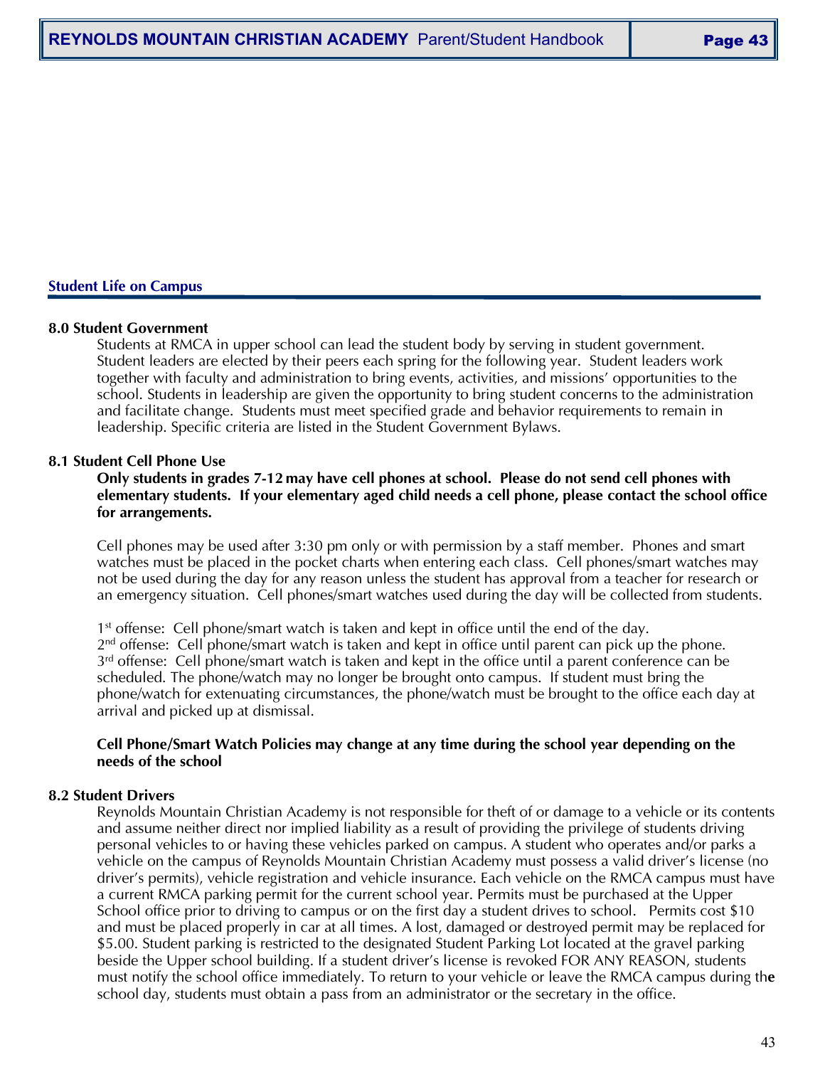## Student Life on Campus

### 8.0 Student Government

Students at RMCA in upper school can lead the student body by serving in student government. Student leaders are elected by their peers each spring for the following year. Student leaders work together with faculty and administration to bring events, activities, and missions' opportunities to the school. Students in leadership are given the opportunity to bring student concerns to the administration and facilitate change. Students must meet specified grade and behavior requirements to remain in leadership. Specific criteria are listed in the Student Government Bylaws.

### 8.1 Student Cell Phone Use

**Only students in grades 7-12 may have cell phones at school. Please do not send cell phones with elementary students. If your elementary aged child needs a cell phone, please contact the school office for arrangements.**

Cell phones may be used after 3:30 pm only or with permission by a staff member. Phones and smart watches must be placed in the pocket charts when entering each class. Cell phones/smart watches may not be used during the day for any reason unless the student has approval from a teacher for research or an emergency situation. Cell phones/smart watches used during the day will be collected from students.

1st offense: Cell phone/smart watch is taken and kept in office until the end of the day.
2nd offense: Cell phone/smart watch is taken and kept in office until parent can pick up the phone.
3rd offense: Cell phone/smart watch is taken and kept in the office until a parent conference can be scheduled. The phone/watch may no longer be brought onto campus. If student must bring the phone/watch for extenuating circumstances, the phone/watch must be brought to the office each day at arrival and picked up at dismissal.

**Cell Phone/Smart Watch Policies may change at any time during the school year depending on the needs of the school**

### 8.2 Student Drivers

Reynolds Mountain Christian Academy is not responsible for theft of or damage to a vehicle or its contents and assume neither direct nor implied liability as a result of providing the privilege of students driving personal vehicles to or having these vehicles parked on campus. A student who operates and/or parks a vehicle on the campus of Reynolds Mountain Christian Academy must possess a valid driver's license (no driver's permits), vehicle registration and vehicle insurance. Each vehicle on the RMCA campus must have a current RMCA parking permit for the current school year. Permits must be purchased at the Upper School office prior to driving to campus or on the first day a student drives to school. Permits cost $10 and must be placed properly in car at all times. A lost, damaged or destroyed permit may be replaced for $5.00. Student parking is restricted to the designated Student Parking Lot located at the gravel parking beside the Upper school building. If a student driver's license is revoked FOR ANY REASON, students must notify the school office immediately. To return to your vehicle or leave the RMCA campus during the school day, students must obtain a pass from an administrator or the secretary in the office.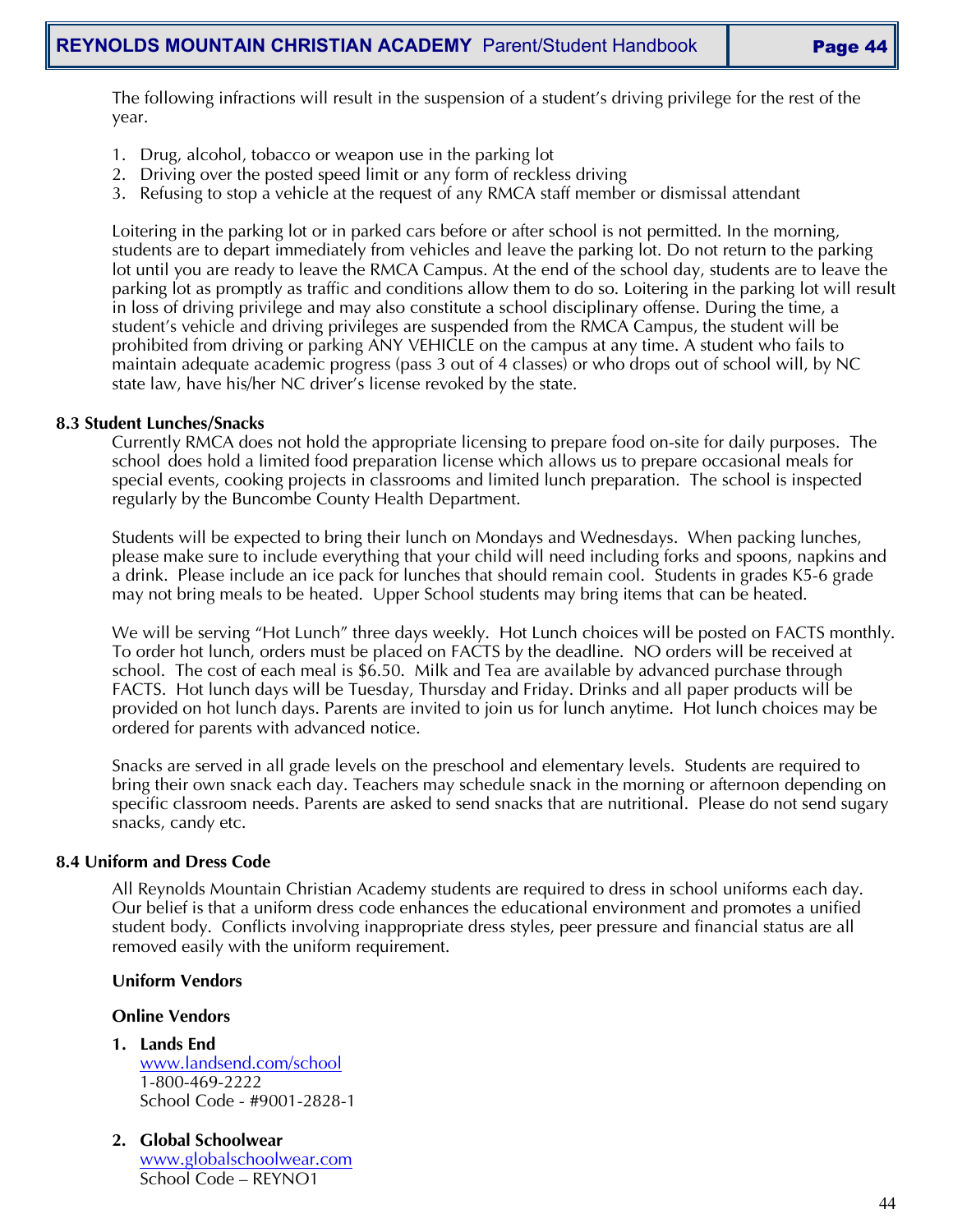The following infractions will result in the suspension of a student's driving privilege for the rest of the year.

1. Drug, alcohol, tobacco or weapon use in the parking lot
2. Driving over the posted speed limit or any form of reckless driving
3. Refusing to stop a vehicle at the request of any RMCA staff member or dismissal attendant

Loitering in the parking lot or in parked cars before or after school is not permitted. In the morning, students are to depart immediately from vehicles and leave the parking lot. Do not return to the parking lot until you are ready to leave the RMCA Campus. At the end of the school day, students are to leave the parking lot as promptly as traffic and conditions allow them to do so. Loitering in the parking lot will result in loss of driving privilege and may also constitute a school disciplinary offense. During the time, a student's vehicle and driving privileges are suspended from the RMCA Campus, the student will be prohibited from driving or parking ANY VEHICLE on the campus at any time. A student who fails to maintain adequate academic progress (pass 3 out of 4 classes) or who drops out of school will, by NC state law, have his/her NC driver's license revoked by the state.

### 8.3 Student Lunches/Snacks

Currently RMCA does not hold the appropriate licensing to prepare food on-site for daily purposes. The school does hold a limited food preparation license which allows us to prepare occasional meals for special events, cooking projects in classrooms and limited lunch preparation. The school is inspected regularly by the Buncombe County Health Department.

Students will be expected to bring their lunch on Mondays and Wednesdays. When packing lunches, please make sure to include everything that your child will need including forks and spoons, napkins and a drink. Please include an ice pack for lunches that should remain cool. Students in grades K5-6 grade may not bring meals to be heated. Upper School students may bring items that can be heated.

We will be serving "Hot Lunch" three days weekly. Hot Lunch choices will be posted on FACTS monthly. To order hot lunch, orders must be placed on FACTS by the deadline. NO orders will be received at school. The cost of each meal is $6.50. Milk and Tea are available by advanced purchase through FACTS. Hot lunch days will be Tuesday, Thursday and Friday. Drinks and all paper products will be provided on hot lunch days. Parents are invited to join us for lunch anytime. Hot lunch choices may be ordered for parents with advanced notice.

Snacks are served in all grade levels on the preschool and elementary levels. Students are required to bring their own snack each day. Teachers may schedule snack in the morning or afternoon depending on specific classroom needs. Parents are asked to send snacks that are nutritional. Please do not send sugary snacks, candy etc.

### 8.4 Uniform and Dress Code

All Reynolds Mountain Christian Academy students are required to dress in school uniforms each day. Our belief is that a uniform dress code enhances the educational environment and promotes a unified student body. Conflicts involving inappropriate dress styles, peer pressure and financial status are all removed easily with the uniform requirement.

**Uniform Vendors**

**Online Vendors**

1. **Lands End**
   www.landsend.com/school
   1-800-469-2222
   School Code - #9001-2828-1

2. **Global Schoolwear**
   www.globalschoolwear.com
   School Code – REYNO1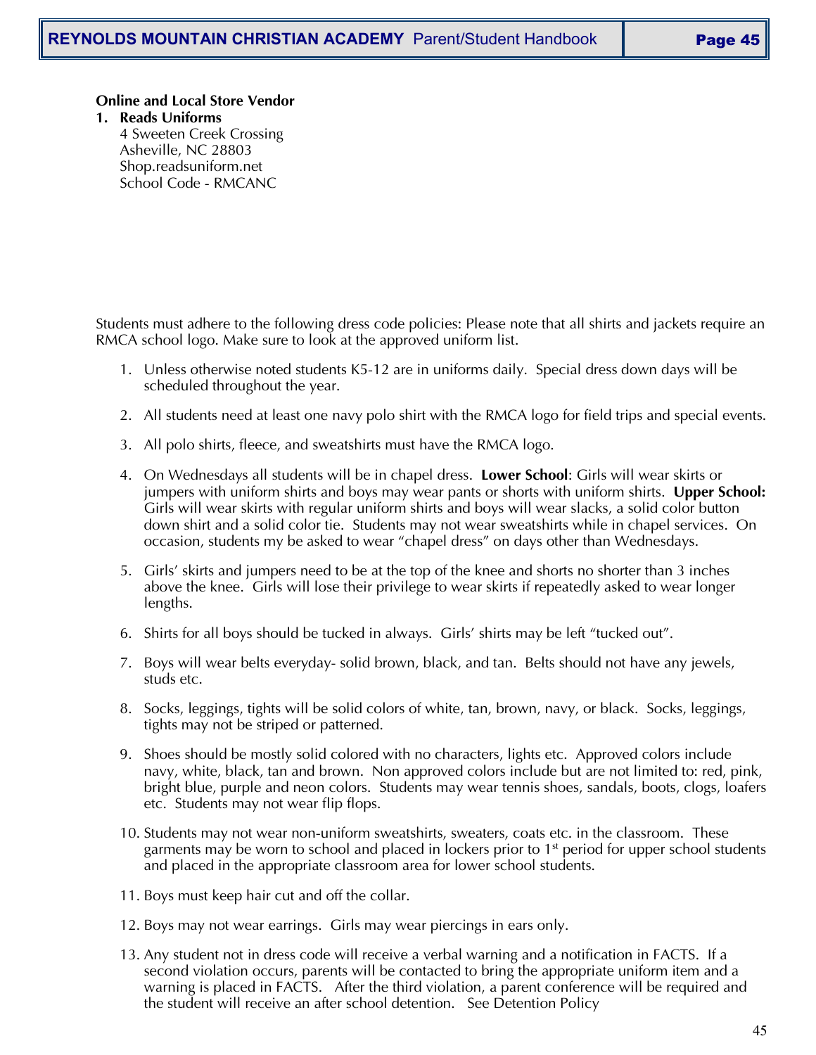**Online and Local Store Vendor**

1. **Reads Uniforms**
   4 Sweeten Creek Crossing
   Asheville, NC 28803
   Shop.readsuniform.net
   School Code - RMCANC

Students must adhere to the following dress code policies: Please note that all shirts and jackets require an RMCA school logo. Make sure to look at the approved uniform list.

1. Unless otherwise noted students K5-12 are in uniforms daily. Special dress down days will be scheduled throughout the year.

2. All students need at least one navy polo shirt with the RMCA logo for field trips and special events.

3. All polo shirts, fleece, and sweatshirts must have the RMCA logo.

4. On Wednesdays all students will be in chapel dress. **Lower School**: Girls will wear skirts or jumpers with uniform shirts and boys may wear pants or shorts with uniform shirts. **Upper School:** Girls will wear skirts with regular uniform shirts and boys will wear slacks, a solid color button down shirt and a solid color tie. Students may not wear sweatshirts while in chapel services. On occasion, students my be asked to wear "chapel dress" on days other than Wednesdays.

5. Girls' skirts and jumpers need to be at the top of the knee and shorts no shorter than 3 inches above the knee. Girls will lose their privilege to wear skirts if repeatedly asked to wear longer lengths.

6. Shirts for all boys should be tucked in always. Girls' shirts may be left "tucked out".

7. Boys will wear belts everyday- solid brown, black, and tan. Belts should not have any jewels, studs etc.

8. Socks, leggings, tights will be solid colors of white, tan, brown, navy, or black. Socks, leggings, tights may not be striped or patterned.

9. Shoes should be mostly solid colored with no characters, lights etc. Approved colors include navy, white, black, tan and brown. Non approved colors include but are not limited to: red, pink, bright blue, purple and neon colors. Students may wear tennis shoes, sandals, boots, clogs, loafers etc. Students may not wear flip flops.

10. Students may not wear non-uniform sweatshirts, sweaters, coats etc. in the classroom. These garments may be worn to school and placed in lockers prior to 1st period for upper school students and placed in the appropriate classroom area for lower school students.

11. Boys must keep hair cut and off the collar.

12. Boys may not wear earrings. Girls may wear piercings in ears only.

13. Any student not in dress code will receive a verbal warning and a notification in FACTS. If a second violation occurs, parents will be contacted to bring the appropriate uniform item and a warning is placed in FACTS. After the third violation, a parent conference will be required and the student will receive an after school detention. See Detention Policy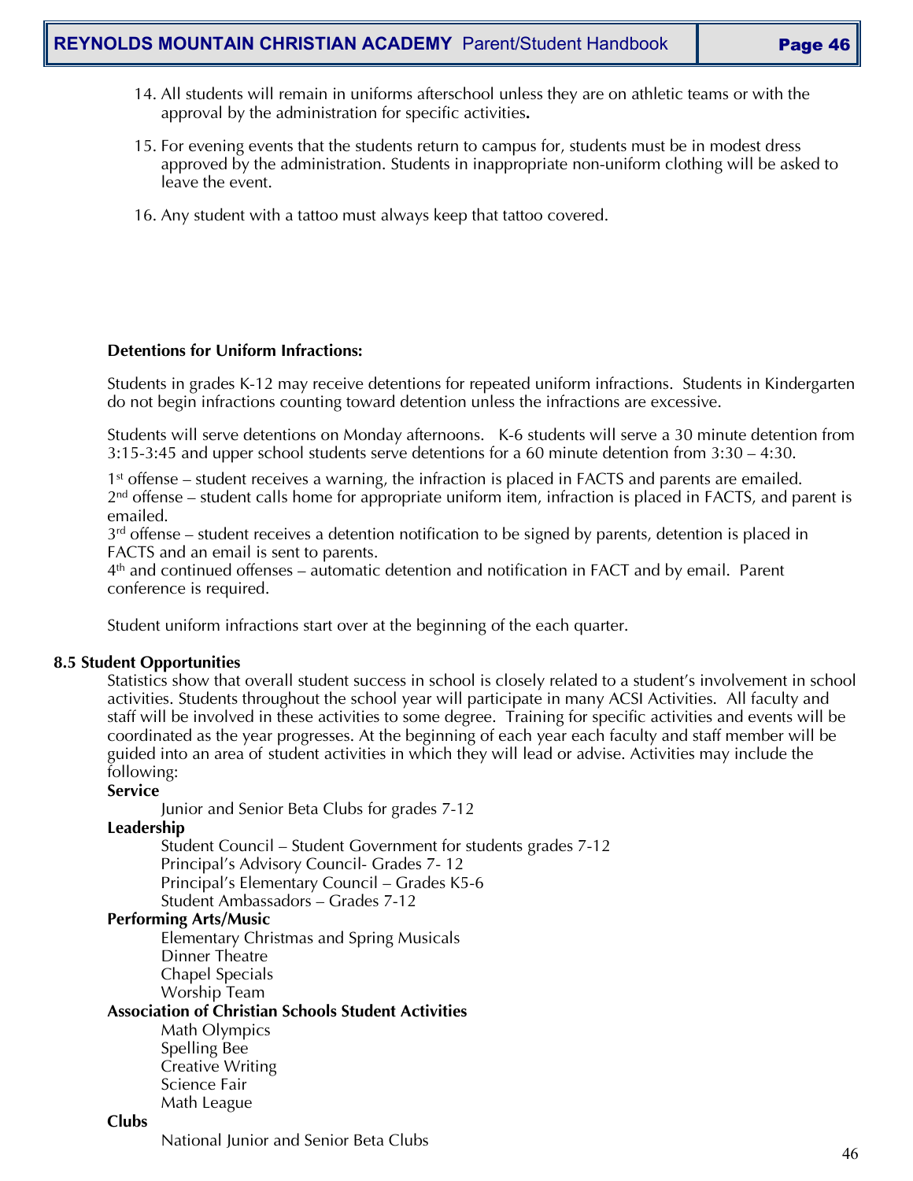14. All students will remain in uniforms afterschool unless they are on athletic teams or with the approval by the administration for specific activities**.**

15. For evening events that the students return to campus for, students must be in modest dress approved by the administration. Students in inappropriate non-uniform clothing will be asked to leave the event.

16. Any student with a tattoo must always keep that tattoo covered.

**Detentions for Uniform Infractions:**

Students in grades K-12 may receive detentions for repeated uniform infractions. Students in Kindergarten do not begin infractions counting toward detention unless the infractions are excessive.

Students will serve detentions on Monday afternoons. K-6 students will serve a 30 minute detention from 3:15-3:45 and upper school students serve detentions for a 60 minute detention from 3:30 – 4:30.

1st offense – student receives a warning, the infraction is placed in FACTS and parents are emailed.
2nd offense – student calls home for appropriate uniform item, infraction is placed in FACTS, and parent is emailed.
3rd offense – student receives a detention notification to be signed by parents, detention is placed in FACTS and an email is sent to parents.
4th and continued offenses – automatic detention and notification in FACT and by email. Parent conference is required.

Student uniform infractions start over at the beginning of the each quarter.

### 8.5 Student Opportunities

Statistics show that overall student success in school is closely related to a student's involvement in school activities. Students throughout the school year will participate in many ACSI Activities. All faculty and staff will be involved in these activities to some degree. Training for specific activities and events will be coordinated as the year progresses. At the beginning of each year each faculty and staff member will be guided into an area of student activities in which they will lead or advise. Activities may include the following:

**Service**

Junior and Senior Beta Clubs for grades 7-12

**Leadership**

Student Council – Student Government for students grades 7-12
Principal's Advisory Council- Grades 7- 12
Principal's Elementary Council – Grades K5-6
Student Ambassadors – Grades 7-12

**Performing Arts/Music**

Elementary Christmas and Spring Musicals
Dinner Theatre
Chapel Specials
Worship Team

**Association of Christian Schools Student Activities**

Math Olympics
Spelling Bee
Creative Writing
Science Fair
Math League

**Clubs**

National Junior and Senior Beta Clubs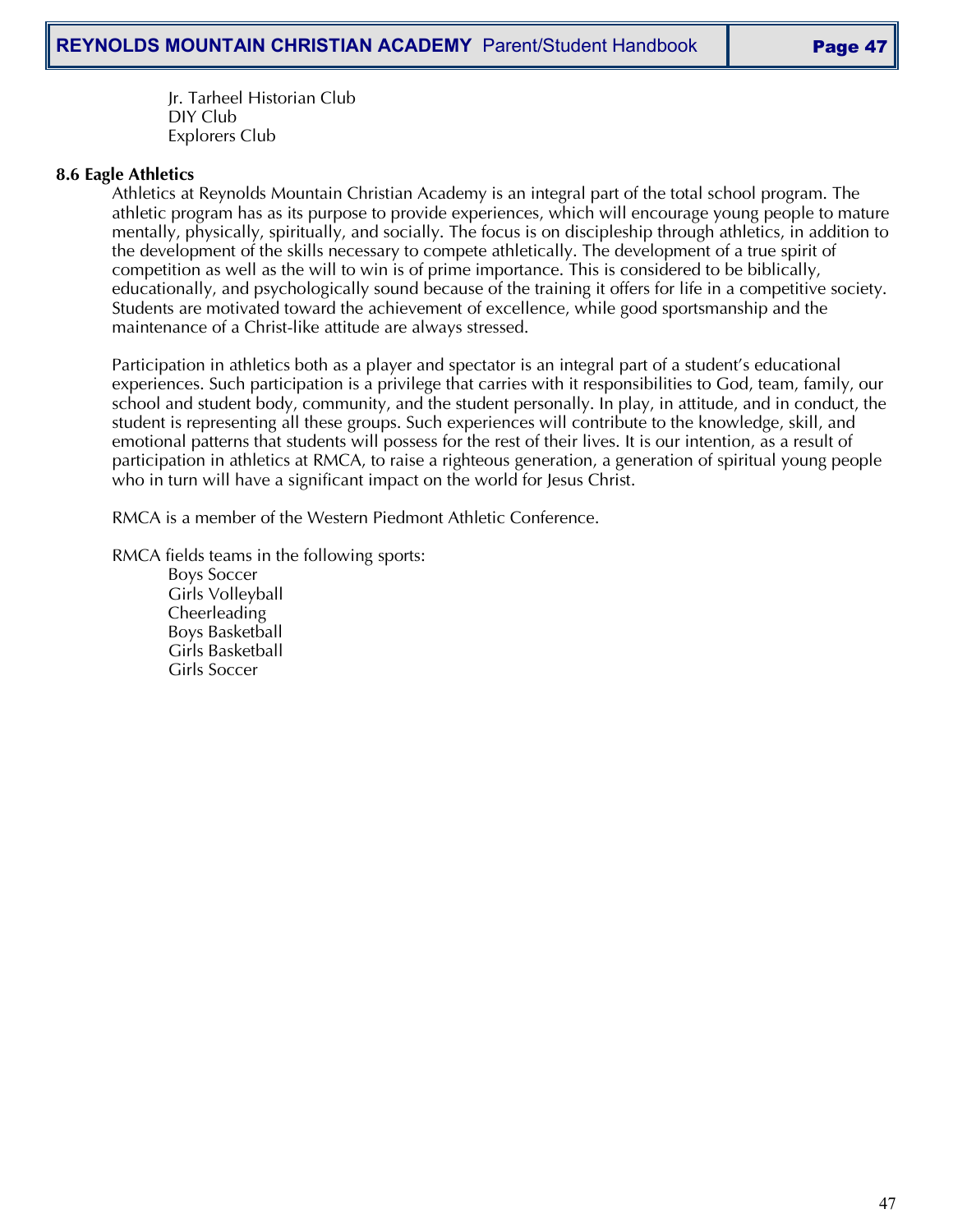- Jr. Tarheel Historian Club
- DIY Club
- Explorers Club

### 8.6 Eagle Athletics

Athletics at Reynolds Mountain Christian Academy is an integral part of the total school program. The athletic program has as its purpose to provide experiences, which will encourage young people to mature mentally, physically, spiritually, and socially. The focus is on discipleship through athletics, in addition to the development of the skills necessary to compete athletically. The development of a true spirit of competition as well as the will to win is of prime importance. This is considered to be biblically, educationally, and psychologically sound because of the training it offers for life in a competitive society. Students are motivated toward the achievement of excellence, while good sportsmanship and the maintenance of a Christ-like attitude are always stressed.

Participation in athletics both as a player and spectator is an integral part of a student's educational experiences. Such participation is a privilege that carries with it responsibilities to God, team, family, our school and student body, community, and the student personally. In play, in attitude, and in conduct, the student is representing all these groups. Such experiences will contribute to the knowledge, skill, and emotional patterns that students will possess for the rest of their lives. It is our intention, as a result of participation in athletics at RMCA, to raise a righteous generation, a generation of spiritual young people who in turn will have a significant impact on the world for Jesus Christ.

RMCA is a member of the Western Piedmont Athletic Conference.

RMCA fields teams in the following sports:

- Boys Soccer
- Girls Volleyball
- Cheerleading
- Boys Basketball
- Girls Basketball
- Girls Soccer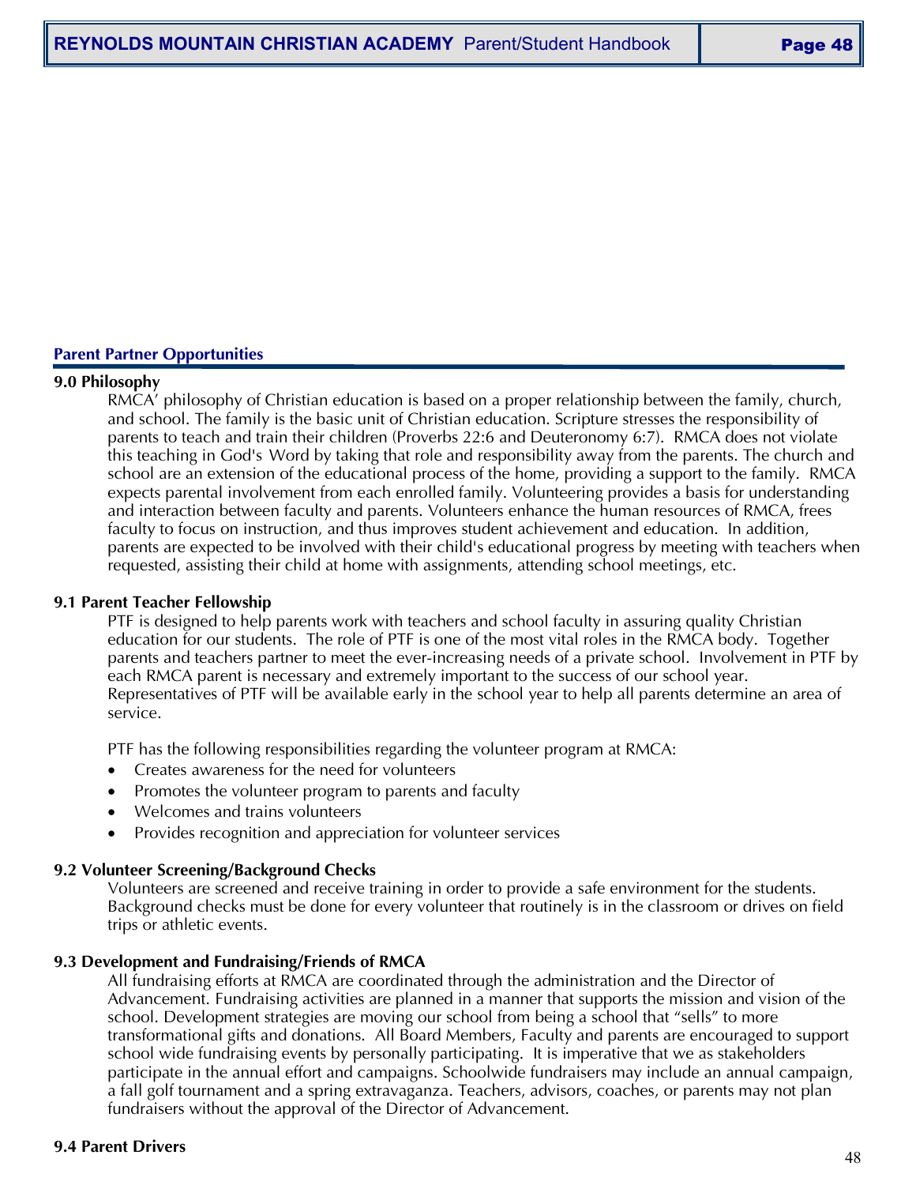## Parent Partner Opportunities

### 9.0 Philosophy

RMCA' philosophy of Christian education is based on a proper relationship between the family, church, and school. The family is the basic unit of Christian education. Scripture stresses the responsibility of parents to teach and train their children (Proverbs 22:6 and Deuteronomy 6:7). RMCA does not violate this teaching in God's Word by taking that role and responsibility away from the parents. The church and school are an extension of the educational process of the home, providing a support to the family. RMCA expects parental involvement from each enrolled family. Volunteering provides a basis for understanding and interaction between faculty and parents. Volunteers enhance the human resources of RMCA, frees faculty to focus on instruction, and thus improves student achievement and education. In addition, parents are expected to be involved with their child's educational progress by meeting with teachers when requested, assisting their child at home with assignments, attending school meetings, etc.

### 9.1 Parent Teacher Fellowship

PTF is designed to help parents work with teachers and school faculty in assuring quality Christian education for our students. The role of PTF is one of the most vital roles in the RMCA body. Together parents and teachers partner to meet the ever-increasing needs of a private school. Involvement in PTF by each RMCA parent is necessary and extremely important to the success of our school year. Representatives of PTF will be available early in the school year to help all parents determine an area of service.

PTF has the following responsibilities regarding the volunteer program at RMCA:

- Creates awareness for the need for volunteers
- Promotes the volunteer program to parents and faculty
- Welcomes and trains volunteers
- Provides recognition and appreciation for volunteer services

### 9.2 Volunteer Screening/Background Checks

Volunteers are screened and receive training in order to provide a safe environment for the students. Background checks must be done for every volunteer that routinely is in the classroom or drives on field trips or athletic events.

### 9.3 Development and Fundraising/Friends of RMCA

All fundraising efforts at RMCA are coordinated through the administration and the Director of Advancement. Fundraising activities are planned in a manner that supports the mission and vision of the school. Development strategies are moving our school from being a school that "sells" to more transformational gifts and donations. All Board Members, Faculty and parents are encouraged to support school wide fundraising events by personally participating. It is imperative that we as stakeholders participate in the annual effort and campaigns. Schoolwide fundraisers may include an annual campaign, a fall golf tournament and a spring extravaganza. Teachers, advisors, coaches, or parents may not plan fundraisers without the approval of the Director of Advancement.

### 9.4 Parent Drivers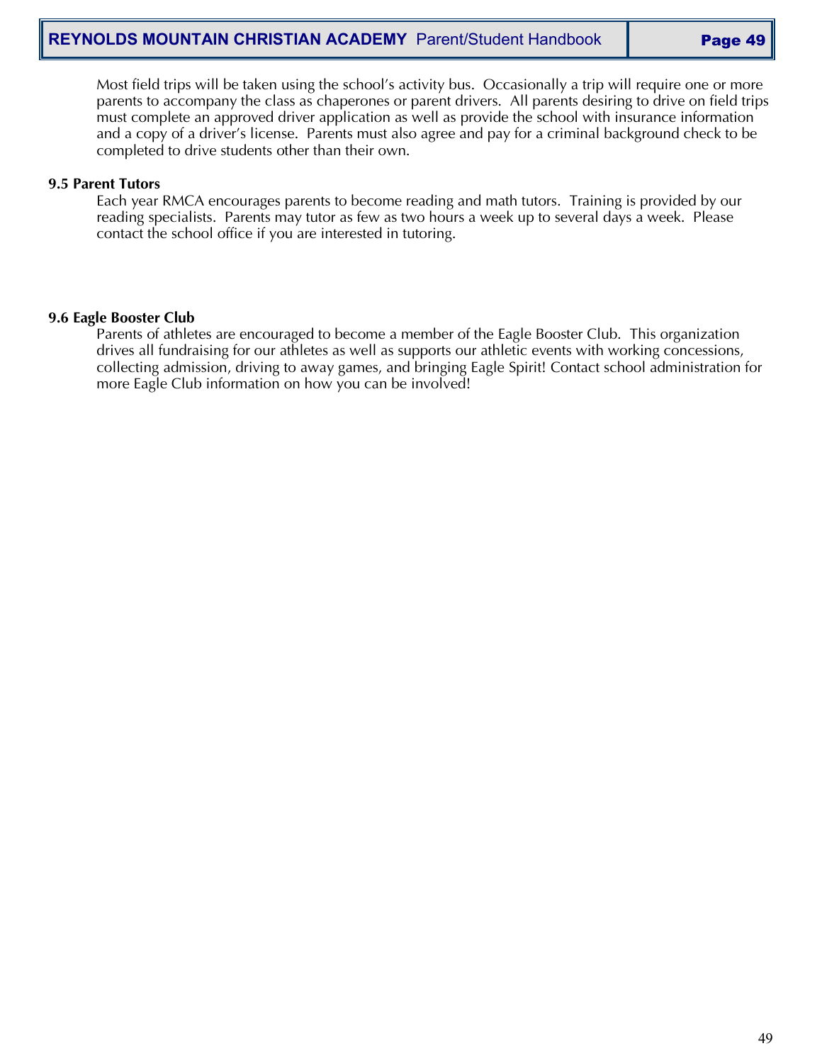Most field trips will be taken using the school's activity bus. Occasionally a trip will require one or more parents to accompany the class as chaperones or parent drivers. All parents desiring to drive on field trips must complete an approved driver application as well as provide the school with insurance information and a copy of a driver's license. Parents must also agree and pay for a criminal background check to be completed to drive students other than their own.

### 9.5 Parent Tutors

Each year RMCA encourages parents to become reading and math tutors. Training is provided by our reading specialists. Parents may tutor as few as two hours a week up to several days a week. Please contact the school office if you are interested in tutoring.

### 9.6 Eagle Booster Club

Parents of athletes are encouraged to become a member of the Eagle Booster Club. This organization drives all fundraising for our athletes as well as supports our athletic events with working concessions, collecting admission, driving to away games, and bringing Eagle Spirit! Contact school administration for more Eagle Club information on how you can be involved!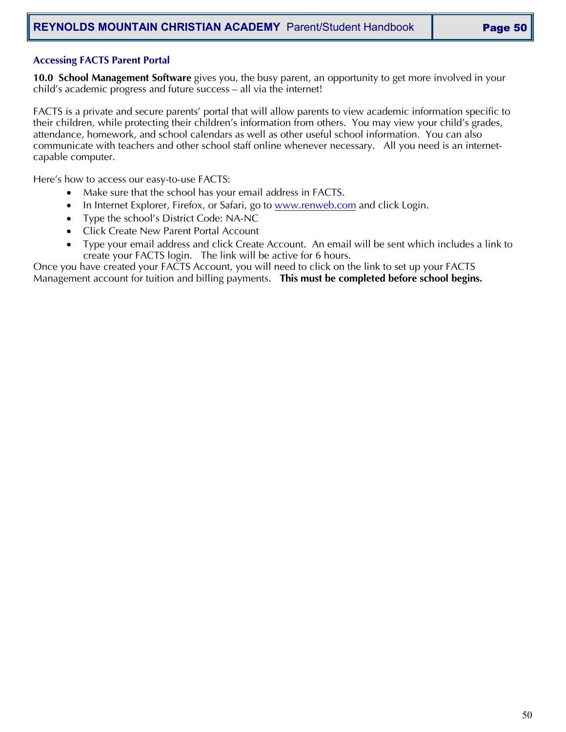### Accessing FACTS Parent Portal

**10.0 School Management Software** gives you, the busy parent, an opportunity to get more involved in your child's academic progress and future success – all via the internet!

FACTS is a private and secure parents' portal that will allow parents to view academic information specific to their children, while protecting their children's information from others. You may view your child's grades, attendance, homework, and school calendars as well as other useful school information. You can also communicate with teachers and other school staff online whenever necessary. All you need is an internet-capable computer.

Here's how to access our easy-to-use FACTS:

- Make sure that the school has your email address in FACTS.
- In Internet Explorer, Firefox, or Safari, go to www.renweb.com and click Login.
- Type the school's District Code: NA-NC
- Click Create New Parent Portal Account
- Type your email address and click Create Account. An email will be sent which includes a link to create your FACTS login. The link will be active for 6 hours.

Once you have created your FACTS Account, you will need to click on the link to set up your FACTS Management account for tuition and billing payments. **This must be completed before school begins.**